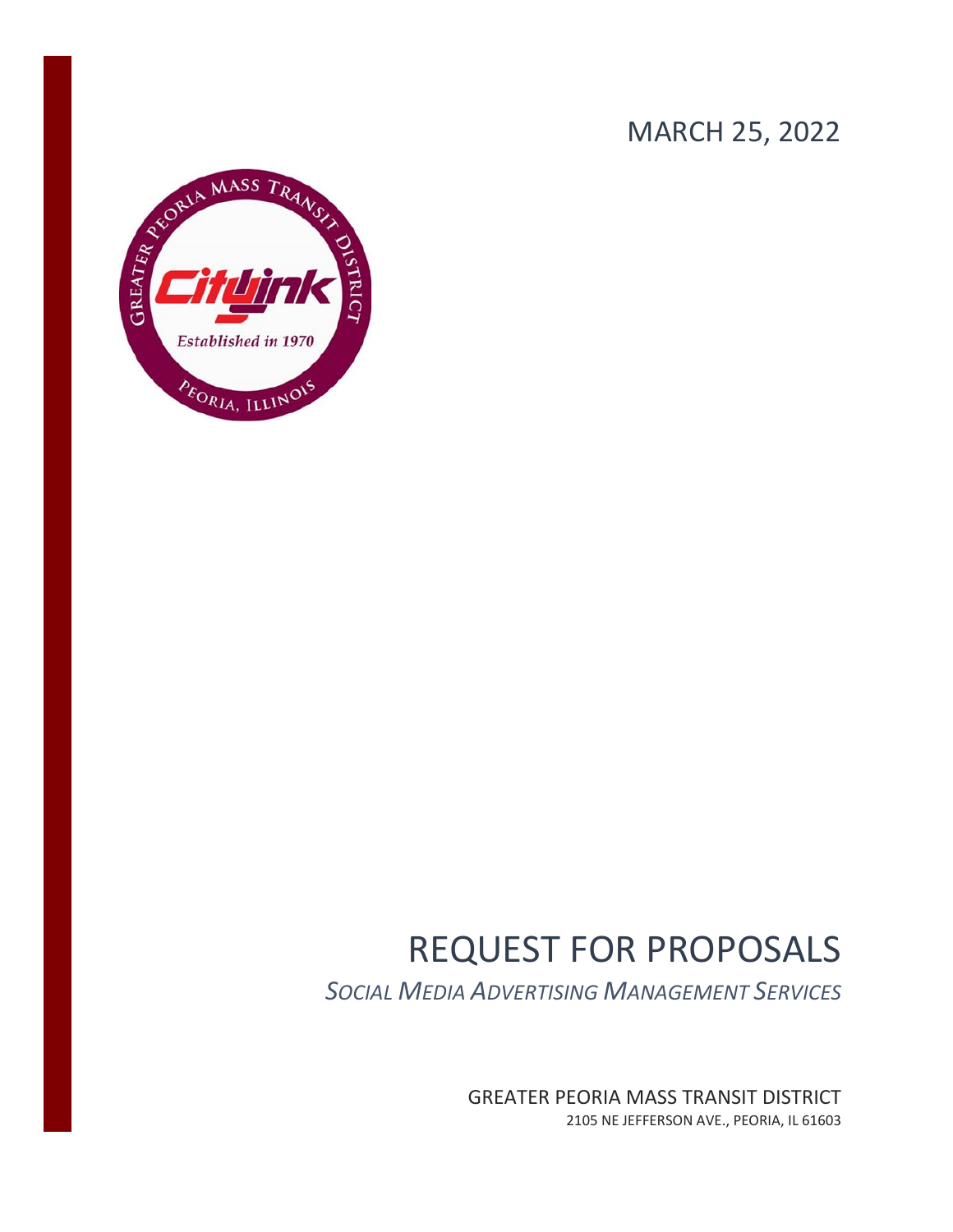MARCH 25, 2022

# REQUEST FOR PROPOSALS

*SOCIAL MEDIA ADVERTISING MANAGEMENT SERVICES*

GREATER PEORIA MASS TRANSIT DISTRICT

2105 NE JEFFERSON AVE., PEORIA, IL 61603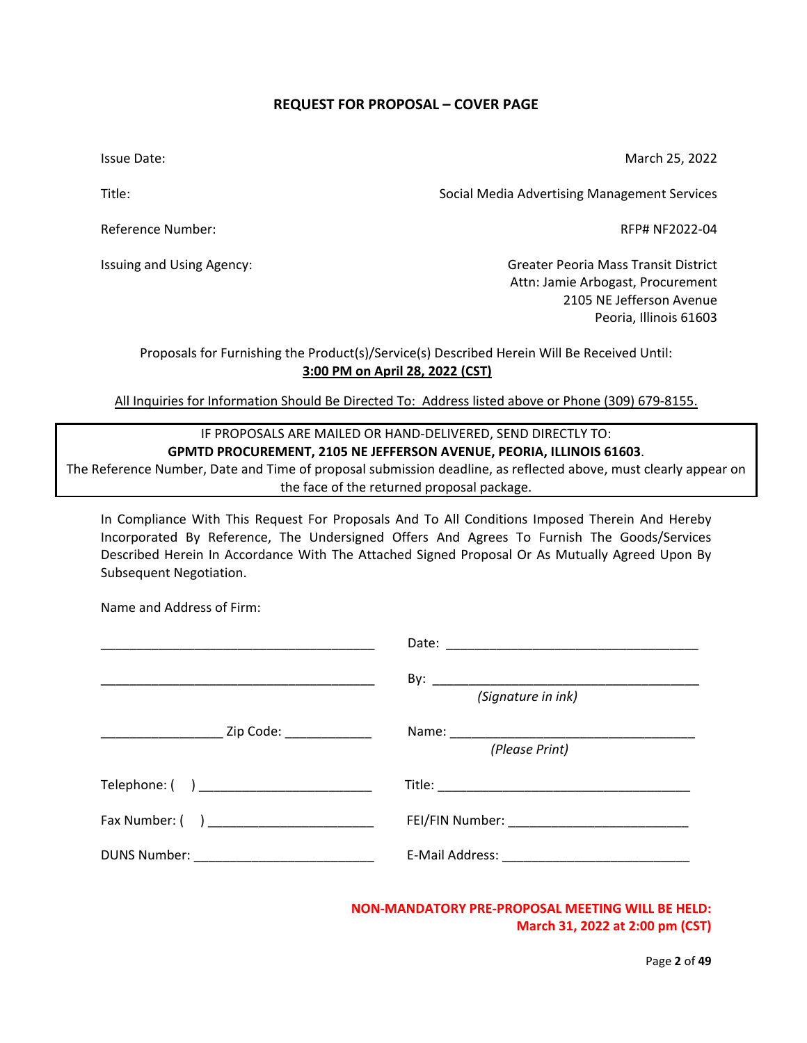## REQUEST FOR PROPOSAL – COVER PAGE

| | |
|---|---|
| Issue Date: | March 25, 2022 |
| Title: | Social Media Advertising Management Services |
| Reference Number: | RFP# NF2022-04 |
| Issuing and Using Agency: | Greater Peoria Mass Transit District<br>Attn: Jamie Arbogast, Procurement<br>2105 NE Jefferson Avenue<br>Peoria, Illinois 61603 |

Proposals for Furnishing the Product(s)/Service(s) Described Herein Will Be Received Until:
**3:00 PM on April 28, 2022 (CST)**

All Inquiries for Information Should Be Directed To: Address listed above or Phone (309) 679-8155.

> IF PROPOSALS ARE MAILED OR HAND-DELIVERED, SEND DIRECTLY TO:
> **GPMTD PROCUREMENT, 2105 NE JEFFERSON AVENUE, PEORIA, ILLINOIS 61603**.
> The Reference Number, Date and Time of proposal submission deadline, as reflected above, must clearly appear on the face of the returned proposal package.

In Compliance With This Request For Proposals And To All Conditions Imposed Therein And Hereby Incorporated By Reference, The Undersigned Offers And Agrees To Furnish The Goods/Services Described Herein In Accordance With The Attached Signed Proposal Or As Mutually Agreed Upon By Subsequent Negotiation.

Name and Address of Firm:

| | |
|---|---|
| ______________________________________ | Date: ___________________________________ |
| ______________________________________ | By: ____________________________________<br>*(Signature in ink)* |
| _________________ Zip Code: ____________ | Name: __________________________________<br>*(Please Print)* |
| Telephone: (   ) ________________________ | Title: ___________________________________ |
| Fax Number: (   ) _______________________ | FEI/FIN Number: _________________________ |
| DUNS Number: _________________________ | E-Mail Address: __________________________ |

**NON-MANDATORY PRE-PROPOSAL MEETING WILL BE HELD:**
**March 31, 2022 at 2:00 pm (CST)**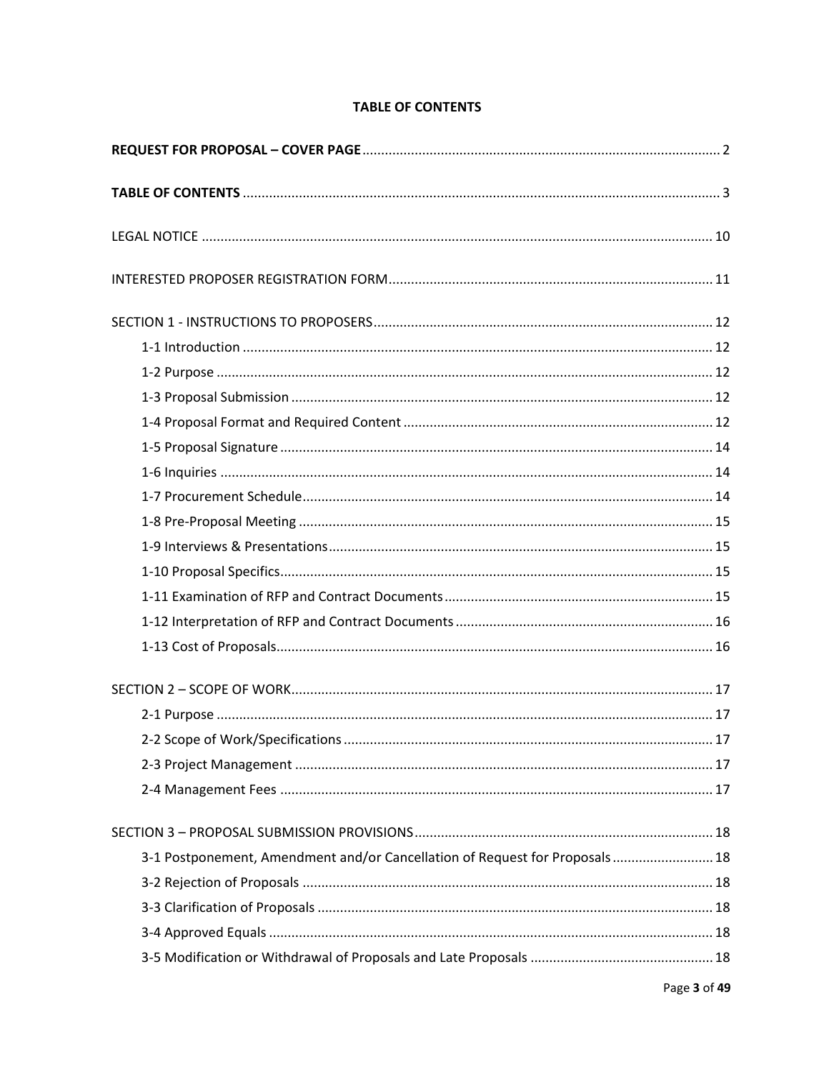# TABLE OF CONTENTS

**REQUEST FOR PROPOSAL – COVER PAGE** ............................................................................................. 2

**TABLE OF CONTENTS** .............................................................................................................................. 3

LEGAL NOTICE ......................................................................................................................................... 10

INTERESTED PROPOSER REGISTRATION FORM..................................................................................... 11

SECTION 1 - INSTRUCTIONS TO PROPOSERS.......................................................................................... 12

- 1-1 Introduction ............................................................................................................................. 12
- 1-2 Purpose .................................................................................................................................... 12
- 1-3 Proposal Submission ................................................................................................................ 12
- 1-4 Proposal Format and Required Content .................................................................................. 12
- 1-5 Proposal Signature ................................................................................................................... 14
- 1-6 Inquiries ................................................................................................................................... 14
- 1-7 Procurement Schedule............................................................................................................. 14
- 1-8 Pre-Proposal Meeting .............................................................................................................. 15
- 1-9 Interviews & Presentations...................................................................................................... 15
- 1-10 Proposal Specifics................................................................................................................... 15
- 1-11 Examination of RFP and Contract Documents ........................................................................ 15
- 1-12 Interpretation of RFP and Contract Documents .................................................................... 16
- 1-13 Cost of Proposals.................................................................................................................... 16

SECTION 2 – SCOPE OF WORK................................................................................................................ 17

- 2-1 Purpose .................................................................................................................................... 17
- 2-2 Scope of Work/Specifications .................................................................................................. 17
- 2-3 Project Management ............................................................................................................... 17
- 2-4 Management Fees ................................................................................................................... 17

SECTION 3 – PROPOSAL SUBMISSION PROVISIONS............................................................................... 18

- 3-1 Postponement, Amendment and/or Cancellation of Request for Proposals ........................... 18
- 3-2 Rejection of Proposals ............................................................................................................. 18
- 3-3 Clarification of Proposals ......................................................................................................... 18
- 3-4 Approved Equals ...................................................................................................................... 18
- 3-5 Modification or Withdrawal of Proposals and Late Proposals ................................................. 18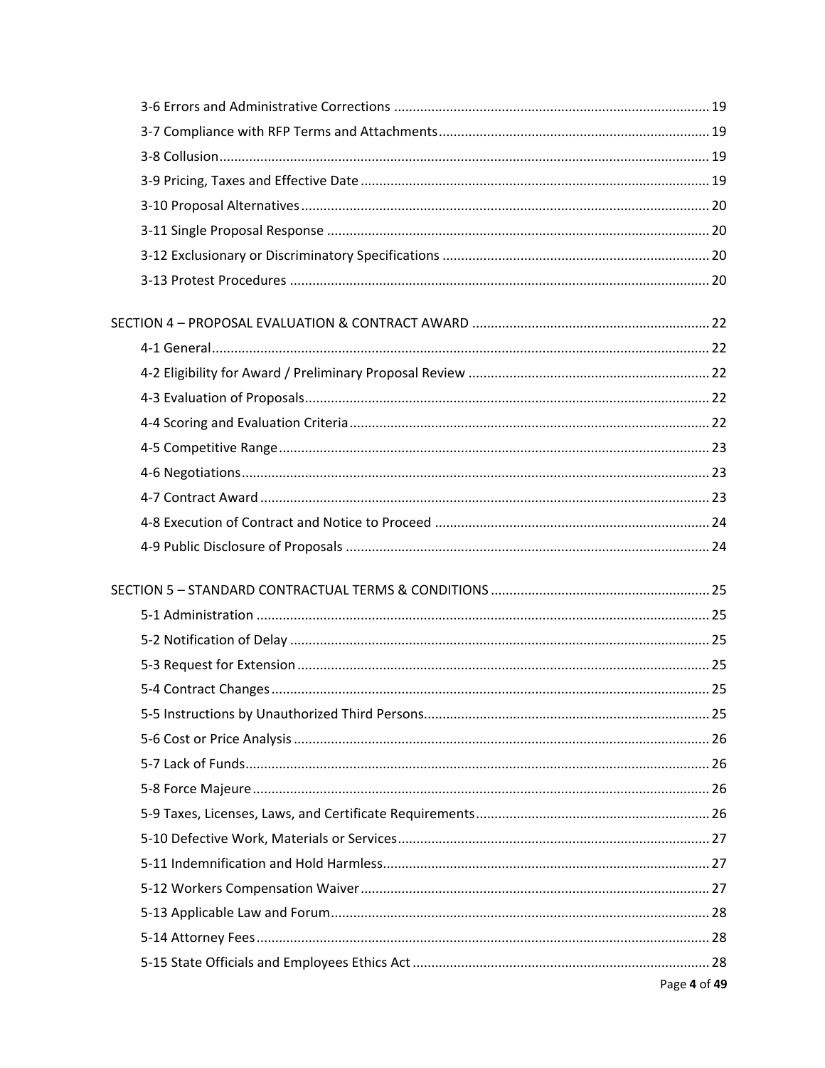3-6 Errors and Administrative Corrections ..... 19
3-7 Compliance with RFP Terms and Attachments ..... 19
3-8 Collusion ..... 19
3-9 Pricing, Taxes and Effective Date ..... 19
3-10 Proposal Alternatives ..... 20
3-11 Single Proposal Response ..... 20
3-12 Exclusionary or Discriminatory Specifications ..... 20
3-13 Protest Procedures ..... 20

SECTION 4 – PROPOSAL EVALUATION & CONTRACT AWARD ..... 22
4-1 General ..... 22
4-2 Eligibility for Award / Preliminary Proposal Review ..... 22
4-3 Evaluation of Proposals ..... 22
4-4 Scoring and Evaluation Criteria ..... 22
4-5 Competitive Range ..... 23
4-6 Negotiations ..... 23
4-7 Contract Award ..... 23
4-8 Execution of Contract and Notice to Proceed ..... 24
4-9 Public Disclosure of Proposals ..... 24

SECTION 5 – STANDARD CONTRACTUAL TERMS & CONDITIONS ..... 25
5-1 Administration ..... 25
5-2 Notification of Delay ..... 25
5-3 Request for Extension ..... 25
5-4 Contract Changes ..... 25
5-5 Instructions by Unauthorized Third Persons ..... 25
5-6 Cost or Price Analysis ..... 26
5-7 Lack of Funds ..... 26
5-8 Force Majeure ..... 26
5-9 Taxes, Licenses, Laws, and Certificate Requirements ..... 26
5-10 Defective Work, Materials or Services ..... 27
5-11 Indemnification and Hold Harmless ..... 27
5-12 Workers Compensation Waiver ..... 27
5-13 Applicable Law and Forum ..... 28
5-14 Attorney Fees ..... 28
5-15 State Officials and Employees Ethics Act ..... 28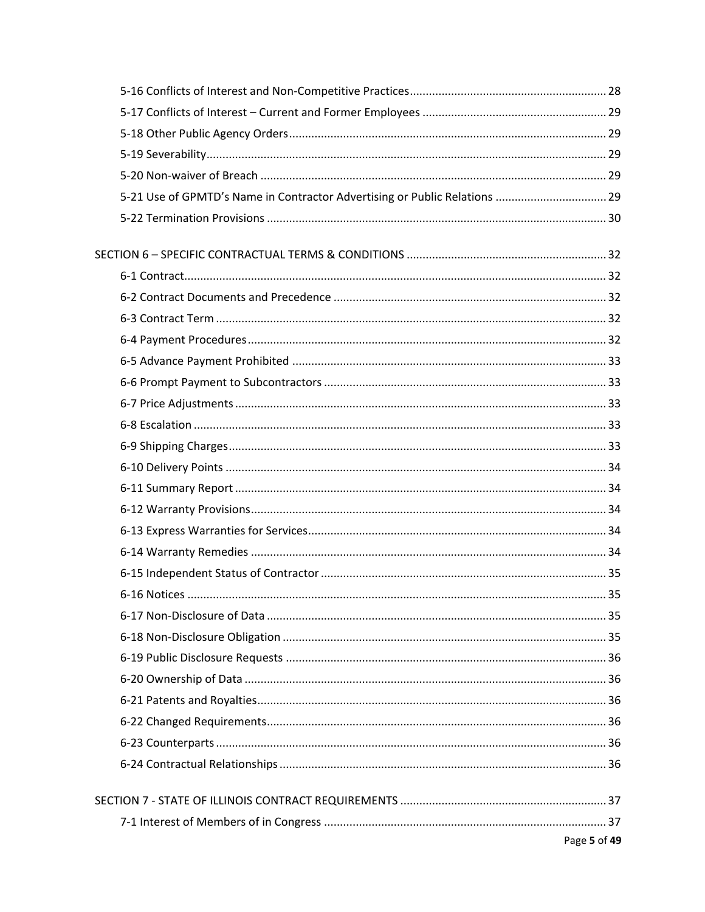5-16 Conflicts of Interest and Non-Competitive Practices ..... 28
5-17 Conflicts of Interest – Current and Former Employees ..... 29
5-18 Other Public Agency Orders ..... 29
5-19 Severability ..... 29
5-20 Non-waiver of Breach ..... 29
5-21 Use of GPMTD's Name in Contractor Advertising or Public Relations ..... 29
5-22 Termination Provisions ..... 30

SECTION 6 – SPECIFIC CONTRACTUAL TERMS & CONDITIONS ..... 32
6-1 Contract ..... 32
6-2 Contract Documents and Precedence ..... 32
6-3 Contract Term ..... 32
6-4 Payment Procedures ..... 32
6-5 Advance Payment Prohibited ..... 33
6-6 Prompt Payment to Subcontractors ..... 33
6-7 Price Adjustments ..... 33
6-8 Escalation ..... 33
6-9 Shipping Charges ..... 33
6-10 Delivery Points ..... 34
6-11 Summary Report ..... 34
6-12 Warranty Provisions ..... 34
6-13 Express Warranties for Services ..... 34
6-14 Warranty Remedies ..... 34
6-15 Independent Status of Contractor ..... 35
6-16 Notices ..... 35
6-17 Non-Disclosure of Data ..... 35
6-18 Non-Disclosure Obligation ..... 35
6-19 Public Disclosure Requests ..... 36
6-20 Ownership of Data ..... 36
6-21 Patents and Royalties ..... 36
6-22 Changed Requirements ..... 36
6-23 Counterparts ..... 36
6-24 Contractual Relationships ..... 36

SECTION 7 - STATE OF ILLINOIS CONTRACT REQUIREMENTS ..... 37
7-1 Interest of Members of in Congress ..... 37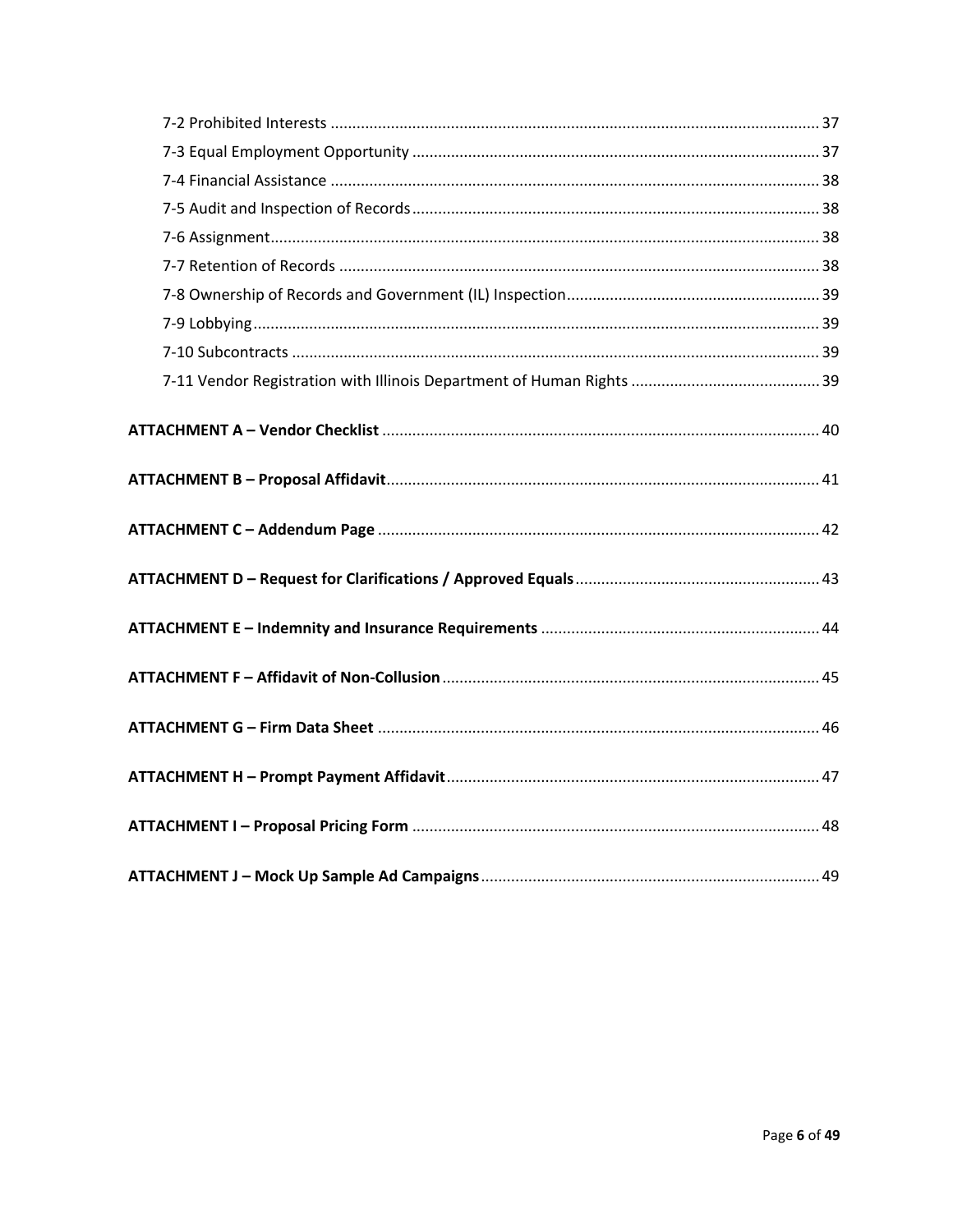7-2 Prohibited Interests ..... 37

7-3 Equal Employment Opportunity ..... 37

7-4 Financial Assistance ..... 38

7-5 Audit and Inspection of Records ..... 38

7-6 Assignment ..... 38

7-7 Retention of Records ..... 38

7-8 Ownership of Records and Government (IL) Inspection ..... 39

7-9 Lobbying ..... 39

7-10 Subcontracts ..... 39

7-11 Vendor Registration with Illinois Department of Human Rights ..... 39

**ATTACHMENT A – Vendor Checklist** ..... 40

**ATTACHMENT B – Proposal Affidavit** ..... 41

**ATTACHMENT C – Addendum Page** ..... 42

**ATTACHMENT D – Request for Clarifications / Approved Equals** ..... 43

**ATTACHMENT E – Indemnity and Insurance Requirements** ..... 44

**ATTACHMENT F – Affidavit of Non-Collusion** ..... 45

**ATTACHMENT G – Firm Data Sheet** ..... 46

**ATTACHMENT H – Prompt Payment Affidavit** ..... 47

**ATTACHMENT I – Proposal Pricing Form** ..... 48

**ATTACHMENT J – Mock Up Sample Ad Campaigns** ..... 49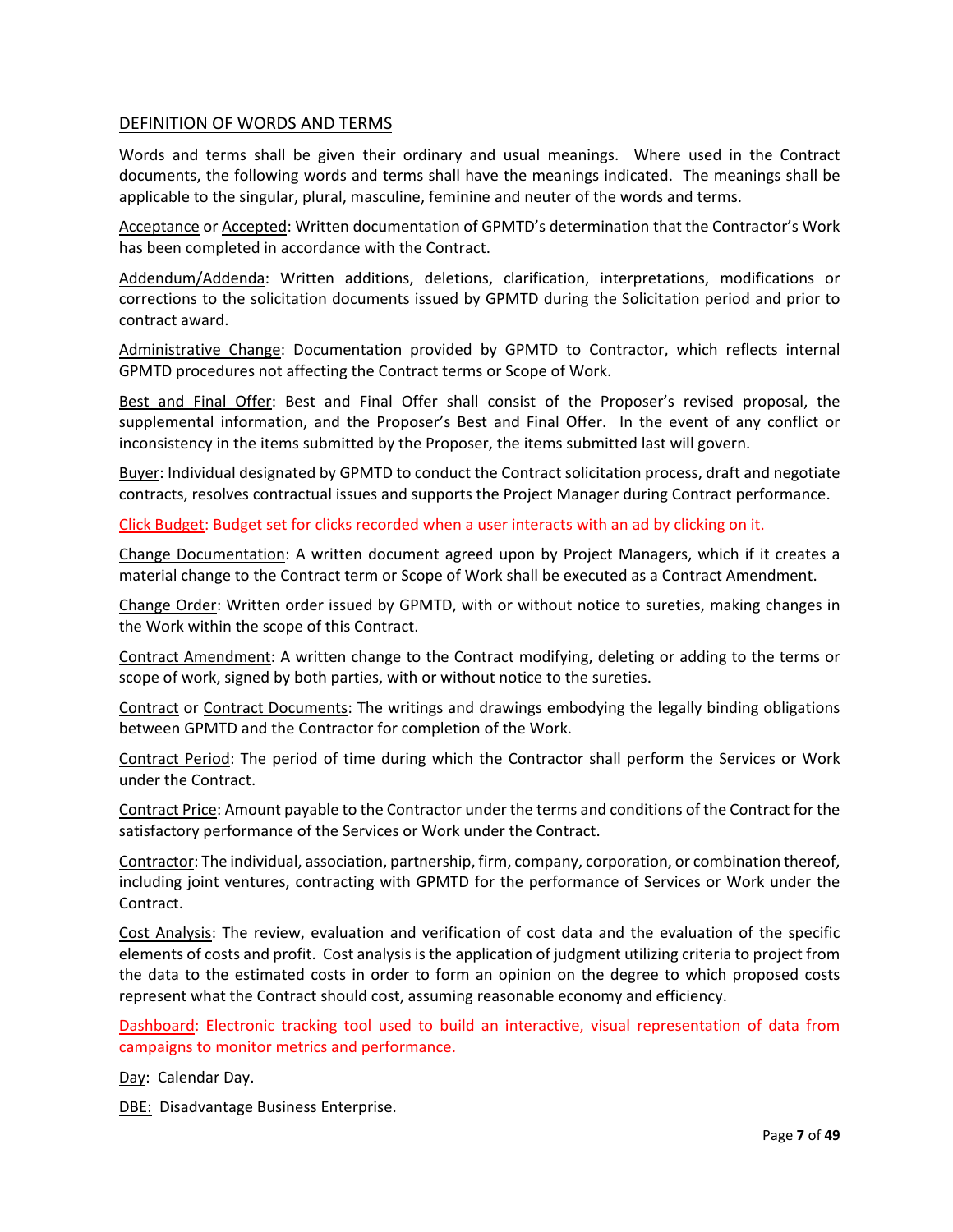## DEFINITION OF WORDS AND TERMS

Words and terms shall be given their ordinary and usual meanings. Where used in the Contract documents, the following words and terms shall have the meanings indicated. The meanings shall be applicable to the singular, plural, masculine, feminine and neuter of the words and terms.

Acceptance or Accepted: Written documentation of GPMTD's determination that the Contractor's Work has been completed in accordance with the Contract.

Addendum/Addenda: Written additions, deletions, clarification, interpretations, modifications or corrections to the solicitation documents issued by GPMTD during the Solicitation period and prior to contract award.

Administrative Change: Documentation provided by GPMTD to Contractor, which reflects internal GPMTD procedures not affecting the Contract terms or Scope of Work.

Best and Final Offer: Best and Final Offer shall consist of the Proposer's revised proposal, the supplemental information, and the Proposer's Best and Final Offer. In the event of any conflict or inconsistency in the items submitted by the Proposer, the items submitted last will govern.

Buyer: Individual designated by GPMTD to conduct the Contract solicitation process, draft and negotiate contracts, resolves contractual issues and supports the Project Manager during Contract performance.

Click Budget: Budget set for clicks recorded when a user interacts with an ad by clicking on it.

Change Documentation: A written document agreed upon by Project Managers, which if it creates a material change to the Contract term or Scope of Work shall be executed as a Contract Amendment.

Change Order: Written order issued by GPMTD, with or without notice to sureties, making changes in the Work within the scope of this Contract.

Contract Amendment: A written change to the Contract modifying, deleting or adding to the terms or scope of work, signed by both parties, with or without notice to the sureties.

Contract or Contract Documents: The writings and drawings embodying the legally binding obligations between GPMTD and the Contractor for completion of the Work.

Contract Period: The period of time during which the Contractor shall perform the Services or Work under the Contract.

Contract Price: Amount payable to the Contractor under the terms and conditions of the Contract for the satisfactory performance of the Services or Work under the Contract.

Contractor: The individual, association, partnership, firm, company, corporation, or combination thereof, including joint ventures, contracting with GPMTD for the performance of Services or Work under the Contract.

Cost Analysis: The review, evaluation and verification of cost data and the evaluation of the specific elements of costs and profit. Cost analysis is the application of judgment utilizing criteria to project from the data to the estimated costs in order to form an opinion on the degree to which proposed costs represent what the Contract should cost, assuming reasonable economy and efficiency.

Dashboard: Electronic tracking tool used to build an interactive, visual representation of data from campaigns to monitor metrics and performance.

Day: Calendar Day.

DBE: Disadvantage Business Enterprise.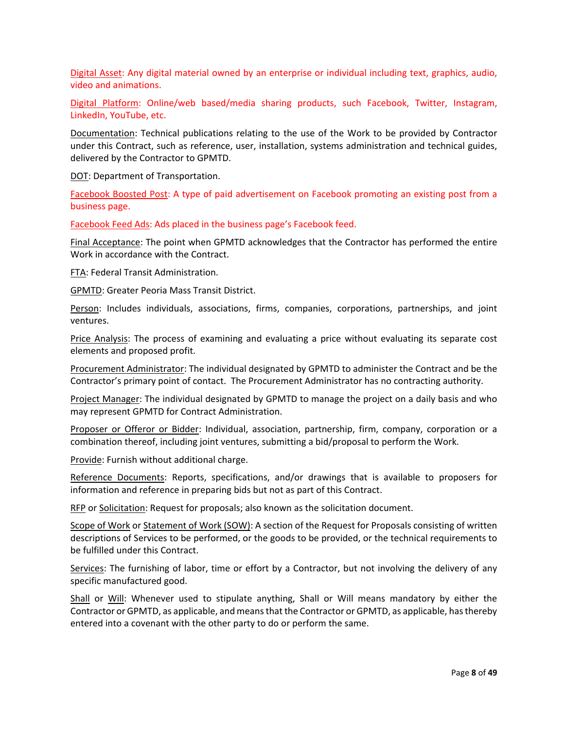<u>Digital Asset</u>: Any digital material owned by an enterprise or individual including text, graphics, audio, video and animations.

<u>Digital Platform</u>: Online/web based/media sharing products, such Facebook, Twitter, Instagram, LinkedIn, YouTube, etc.

<u>Documentation</u>: Technical publications relating to the use of the Work to be provided by Contractor under this Contract, such as reference, user, installation, systems administration and technical guides, delivered by the Contractor to GPMTD.

<u>DOT</u>: Department of Transportation.

<u>Facebook Boosted Post</u>: A type of paid advertisement on Facebook promoting an existing post from a business page.

<u>Facebook Feed Ads</u>: Ads placed in the business page's Facebook feed.

<u>Final Acceptance</u>: The point when GPMTD acknowledges that the Contractor has performed the entire Work in accordance with the Contract.

<u>FTA</u>: Federal Transit Administration.

<u>GPMTD</u>: Greater Peoria Mass Transit District.

<u>Person</u>: Includes individuals, associations, firms, companies, corporations, partnerships, and joint ventures.

<u>Price Analysis</u>: The process of examining and evaluating a price without evaluating its separate cost elements and proposed profit.

<u>Procurement Administrator</u>: The individual designated by GPMTD to administer the Contract and be the Contractor's primary point of contact. The Procurement Administrator has no contracting authority.

<u>Project Manager</u>: The individual designated by GPMTD to manage the project on a daily basis and who may represent GPMTD for Contract Administration.

<u>Proposer or Offeror or Bidder</u>: Individual, association, partnership, firm, company, corporation or a combination thereof, including joint ventures, submitting a bid/proposal to perform the Work.

<u>Provide</u>: Furnish without additional charge.

<u>Reference Documents</u>: Reports, specifications, and/or drawings that is available to proposers for information and reference in preparing bids but not as part of this Contract.

<u>RFP</u> or <u>Solicitation</u>: Request for proposals; also known as the solicitation document.

<u>Scope of Work</u> or <u>Statement of Work (SOW)</u>: A section of the Request for Proposals consisting of written descriptions of Services to be performed, or the goods to be provided, or the technical requirements to be fulfilled under this Contract.

<u>Services</u>: The furnishing of labor, time or effort by a Contractor, but not involving the delivery of any specific manufactured good.

<u>Shall</u> or <u>Will</u>: Whenever used to stipulate anything, Shall or Will means mandatory by either the Contractor or GPMTD, as applicable, and means that the Contractor or GPMTD, as applicable, has thereby entered into a covenant with the other party to do or perform the same.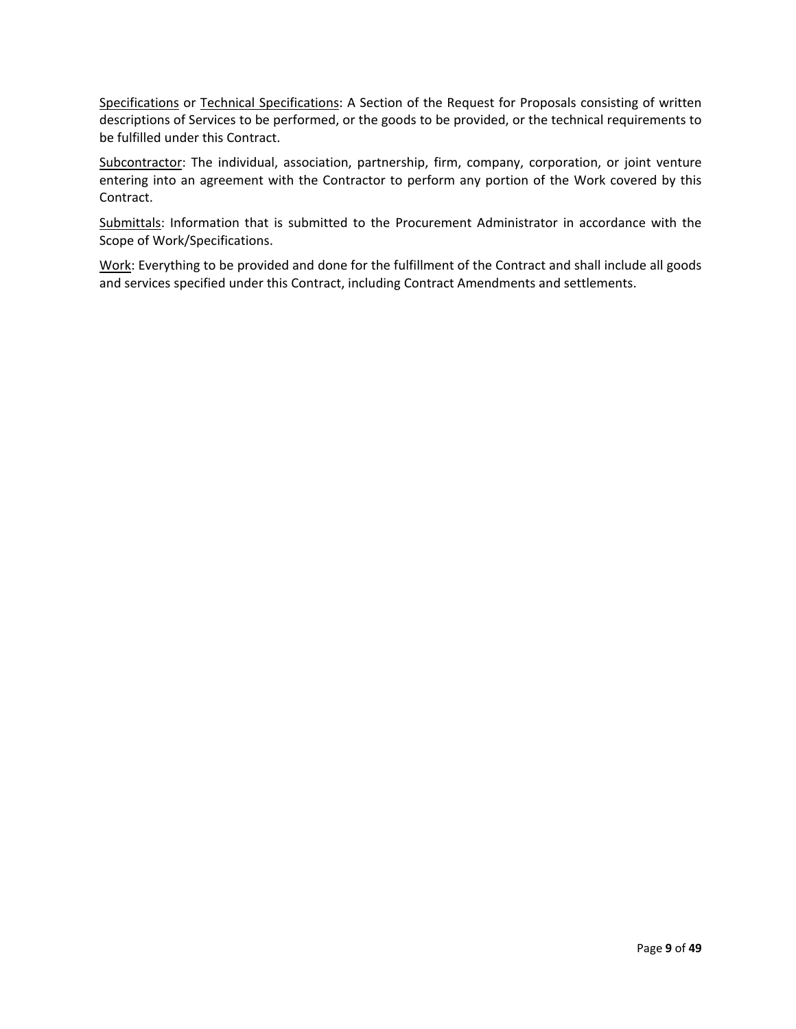<u>Specifications</u> or <u>Technical Specifications</u>: A Section of the Request for Proposals consisting of written descriptions of Services to be performed, or the goods to be provided, or the technical requirements to be fulfilled under this Contract.

<u>Subcontractor</u>: The individual, association, partnership, firm, company, corporation, or joint venture entering into an agreement with the Contractor to perform any portion of the Work covered by this Contract.

<u>Submittals</u>: Information that is submitted to the Procurement Administrator in accordance with the Scope of Work/Specifications.

<u>Work</u>: Everything to be provided and done for the fulfillment of the Contract and shall include all goods and services specified under this Contract, including Contract Amendments and settlements.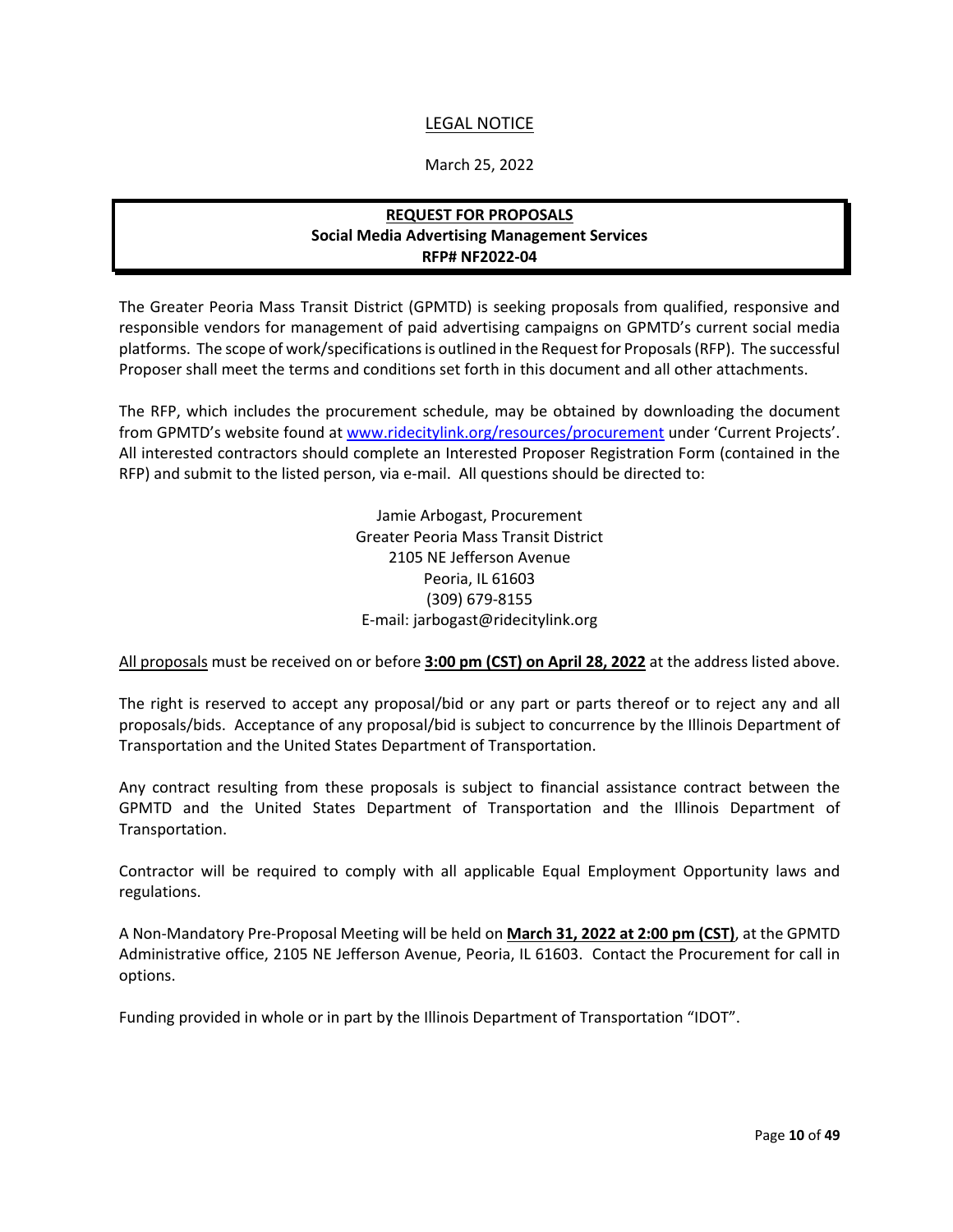# LEGAL NOTICE

March 25, 2022

**REQUEST FOR PROPOSALS**
**Social Media Advertising Management Services**
**RFP# NF2022-04**

The Greater Peoria Mass Transit District (GPMTD) is seeking proposals from qualified, responsive and responsible vendors for management of paid advertising campaigns on GPMTD's current social media platforms. The scope of work/specifications is outlined in the Request for Proposals (RFP). The successful Proposer shall meet the terms and conditions set forth in this document and all other attachments.

The RFP, which includes the procurement schedule, may be obtained by downloading the document from GPMTD's website found at www.ridecitylink.org/resources/procurement under 'Current Projects'. All interested contractors should complete an Interested Proposer Registration Form (contained in the RFP) and submit to the listed person, via e-mail. All questions should be directed to:

Jamie Arbogast, Procurement
Greater Peoria Mass Transit District
2105 NE Jefferson Avenue
Peoria, IL 61603
(309) 679-8155
E-mail: jarbogast@ridecitylink.org

All proposals must be received on or before **3:00 pm (CST) on April 28, 2022** at the address listed above.

The right is reserved to accept any proposal/bid or any part or parts thereof or to reject any and all proposals/bids. Acceptance of any proposal/bid is subject to concurrence by the Illinois Department of Transportation and the United States Department of Transportation.

Any contract resulting from these proposals is subject to financial assistance contract between the GPMTD and the United States Department of Transportation and the Illinois Department of Transportation.

Contractor will be required to comply with all applicable Equal Employment Opportunity laws and regulations.

A Non-Mandatory Pre-Proposal Meeting will be held on **March 31, 2022 at 2:00 pm (CST)**, at the GPMTD Administrative office, 2105 NE Jefferson Avenue, Peoria, IL 61603. Contact the Procurement for call in options.

Funding provided in whole or in part by the Illinois Department of Transportation "IDOT".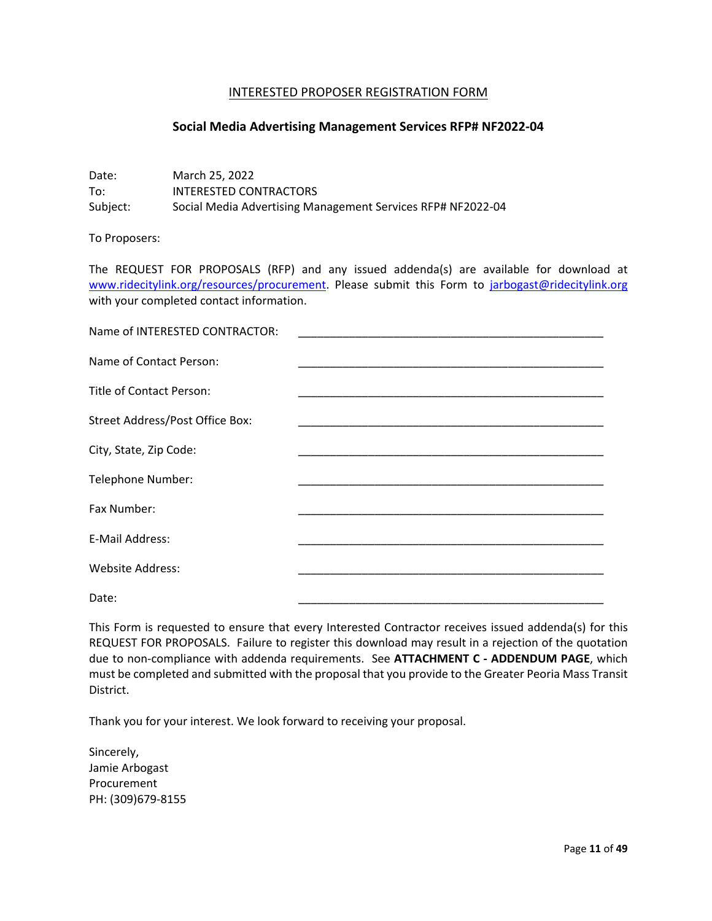## INTERESTED PROPOSER REGISTRATION FORM

### Social Media Advertising Management Services RFP# NF2022-04

Date: March 25, 2022
To: INTERESTED CONTRACTORS
Subject: Social Media Advertising Management Services RFP# NF2022-04

To Proposers:

The REQUEST FOR PROPOSALS (RFP) and any issued addenda(s) are available for download at www.ridecitylink.org/resources/procurement. Please submit this Form to jarbogast@ridecitylink.org with your completed contact information.

Name of INTERESTED CONTRACTOR: __________________________________________________

Name of Contact Person: __________________________________________________

Title of Contact Person: __________________________________________________

Street Address/Post Office Box: __________________________________________________

City, State, Zip Code: __________________________________________________

Telephone Number: __________________________________________________

Fax Number: __________________________________________________

E-Mail Address: __________________________________________________

Website Address: __________________________________________________

Date: __________________________________________________

This Form is requested to ensure that every Interested Contractor receives issued addenda(s) for this REQUEST FOR PROPOSALS. Failure to register this download may result in a rejection of the quotation due to non-compliance with addenda requirements. See **ATTACHMENT C - ADDENDUM PAGE**, which must be completed and submitted with the proposal that you provide to the Greater Peoria Mass Transit District.

Thank you for your interest. We look forward to receiving your proposal.

Sincerely,
Jamie Arbogast
Procurement
PH: (309)679-8155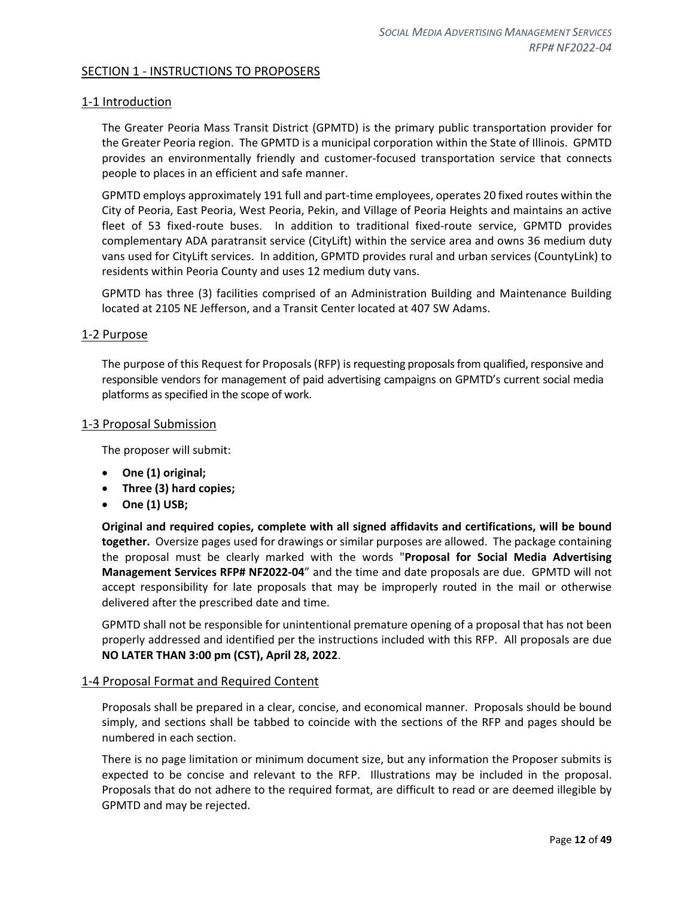## SECTION 1 - INSTRUCTIONS TO PROPOSERS

### 1-1 Introduction

The Greater Peoria Mass Transit District (GPMTD) is the primary public transportation provider for the Greater Peoria region. The GPMTD is a municipal corporation within the State of Illinois. GPMTD provides an environmentally friendly and customer-focused transportation service that connects people to places in an efficient and safe manner.

GPMTD employs approximately 191 full and part-time employees, operates 20 fixed routes within the City of Peoria, East Peoria, West Peoria, Pekin, and Village of Peoria Heights and maintains an active fleet of 53 fixed-route buses. In addition to traditional fixed-route service, GPMTD provides complementary ADA paratransit service (CityLift) within the service area and owns 36 medium duty vans used for CityLift services. In addition, GPMTD provides rural and urban services (CountyLink) to residents within Peoria County and uses 12 medium duty vans.

GPMTD has three (3) facilities comprised of an Administration Building and Maintenance Building located at 2105 NE Jefferson, and a Transit Center located at 407 SW Adams.

### 1-2 Purpose

The purpose of this Request for Proposals (RFP) is requesting proposals from qualified, responsive and responsible vendors for management of paid advertising campaigns on GPMTD's current social media platforms as specified in the scope of work.

### 1-3 Proposal Submission

The proposer will submit:

- **One (1) original;**
- **Three (3) hard copies;**
- **One (1) USB;**

**Original and required copies, complete with all signed affidavits and certifications, will be bound together.** Oversize pages used for drawings or similar purposes are allowed. The package containing the proposal must be clearly marked with the words "**Proposal for Social Media Advertising Management Services RFP# NF2022-04**" and the time and date proposals are due. GPMTD will not accept responsibility for late proposals that may be improperly routed in the mail or otherwise delivered after the prescribed date and time.

GPMTD shall not be responsible for unintentional premature opening of a proposal that has not been properly addressed and identified per the instructions included with this RFP. All proposals are due **NO LATER THAN 3:00 pm (CST), April 28, 2022**.

### 1-4 Proposal Format and Required Content

Proposals shall be prepared in a clear, concise, and economical manner. Proposals should be bound simply, and sections shall be tabbed to coincide with the sections of the RFP and pages should be numbered in each section.

There is no page limitation or minimum document size, but any information the Proposer submits is expected to be concise and relevant to the RFP. Illustrations may be included in the proposal. Proposals that do not adhere to the required format, are difficult to read or are deemed illegible by GPMTD and may be rejected.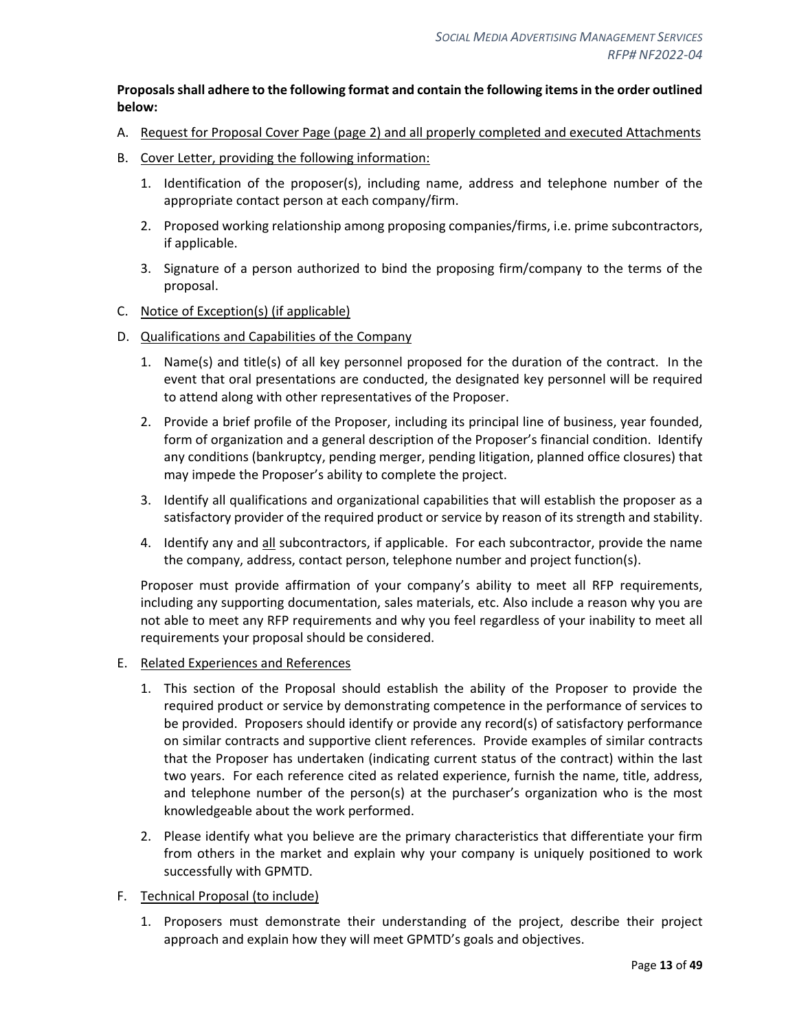**Proposals shall adhere to the following format and contain the following items in the order outlined below:**

A. <u>Request for Proposal Cover Page (page 2) and all properly completed and executed Attachments</u>

B. <u>Cover Letter, providing the following information:</u>

   1. Identification of the proposer(s), including name, address and telephone number of the appropriate contact person at each company/firm.

   2. Proposed working relationship among proposing companies/firms, i.e. prime subcontractors, if applicable.

   3. Signature of a person authorized to bind the proposing firm/company to the terms of the proposal.

C. <u>Notice of Exception(s) (if applicable)</u>

D. <u>Qualifications and Capabilities of the Company</u>

   1. Name(s) and title(s) of all key personnel proposed for the duration of the contract. In the event that oral presentations are conducted, the designated key personnel will be required to attend along with other representatives of the Proposer.

   2. Provide a brief profile of the Proposer, including its principal line of business, year founded, form of organization and a general description of the Proposer's financial condition. Identify any conditions (bankruptcy, pending merger, pending litigation, planned office closures) that may impede the Proposer's ability to complete the project.

   3. Identify all qualifications and organizational capabilities that will establish the proposer as a satisfactory provider of the required product or service by reason of its strength and stability.

   4. Identify any and <u>all</u> subcontractors, if applicable. For each subcontractor, provide the name the company, address, contact person, telephone number and project function(s).

   Proposer must provide affirmation of your company's ability to meet all RFP requirements, including any supporting documentation, sales materials, etc. Also include a reason why you are not able to meet any RFP requirements and why you feel regardless of your inability to meet all requirements your proposal should be considered.

E. <u>Related Experiences and References</u>

   1. This section of the Proposal should establish the ability of the Proposer to provide the required product or service by demonstrating competence in the performance of services to be provided. Proposers should identify or provide any record(s) of satisfactory performance on similar contracts and supportive client references. Provide examples of similar contracts that the Proposer has undertaken (indicating current status of the contract) within the last two years. For each reference cited as related experience, furnish the name, title, address, and telephone number of the person(s) at the purchaser's organization who is the most knowledgeable about the work performed.

   2. Please identify what you believe are the primary characteristics that differentiate your firm from others in the market and explain why your company is uniquely positioned to work successfully with GPMTD.

F. <u>Technical Proposal (to include)</u>

   1. Proposers must demonstrate their understanding of the project, describe their project approach and explain how they will meet GPMTD's goals and objectives.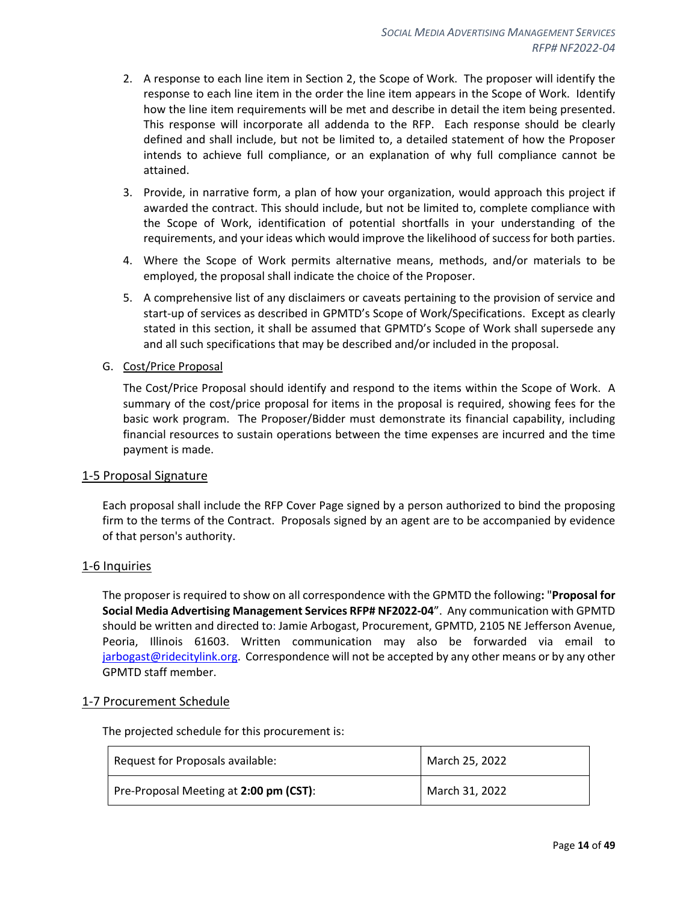2. A response to each line item in Section 2, the Scope of Work. The proposer will identify the response to each line item in the order the line item appears in the Scope of Work. Identify how the line item requirements will be met and describe in detail the item being presented. This response will incorporate all addenda to the RFP. Each response should be clearly defined and shall include, but not be limited to, a detailed statement of how the Proposer intends to achieve full compliance, or an explanation of why full compliance cannot be attained.

3. Provide, in narrative form, a plan of how your organization, would approach this project if awarded the contract. This should include, but not be limited to, complete compliance with the Scope of Work, identification of potential shortfalls in your understanding of the requirements, and your ideas which would improve the likelihood of success for both parties.

4. Where the Scope of Work permits alternative means, methods, and/or materials to be employed, the proposal shall indicate the choice of the Proposer.

5. A comprehensive list of any disclaimers or caveats pertaining to the provision of service and start-up of services as described in GPMTD's Scope of Work/Specifications. Except as clearly stated in this section, it shall be assumed that GPMTD's Scope of Work shall supersede any and all such specifications that may be described and/or included in the proposal.

G. Cost/Price Proposal

The Cost/Price Proposal should identify and respond to the items within the Scope of Work. A summary of the cost/price proposal for items in the proposal is required, showing fees for the basic work program. The Proposer/Bidder must demonstrate its financial capability, including financial resources to sustain operations between the time expenses are incurred and the time payment is made.

## 1-5 Proposal Signature

Each proposal shall include the RFP Cover Page signed by a person authorized to bind the proposing firm to the terms of the Contract. Proposals signed by an agent are to be accompanied by evidence of that person's authority.

## 1-6 Inquiries

The proposer is required to show on all correspondence with the GPMTD the following**:** "**Proposal for Social Media Advertising Management Services RFP# NF2022-04**". Any communication with GPMTD should be written and directed to: Jamie Arbogast, Procurement, GPMTD, 2105 NE Jefferson Avenue, Peoria, Illinois 61603. Written communication may also be forwarded via email to jarbogast@ridecitylink.org. Correspondence will not be accepted by any other means or by any other GPMTD staff member.

## 1-7 Procurement Schedule

The projected schedule for this procurement is:

| | |
|---|---|
| Request for Proposals available: | March 25, 2022 |
| Pre-Proposal Meeting at **2:00 pm (CST)**: | March 31, 2022 |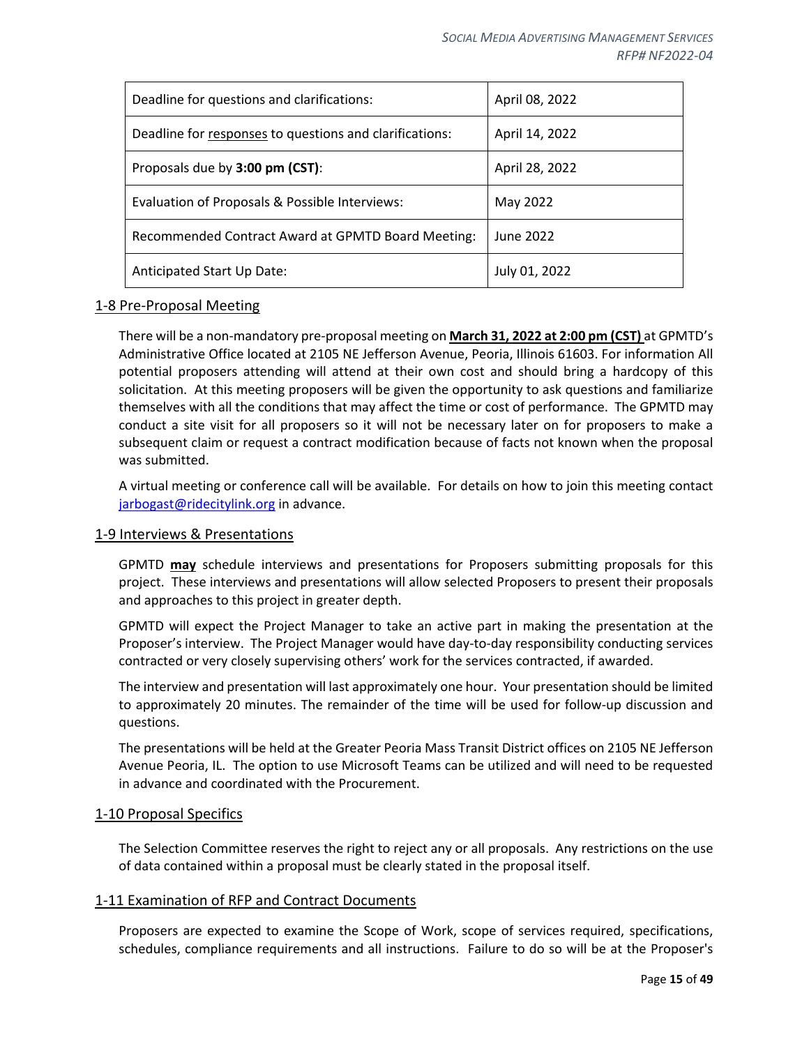| Deadline for questions and clarifications: | April 08, 2022 |
|---|---|
| Deadline for <u>responses</u> to questions and clarifications: | April 14, 2022 |
| Proposals due by **3:00 pm (CST)**: | April 28, 2022 |
| Evaluation of Proposals & Possible Interviews: | May 2022 |
| Recommended Contract Award at GPMTD Board Meeting: | June 2022 |
| Anticipated Start Up Date: | July 01, 2022 |

## 1-8 Pre-Proposal Meeting

There will be a non-mandatory pre-proposal meeting on **<u>March 31, 2022 at 2:00 pm (CST)</u>** at GPMTD's Administrative Office located at 2105 NE Jefferson Avenue, Peoria, Illinois 61603. For information All potential proposers attending will attend at their own cost and should bring a hardcopy of this solicitation. At this meeting proposers will be given the opportunity to ask questions and familiarize themselves with all the conditions that may affect the time or cost of performance. The GPMTD may conduct a site visit for all proposers so it will not be necessary later on for proposers to make a subsequent claim or request a contract modification because of facts not known when the proposal was submitted.

A virtual meeting or conference call will be available. For details on how to join this meeting contact jarbogast@ridecitylink.org in advance.

## 1-9 Interviews & Presentations

GPMTD **<u>may</u>** schedule interviews and presentations for Proposers submitting proposals for this project. These interviews and presentations will allow selected Proposers to present their proposals and approaches to this project in greater depth.

GPMTD will expect the Project Manager to take an active part in making the presentation at the Proposer's interview. The Project Manager would have day-to-day responsibility conducting services contracted or very closely supervising others' work for the services contracted, if awarded.

The interview and presentation will last approximately one hour. Your presentation should be limited to approximately 20 minutes. The remainder of the time will be used for follow-up discussion and questions.

The presentations will be held at the Greater Peoria Mass Transit District offices on 2105 NE Jefferson Avenue Peoria, IL. The option to use Microsoft Teams can be utilized and will need to be requested in advance and coordinated with the Procurement.

## 1-10 Proposal Specifics

The Selection Committee reserves the right to reject any or all proposals. Any restrictions on the use of data contained within a proposal must be clearly stated in the proposal itself.

## 1-11 Examination of RFP and Contract Documents

Proposers are expected to examine the Scope of Work, scope of services required, specifications, schedules, compliance requirements and all instructions. Failure to do so will be at the Proposer's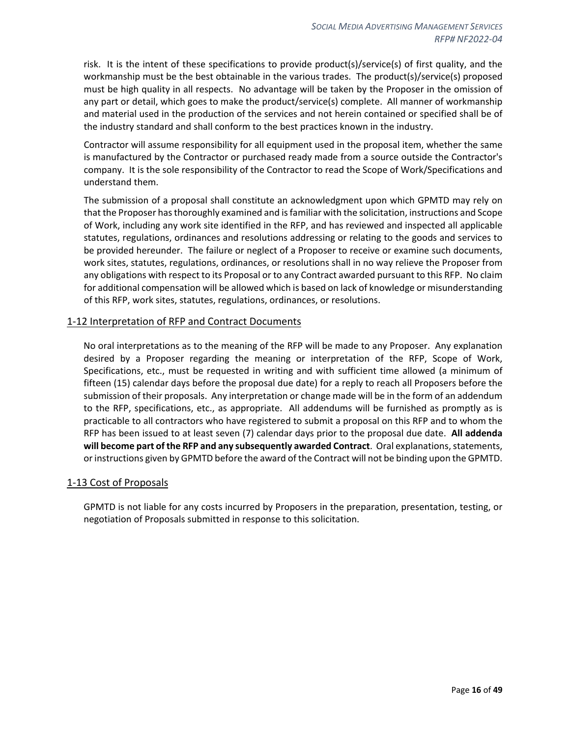risk. It is the intent of these specifications to provide product(s)/service(s) of first quality, and the workmanship must be the best obtainable in the various trades. The product(s)/service(s) proposed must be high quality in all respects. No advantage will be taken by the Proposer in the omission of any part or detail, which goes to make the product/service(s) complete. All manner of workmanship and material used in the production of the services and not herein contained or specified shall be of the industry standard and shall conform to the best practices known in the industry.

Contractor will assume responsibility for all equipment used in the proposal item, whether the same is manufactured by the Contractor or purchased ready made from a source outside the Contractor's company. It is the sole responsibility of the Contractor to read the Scope of Work/Specifications and understand them.

The submission of a proposal shall constitute an acknowledgment upon which GPMTD may rely on that the Proposer has thoroughly examined and is familiar with the solicitation, instructions and Scope of Work, including any work site identified in the RFP, and has reviewed and inspected all applicable statutes, regulations, ordinances and resolutions addressing or relating to the goods and services to be provided hereunder. The failure or neglect of a Proposer to receive or examine such documents, work sites, statutes, regulations, ordinances, or resolutions shall in no way relieve the Proposer from any obligations with respect to its Proposal or to any Contract awarded pursuant to this RFP. No claim for additional compensation will be allowed which is based on lack of knowledge or misunderstanding of this RFP, work sites, statutes, regulations, ordinances, or resolutions.

## 1-12 Interpretation of RFP and Contract Documents

No oral interpretations as to the meaning of the RFP will be made to any Proposer. Any explanation desired by a Proposer regarding the meaning or interpretation of the RFP, Scope of Work, Specifications, etc., must be requested in writing and with sufficient time allowed (a minimum of fifteen (15) calendar days before the proposal due date) for a reply to reach all Proposers before the submission of their proposals. Any interpretation or change made will be in the form of an addendum to the RFP, specifications, etc., as appropriate. All addendums will be furnished as promptly as is practicable to all contractors who have registered to submit a proposal on this RFP and to whom the RFP has been issued to at least seven (7) calendar days prior to the proposal due date. **All addenda will become part of the RFP and any subsequently awarded Contract**. Oral explanations, statements, or instructions given by GPMTD before the award of the Contract will not be binding upon the GPMTD.

## 1-13 Cost of Proposals

GPMTD is not liable for any costs incurred by Proposers in the preparation, presentation, testing, or negotiation of Proposals submitted in response to this solicitation.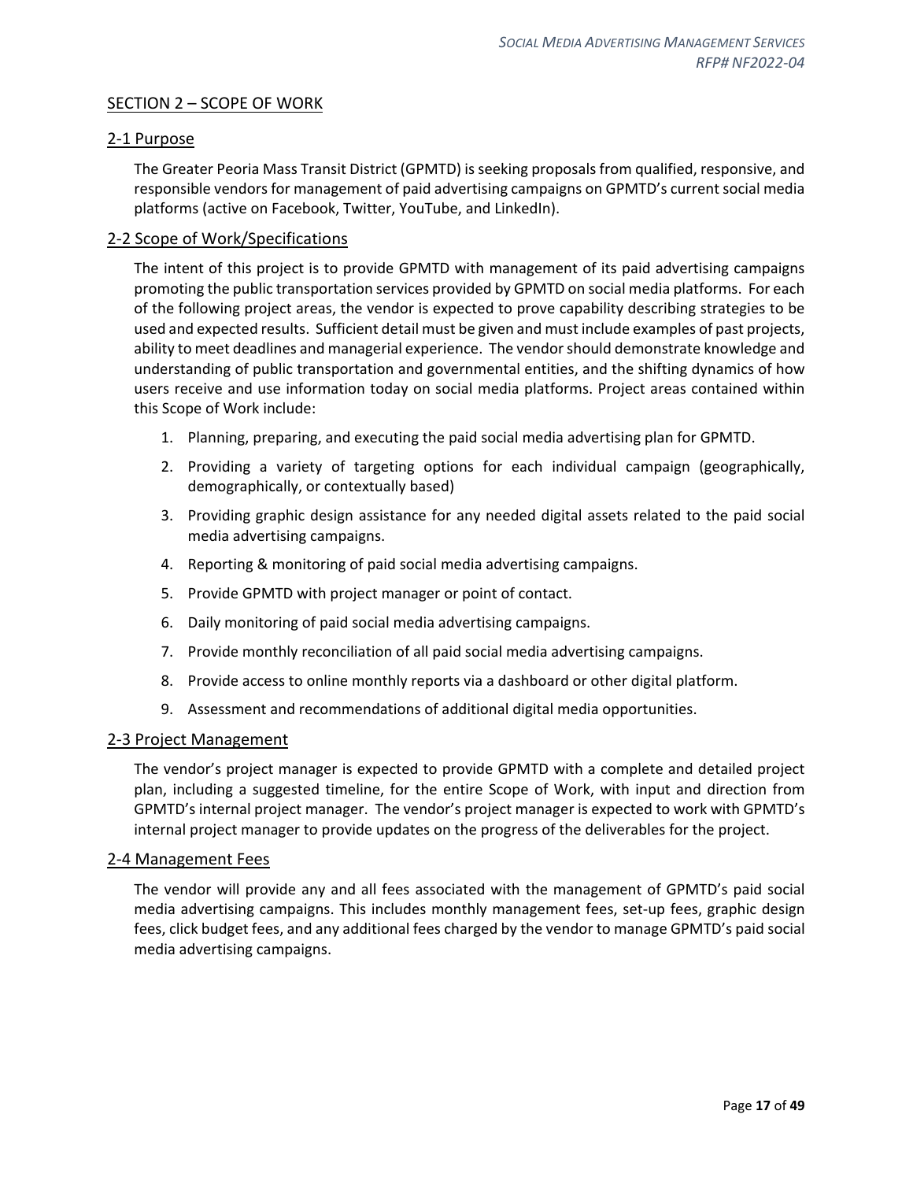## SECTION 2 – SCOPE OF WORK

### 2-1 Purpose

The Greater Peoria Mass Transit District (GPMTD) is seeking proposals from qualified, responsive, and responsible vendors for management of paid advertising campaigns on GPMTD's current social media platforms (active on Facebook, Twitter, YouTube, and LinkedIn).

### 2-2 Scope of Work/Specifications

The intent of this project is to provide GPMTD with management of its paid advertising campaigns promoting the public transportation services provided by GPMTD on social media platforms. For each of the following project areas, the vendor is expected to prove capability describing strategies to be used and expected results. Sufficient detail must be given and must include examples of past projects, ability to meet deadlines and managerial experience. The vendor should demonstrate knowledge and understanding of public transportation and governmental entities, and the shifting dynamics of how users receive and use information today on social media platforms. Project areas contained within this Scope of Work include:

1. Planning, preparing, and executing the paid social media advertising plan for GPMTD.
2. Providing a variety of targeting options for each individual campaign (geographically, demographically, or contextually based)
3. Providing graphic design assistance for any needed digital assets related to the paid social media advertising campaigns.
4. Reporting & monitoring of paid social media advertising campaigns.
5. Provide GPMTD with project manager or point of contact.
6. Daily monitoring of paid social media advertising campaigns.
7. Provide monthly reconciliation of all paid social media advertising campaigns.
8. Provide access to online monthly reports via a dashboard or other digital platform.
9. Assessment and recommendations of additional digital media opportunities.

### 2-3 Project Management

The vendor's project manager is expected to provide GPMTD with a complete and detailed project plan, including a suggested timeline, for the entire Scope of Work, with input and direction from GPMTD's internal project manager. The vendor's project manager is expected to work with GPMTD's internal project manager to provide updates on the progress of the deliverables for the project.

### 2-4 Management Fees

The vendor will provide any and all fees associated with the management of GPMTD's paid social media advertising campaigns. This includes monthly management fees, set-up fees, graphic design fees, click budget fees, and any additional fees charged by the vendor to manage GPMTD's paid social media advertising campaigns.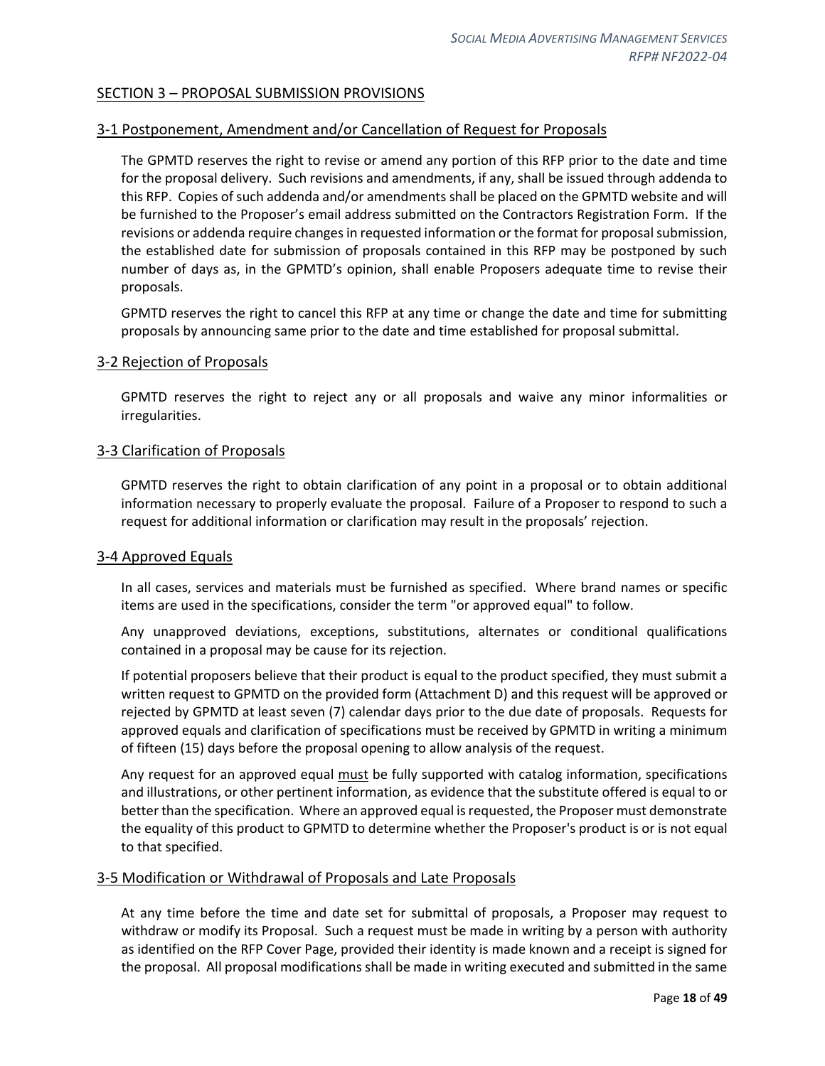## SECTION 3 – PROPOSAL SUBMISSION PROVISIONS

### 3-1 Postponement, Amendment and/or Cancellation of Request for Proposals

The GPMTD reserves the right to revise or amend any portion of this RFP prior to the date and time for the proposal delivery. Such revisions and amendments, if any, shall be issued through addenda to this RFP. Copies of such addenda and/or amendments shall be placed on the GPMTD website and will be furnished to the Proposer's email address submitted on the Contractors Registration Form. If the revisions or addenda require changes in requested information or the format for proposal submission, the established date for submission of proposals contained in this RFP may be postponed by such number of days as, in the GPMTD's opinion, shall enable Proposers adequate time to revise their proposals.

GPMTD reserves the right to cancel this RFP at any time or change the date and time for submitting proposals by announcing same prior to the date and time established for proposal submittal.

### 3-2 Rejection of Proposals

GPMTD reserves the right to reject any or all proposals and waive any minor informalities or irregularities.

### 3-3 Clarification of Proposals

GPMTD reserves the right to obtain clarification of any point in a proposal or to obtain additional information necessary to properly evaluate the proposal. Failure of a Proposer to respond to such a request for additional information or clarification may result in the proposals' rejection.

### 3-4 Approved Equals

In all cases, services and materials must be furnished as specified. Where brand names or specific items are used in the specifications, consider the term "or approved equal" to follow.

Any unapproved deviations, exceptions, substitutions, alternates or conditional qualifications contained in a proposal may be cause for its rejection.

If potential proposers believe that their product is equal to the product specified, they must submit a written request to GPMTD on the provided form (Attachment D) and this request will be approved or rejected by GPMTD at least seven (7) calendar days prior to the due date of proposals. Requests for approved equals and clarification of specifications must be received by GPMTD in writing a minimum of fifteen (15) days before the proposal opening to allow analysis of the request.

Any request for an approved equal <u>must</u> be fully supported with catalog information, specifications and illustrations, or other pertinent information, as evidence that the substitute offered is equal to or better than the specification. Where an approved equal is requested, the Proposer must demonstrate the equality of this product to GPMTD to determine whether the Proposer's product is or is not equal to that specified.

### 3-5 Modification or Withdrawal of Proposals and Late Proposals

At any time before the time and date set for submittal of proposals, a Proposer may request to withdraw or modify its Proposal. Such a request must be made in writing by a person with authority as identified on the RFP Cover Page, provided their identity is made known and a receipt is signed for the proposal. All proposal modifications shall be made in writing executed and submitted in the same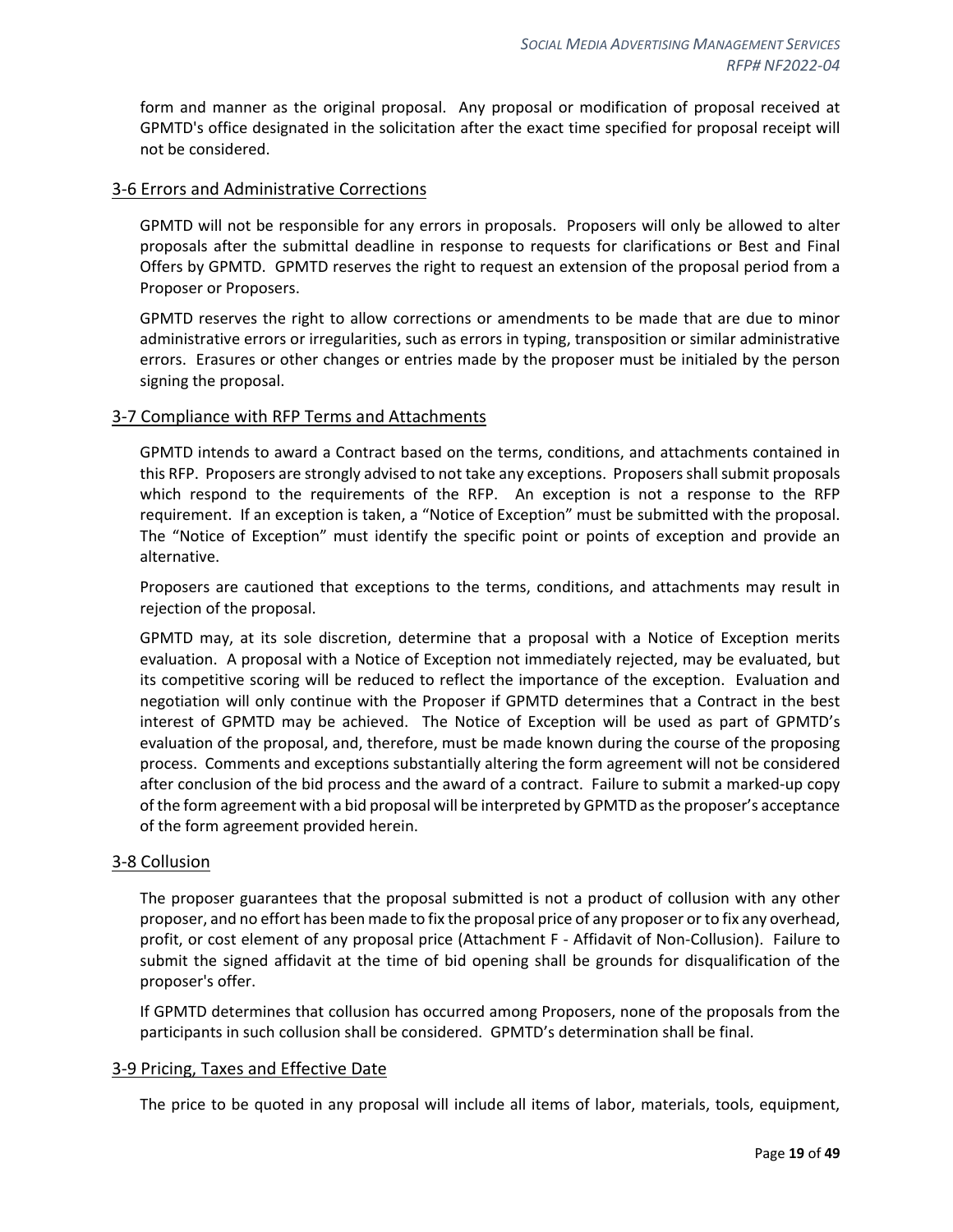form and manner as the original proposal. Any proposal or modification of proposal received at GPMTD's office designated in the solicitation after the exact time specified for proposal receipt will not be considered.

## 3-6 Errors and Administrative Corrections

GPMTD will not be responsible for any errors in proposals. Proposers will only be allowed to alter proposals after the submittal deadline in response to requests for clarifications or Best and Final Offers by GPMTD. GPMTD reserves the right to request an extension of the proposal period from a Proposer or Proposers.

GPMTD reserves the right to allow corrections or amendments to be made that are due to minor administrative errors or irregularities, such as errors in typing, transposition or similar administrative errors. Erasures or other changes or entries made by the proposer must be initialed by the person signing the proposal.

## 3-7 Compliance with RFP Terms and Attachments

GPMTD intends to award a Contract based on the terms, conditions, and attachments contained in this RFP. Proposers are strongly advised to not take any exceptions. Proposers shall submit proposals which respond to the requirements of the RFP. An exception is not a response to the RFP requirement. If an exception is taken, a "Notice of Exception" must be submitted with the proposal. The "Notice of Exception" must identify the specific point or points of exception and provide an alternative.

Proposers are cautioned that exceptions to the terms, conditions, and attachments may result in rejection of the proposal.

GPMTD may, at its sole discretion, determine that a proposal with a Notice of Exception merits evaluation. A proposal with a Notice of Exception not immediately rejected, may be evaluated, but its competitive scoring will be reduced to reflect the importance of the exception. Evaluation and negotiation will only continue with the Proposer if GPMTD determines that a Contract in the best interest of GPMTD may be achieved. The Notice of Exception will be used as part of GPMTD's evaluation of the proposal, and, therefore, must be made known during the course of the proposing process. Comments and exceptions substantially altering the form agreement will not be considered after conclusion of the bid process and the award of a contract. Failure to submit a marked-up copy of the form agreement with a bid proposal will be interpreted by GPMTD as the proposer's acceptance of the form agreement provided herein.

## 3-8 Collusion

The proposer guarantees that the proposal submitted is not a product of collusion with any other proposer, and no effort has been made to fix the proposal price of any proposer or to fix any overhead, profit, or cost element of any proposal price (Attachment F - Affidavit of Non-Collusion). Failure to submit the signed affidavit at the time of bid opening shall be grounds for disqualification of the proposer's offer.

If GPMTD determines that collusion has occurred among Proposers, none of the proposals from the participants in such collusion shall be considered. GPMTD's determination shall be final.

## 3-9 Pricing, Taxes and Effective Date

The price to be quoted in any proposal will include all items of labor, materials, tools, equipment,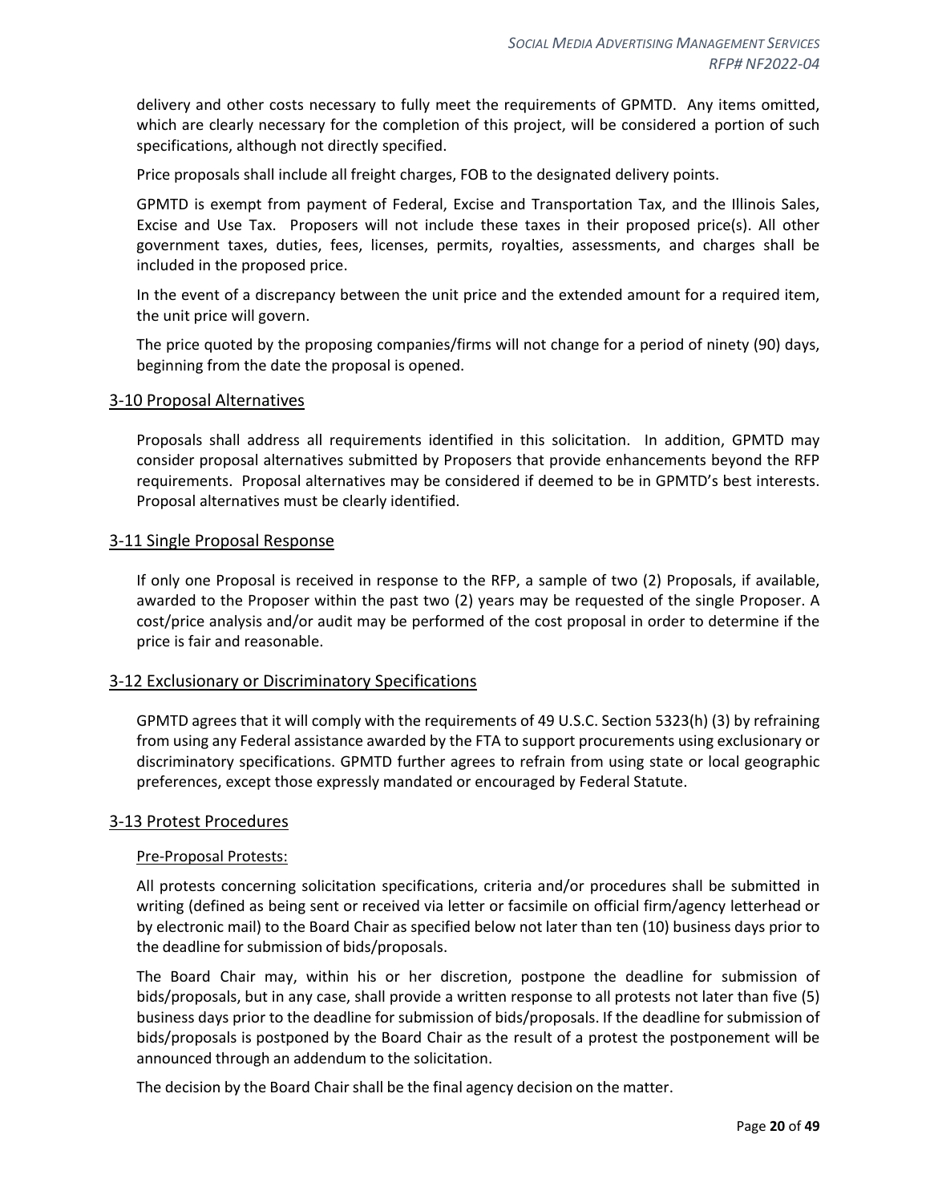delivery and other costs necessary to fully meet the requirements of GPMTD. Any items omitted, which are clearly necessary for the completion of this project, will be considered a portion of such specifications, although not directly specified.

Price proposals shall include all freight charges, FOB to the designated delivery points.

GPMTD is exempt from payment of Federal, Excise and Transportation Tax, and the Illinois Sales, Excise and Use Tax. Proposers will not include these taxes in their proposed price(s). All other government taxes, duties, fees, licenses, permits, royalties, assessments, and charges shall be included in the proposed price.

In the event of a discrepancy between the unit price and the extended amount for a required item, the unit price will govern.

The price quoted by the proposing companies/firms will not change for a period of ninety (90) days, beginning from the date the proposal is opened.

## 3-10 Proposal Alternatives

Proposals shall address all requirements identified in this solicitation. In addition, GPMTD may consider proposal alternatives submitted by Proposers that provide enhancements beyond the RFP requirements. Proposal alternatives may be considered if deemed to be in GPMTD's best interests. Proposal alternatives must be clearly identified.

## 3-11 Single Proposal Response

If only one Proposal is received in response to the RFP, a sample of two (2) Proposals, if available, awarded to the Proposer within the past two (2) years may be requested of the single Proposer. A cost/price analysis and/or audit may be performed of the cost proposal in order to determine if the price is fair and reasonable.

## 3-12 Exclusionary or Discriminatory Specifications

GPMTD agrees that it will comply with the requirements of 49 U.S.C. Section 5323(h) (3) by refraining from using any Federal assistance awarded by the FTA to support procurements using exclusionary or discriminatory specifications. GPMTD further agrees to refrain from using state or local geographic preferences, except those expressly mandated or encouraged by Federal Statute.

## 3-13 Protest Procedures

### Pre-Proposal Protests:

All protests concerning solicitation specifications, criteria and/or procedures shall be submitted in writing (defined as being sent or received via letter or facsimile on official firm/agency letterhead or by electronic mail) to the Board Chair as specified below not later than ten (10) business days prior to the deadline for submission of bids/proposals.

The Board Chair may, within his or her discretion, postpone the deadline for submission of bids/proposals, but in any case, shall provide a written response to all protests not later than five (5) business days prior to the deadline for submission of bids/proposals. If the deadline for submission of bids/proposals is postponed by the Board Chair as the result of a protest the postponement will be announced through an addendum to the solicitation.

The decision by the Board Chair shall be the final agency decision on the matter.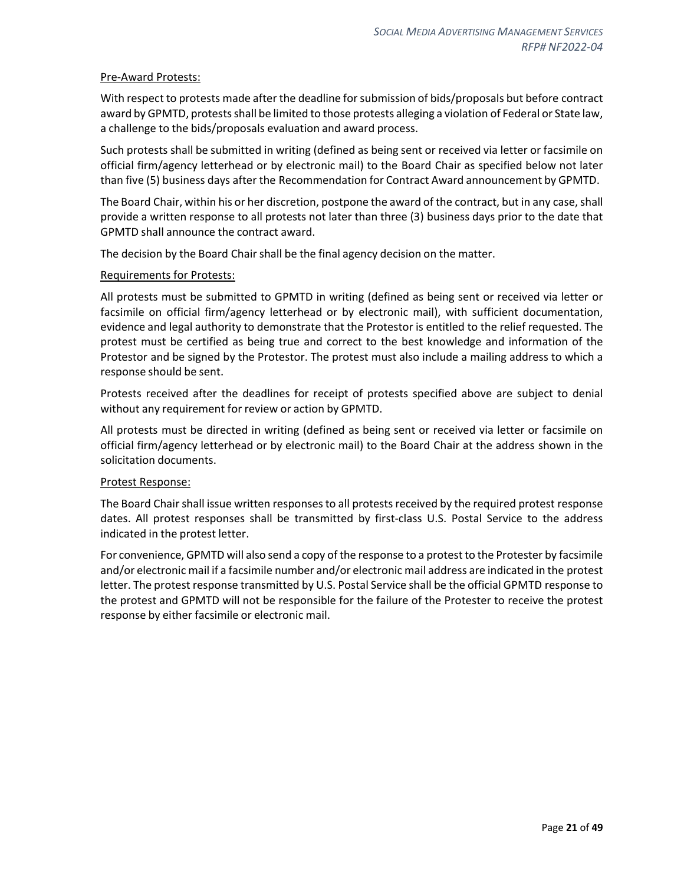Pre-Award Protests:

With respect to protests made after the deadline for submission of bids/proposals but before contract award by GPMTD, protests shall be limited to those protests alleging a violation of Federal or State law, a challenge to the bids/proposals evaluation and award process.

Such protests shall be submitted in writing (defined as being sent or received via letter or facsimile on official firm/agency letterhead or by electronic mail) to the Board Chair as specified below not later than five (5) business days after the Recommendation for Contract Award announcement by GPMTD.

The Board Chair, within his or her discretion, postpone the award of the contract, but in any case, shall provide a written response to all protests not later than three (3) business days prior to the date that GPMTD shall announce the contract award.

The decision by the Board Chair shall be the final agency decision on the matter.

Requirements for Protests:

All protests must be submitted to GPMTD in writing (defined as being sent or received via letter or facsimile on official firm/agency letterhead or by electronic mail), with sufficient documentation, evidence and legal authority to demonstrate that the Protestor is entitled to the relief requested. The protest must be certified as being true and correct to the best knowledge and information of the Protestor and be signed by the Protestor. The protest must also include a mailing address to which a response should be sent.

Protests received after the deadlines for receipt of protests specified above are subject to denial without any requirement for review or action by GPMTD.

All protests must be directed in writing (defined as being sent or received via letter or facsimile on official firm/agency letterhead or by electronic mail) to the Board Chair at the address shown in the solicitation documents.

Protest Response:

The Board Chair shall issue written responses to all protests received by the required protest response dates. All protest responses shall be transmitted by first-class U.S. Postal Service to the address indicated in the protest letter.

For convenience, GPMTD will also send a copy of the response to a protest to the Protester by facsimile and/or electronic mail if a facsimile number and/or electronic mail address are indicated in the protest letter. The protest response transmitted by U.S. Postal Service shall be the official GPMTD response to the protest and GPMTD will not be responsible for the failure of the Protester to receive the protest response by either facsimile or electronic mail.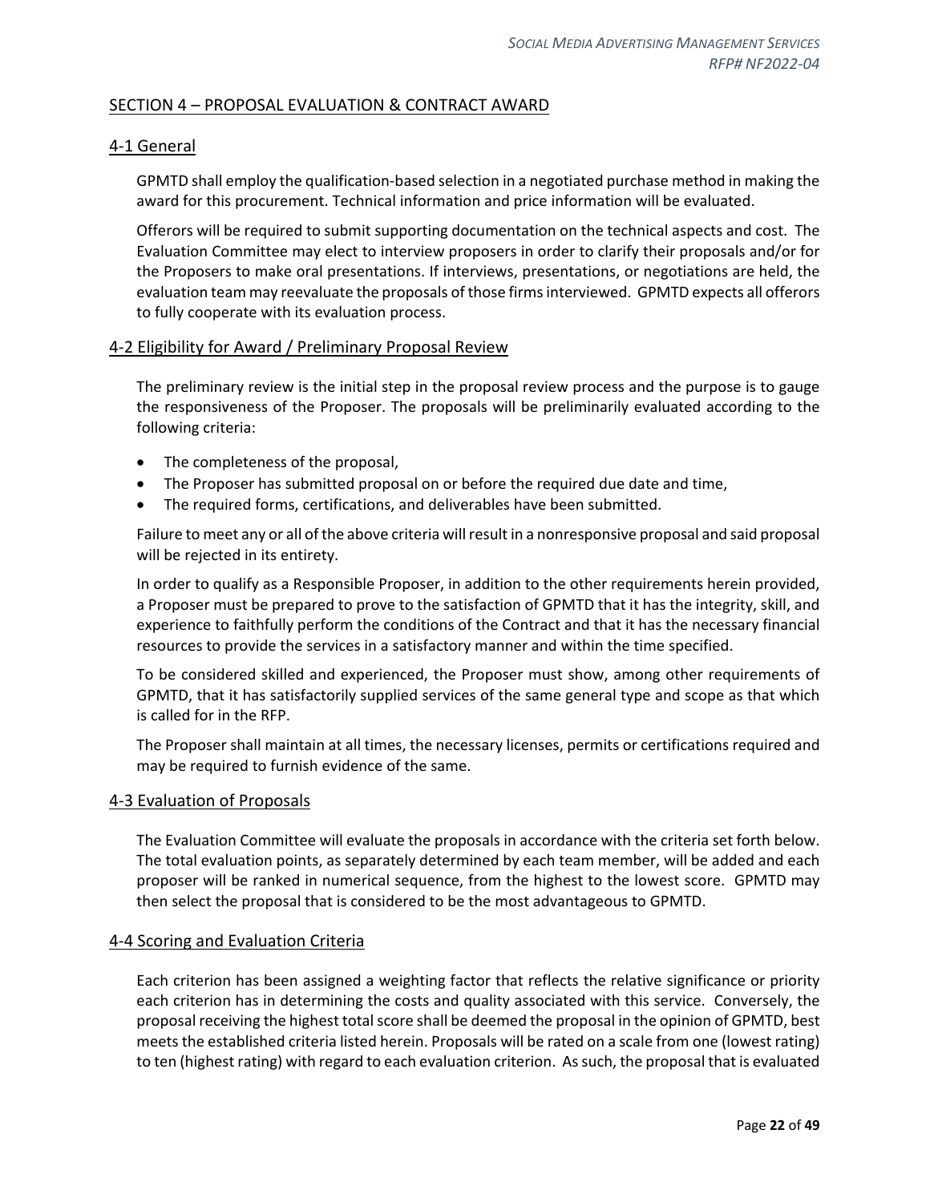## SECTION 4 – PROPOSAL EVALUATION & CONTRACT AWARD

### 4-1 General

GPMTD shall employ the qualification-based selection in a negotiated purchase method in making the award for this procurement. Technical information and price information will be evaluated.

Offerors will be required to submit supporting documentation on the technical aspects and cost. The Evaluation Committee may elect to interview proposers in order to clarify their proposals and/or for the Proposers to make oral presentations. If interviews, presentations, or negotiations are held, the evaluation team may reevaluate the proposals of those firms interviewed. GPMTD expects all offerors to fully cooperate with its evaluation process.

### 4-2 Eligibility for Award / Preliminary Proposal Review

The preliminary review is the initial step in the proposal review process and the purpose is to gauge the responsiveness of the Proposer. The proposals will be preliminarily evaluated according to the following criteria:

- The completeness of the proposal,
- The Proposer has submitted proposal on or before the required due date and time,
- The required forms, certifications, and deliverables have been submitted.

Failure to meet any or all of the above criteria will result in a nonresponsive proposal and said proposal will be rejected in its entirety.

In order to qualify as a Responsible Proposer, in addition to the other requirements herein provided, a Proposer must be prepared to prove to the satisfaction of GPMTD that it has the integrity, skill, and experience to faithfully perform the conditions of the Contract and that it has the necessary financial resources to provide the services in a satisfactory manner and within the time specified.

To be considered skilled and experienced, the Proposer must show, among other requirements of GPMTD, that it has satisfactorily supplied services of the same general type and scope as that which is called for in the RFP.

The Proposer shall maintain at all times, the necessary licenses, permits or certifications required and may be required to furnish evidence of the same.

### 4-3 Evaluation of Proposals

The Evaluation Committee will evaluate the proposals in accordance with the criteria set forth below. The total evaluation points, as separately determined by each team member, will be added and each proposer will be ranked in numerical sequence, from the highest to the lowest score. GPMTD may then select the proposal that is considered to be the most advantageous to GPMTD.

### 4-4 Scoring and Evaluation Criteria

Each criterion has been assigned a weighting factor that reflects the relative significance or priority each criterion has in determining the costs and quality associated with this service. Conversely, the proposal receiving the highest total score shall be deemed the proposal in the opinion of GPMTD, best meets the established criteria listed herein. Proposals will be rated on a scale from one (lowest rating) to ten (highest rating) with regard to each evaluation criterion. As such, the proposal that is evaluated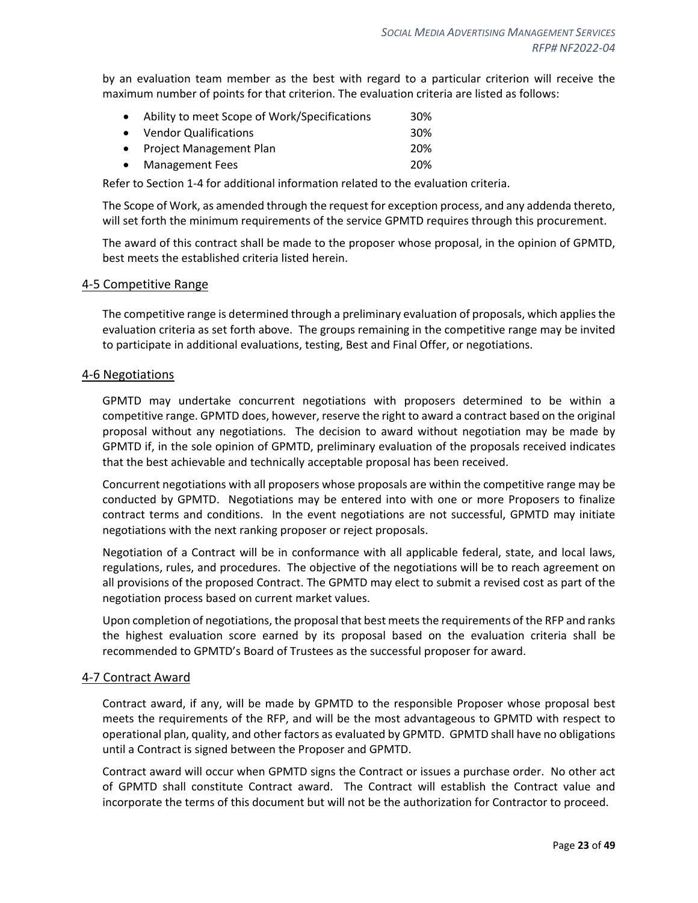by an evaluation team member as the best with regard to a particular criterion will receive the maximum number of points for that criterion. The evaluation criteria are listed as follows:

- Ability to meet Scope of Work/Specifications 30%
- Vendor Qualifications 30%
- Project Management Plan 20%
- Management Fees 20%

Refer to Section 1-4 for additional information related to the evaluation criteria.

The Scope of Work, as amended through the request for exception process, and any addenda thereto, will set forth the minimum requirements of the service GPMTD requires through this procurement.

The award of this contract shall be made to the proposer whose proposal, in the opinion of GPMTD, best meets the established criteria listed herein.

## 4-5 Competitive Range

The competitive range is determined through a preliminary evaluation of proposals, which applies the evaluation criteria as set forth above. The groups remaining in the competitive range may be invited to participate in additional evaluations, testing, Best and Final Offer, or negotiations.

## 4-6 Negotiations

GPMTD may undertake concurrent negotiations with proposers determined to be within a competitive range. GPMTD does, however, reserve the right to award a contract based on the original proposal without any negotiations. The decision to award without negotiation may be made by GPMTD if, in the sole opinion of GPMTD, preliminary evaluation of the proposals received indicates that the best achievable and technically acceptable proposal has been received.

Concurrent negotiations with all proposers whose proposals are within the competitive range may be conducted by GPMTD. Negotiations may be entered into with one or more Proposers to finalize contract terms and conditions. In the event negotiations are not successful, GPMTD may initiate negotiations with the next ranking proposer or reject proposals.

Negotiation of a Contract will be in conformance with all applicable federal, state, and local laws, regulations, rules, and procedures. The objective of the negotiations will be to reach agreement on all provisions of the proposed Contract. The GPMTD may elect to submit a revised cost as part of the negotiation process based on current market values.

Upon completion of negotiations, the proposal that best meets the requirements of the RFP and ranks the highest evaluation score earned by its proposal based on the evaluation criteria shall be recommended to GPMTD's Board of Trustees as the successful proposer for award.

## 4-7 Contract Award

Contract award, if any, will be made by GPMTD to the responsible Proposer whose proposal best meets the requirements of the RFP, and will be the most advantageous to GPMTD with respect to operational plan, quality, and other factors as evaluated by GPMTD. GPMTD shall have no obligations until a Contract is signed between the Proposer and GPMTD.

Contract award will occur when GPMTD signs the Contract or issues a purchase order. No other act of GPMTD shall constitute Contract award. The Contract will establish the Contract value and incorporate the terms of this document but will not be the authorization for Contractor to proceed.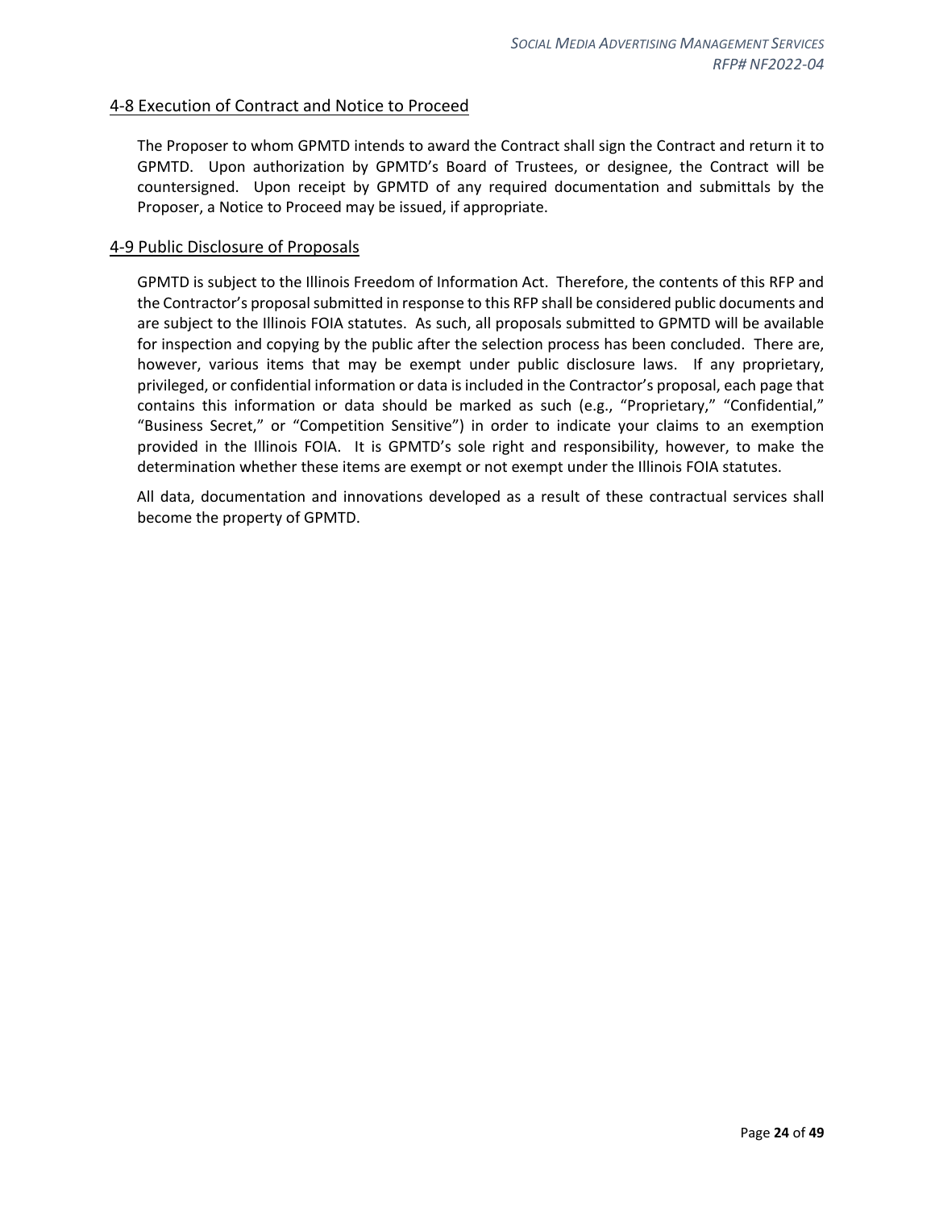## 4-8 Execution of Contract and Notice to Proceed

The Proposer to whom GPMTD intends to award the Contract shall sign the Contract and return it to GPMTD. Upon authorization by GPMTD's Board of Trustees, or designee, the Contract will be countersigned. Upon receipt by GPMTD of any required documentation and submittals by the Proposer, a Notice to Proceed may be issued, if appropriate.

## 4-9 Public Disclosure of Proposals

GPMTD is subject to the Illinois Freedom of Information Act. Therefore, the contents of this RFP and the Contractor's proposal submitted in response to this RFP shall be considered public documents and are subject to the Illinois FOIA statutes. As such, all proposals submitted to GPMTD will be available for inspection and copying by the public after the selection process has been concluded. There are, however, various items that may be exempt under public disclosure laws. If any proprietary, privileged, or confidential information or data is included in the Contractor's proposal, each page that contains this information or data should be marked as such (e.g., "Proprietary," "Confidential," "Business Secret," or "Competition Sensitive") in order to indicate your claims to an exemption provided in the Illinois FOIA. It is GPMTD's sole right and responsibility, however, to make the determination whether these items are exempt or not exempt under the Illinois FOIA statutes.

All data, documentation and innovations developed as a result of these contractual services shall become the property of GPMTD.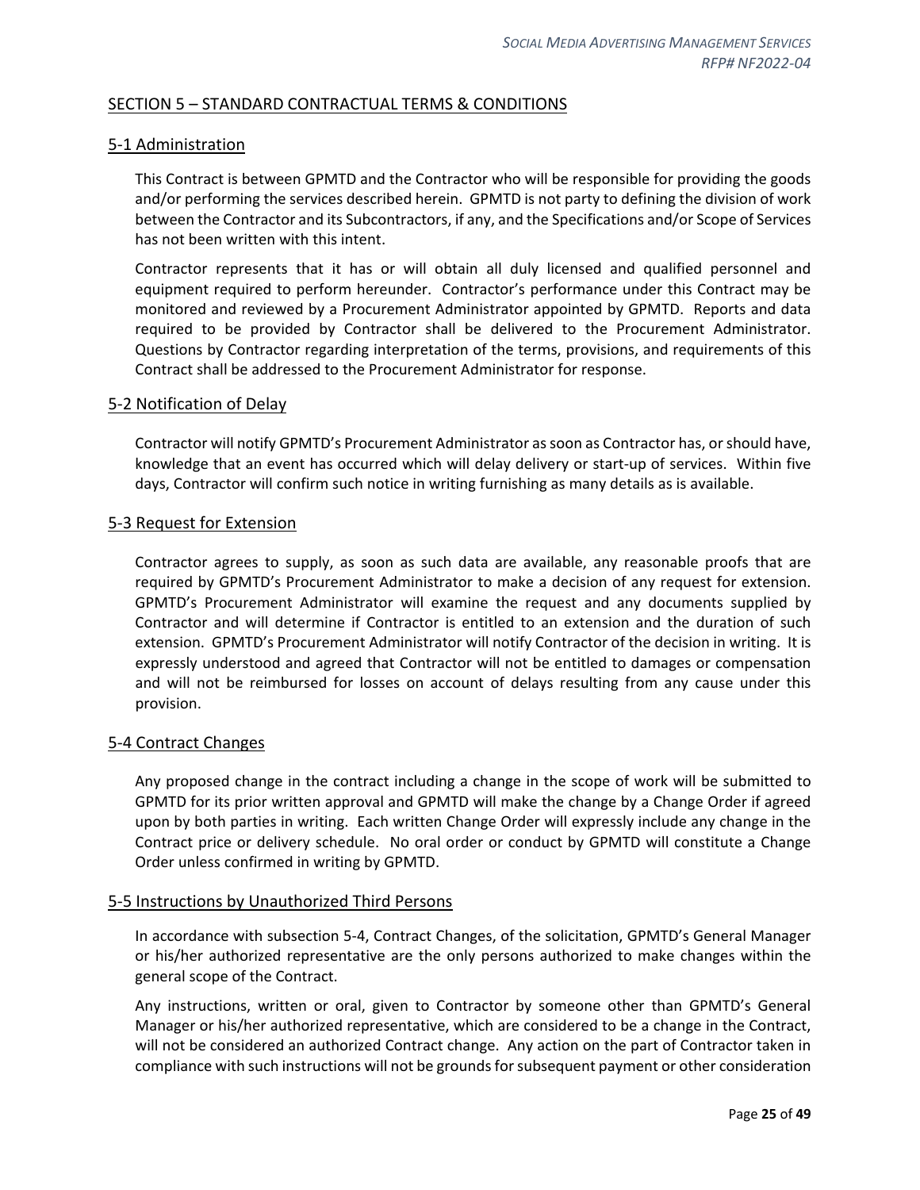## SECTION 5 – STANDARD CONTRACTUAL TERMS & CONDITIONS

### 5-1 Administration

This Contract is between GPMTD and the Contractor who will be responsible for providing the goods and/or performing the services described herein. GPMTD is not party to defining the division of work between the Contractor and its Subcontractors, if any, and the Specifications and/or Scope of Services has not been written with this intent.

Contractor represents that it has or will obtain all duly licensed and qualified personnel and equipment required to perform hereunder. Contractor's performance under this Contract may be monitored and reviewed by a Procurement Administrator appointed by GPMTD. Reports and data required to be provided by Contractor shall be delivered to the Procurement Administrator. Questions by Contractor regarding interpretation of the terms, provisions, and requirements of this Contract shall be addressed to the Procurement Administrator for response.

### 5-2 Notification of Delay

Contractor will notify GPMTD's Procurement Administrator as soon as Contractor has, or should have, knowledge that an event has occurred which will delay delivery or start-up of services. Within five days, Contractor will confirm such notice in writing furnishing as many details as is available.

### 5-3 Request for Extension

Contractor agrees to supply, as soon as such data are available, any reasonable proofs that are required by GPMTD's Procurement Administrator to make a decision of any request for extension. GPMTD's Procurement Administrator will examine the request and any documents supplied by Contractor and will determine if Contractor is entitled to an extension and the duration of such extension. GPMTD's Procurement Administrator will notify Contractor of the decision in writing. It is expressly understood and agreed that Contractor will not be entitled to damages or compensation and will not be reimbursed for losses on account of delays resulting from any cause under this provision.

### 5-4 Contract Changes

Any proposed change in the contract including a change in the scope of work will be submitted to GPMTD for its prior written approval and GPMTD will make the change by a Change Order if agreed upon by both parties in writing. Each written Change Order will expressly include any change in the Contract price or delivery schedule. No oral order or conduct by GPMTD will constitute a Change Order unless confirmed in writing by GPMTD.

### 5-5 Instructions by Unauthorized Third Persons

In accordance with subsection 5-4, Contract Changes, of the solicitation, GPMTD's General Manager or his/her authorized representative are the only persons authorized to make changes within the general scope of the Contract.

Any instructions, written or oral, given to Contractor by someone other than GPMTD's General Manager or his/her authorized representative, which are considered to be a change in the Contract, will not be considered an authorized Contract change. Any action on the part of Contractor taken in compliance with such instructions will not be grounds for subsequent payment or other consideration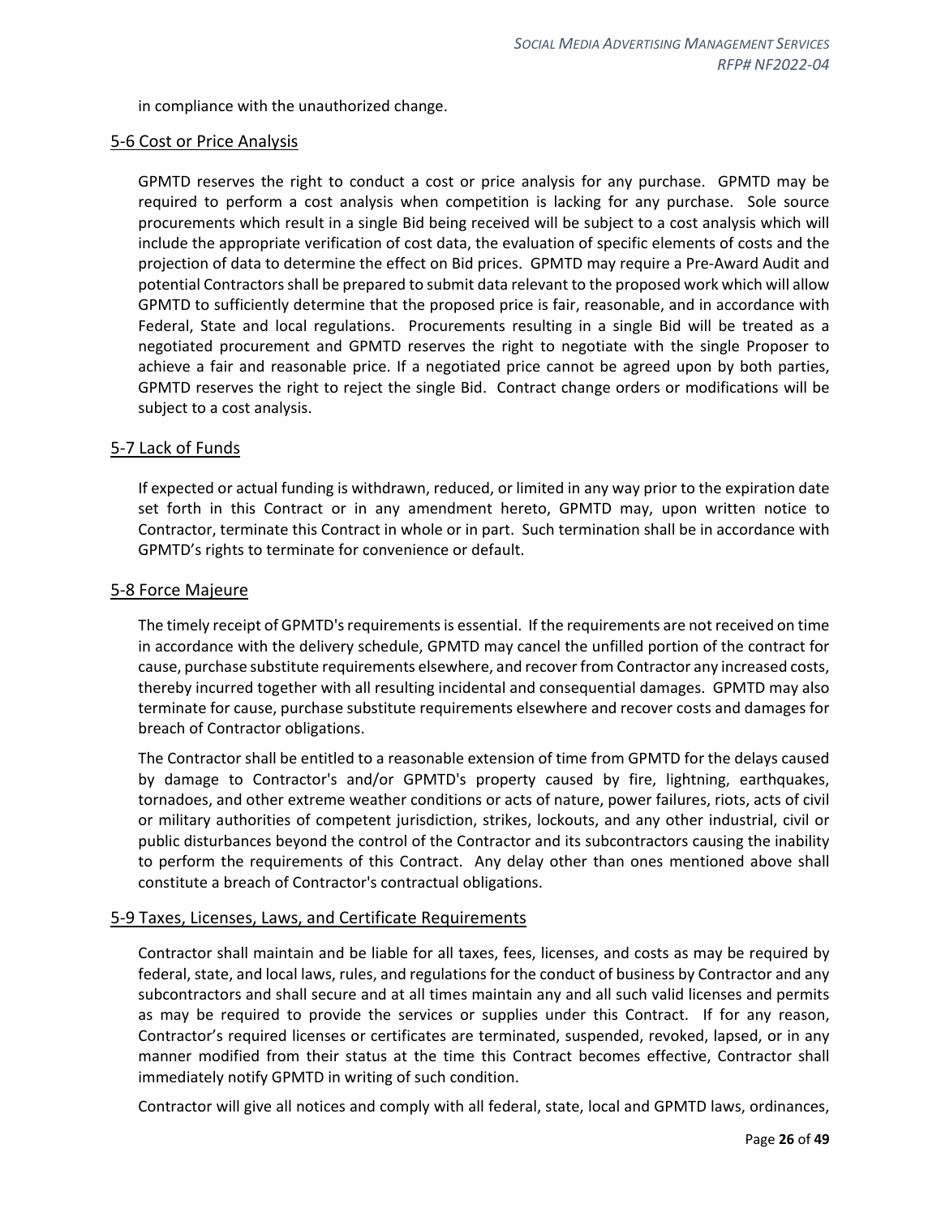in compliance with the unauthorized change.

## 5-6 Cost or Price Analysis

GPMTD reserves the right to conduct a cost or price analysis for any purchase. GPMTD may be required to perform a cost analysis when competition is lacking for any purchase. Sole source procurements which result in a single Bid being received will be subject to a cost analysis which will include the appropriate verification of cost data, the evaluation of specific elements of costs and the projection of data to determine the effect on Bid prices. GPMTD may require a Pre-Award Audit and potential Contractors shall be prepared to submit data relevant to the proposed work which will allow GPMTD to sufficiently determine that the proposed price is fair, reasonable, and in accordance with Federal, State and local regulations. Procurements resulting in a single Bid will be treated as a negotiated procurement and GPMTD reserves the right to negotiate with the single Proposer to achieve a fair and reasonable price. If a negotiated price cannot be agreed upon by both parties, GPMTD reserves the right to reject the single Bid. Contract change orders or modifications will be subject to a cost analysis.

## 5-7 Lack of Funds

If expected or actual funding is withdrawn, reduced, or limited in any way prior to the expiration date set forth in this Contract or in any amendment hereto, GPMTD may, upon written notice to Contractor, terminate this Contract in whole or in part. Such termination shall be in accordance with GPMTD's rights to terminate for convenience or default.

## 5-8 Force Majeure

The timely receipt of GPMTD's requirements is essential. If the requirements are not received on time in accordance with the delivery schedule, GPMTD may cancel the unfilled portion of the contract for cause, purchase substitute requirements elsewhere, and recover from Contractor any increased costs, thereby incurred together with all resulting incidental and consequential damages. GPMTD may also terminate for cause, purchase substitute requirements elsewhere and recover costs and damages for breach of Contractor obligations.

The Contractor shall be entitled to a reasonable extension of time from GPMTD for the delays caused by damage to Contractor's and/or GPMTD's property caused by fire, lightning, earthquakes, tornadoes, and other extreme weather conditions or acts of nature, power failures, riots, acts of civil or military authorities of competent jurisdiction, strikes, lockouts, and any other industrial, civil or public disturbances beyond the control of the Contractor and its subcontractors causing the inability to perform the requirements of this Contract. Any delay other than ones mentioned above shall constitute a breach of Contractor's contractual obligations.

## 5-9 Taxes, Licenses, Laws, and Certificate Requirements

Contractor shall maintain and be liable for all taxes, fees, licenses, and costs as may be required by federal, state, and local laws, rules, and regulations for the conduct of business by Contractor and any subcontractors and shall secure and at all times maintain any and all such valid licenses and permits as may be required to provide the services or supplies under this Contract. If for any reason, Contractor's required licenses or certificates are terminated, suspended, revoked, lapsed, or in any manner modified from their status at the time this Contract becomes effective, Contractor shall immediately notify GPMTD in writing of such condition.

Contractor will give all notices and comply with all federal, state, local and GPMTD laws, ordinances,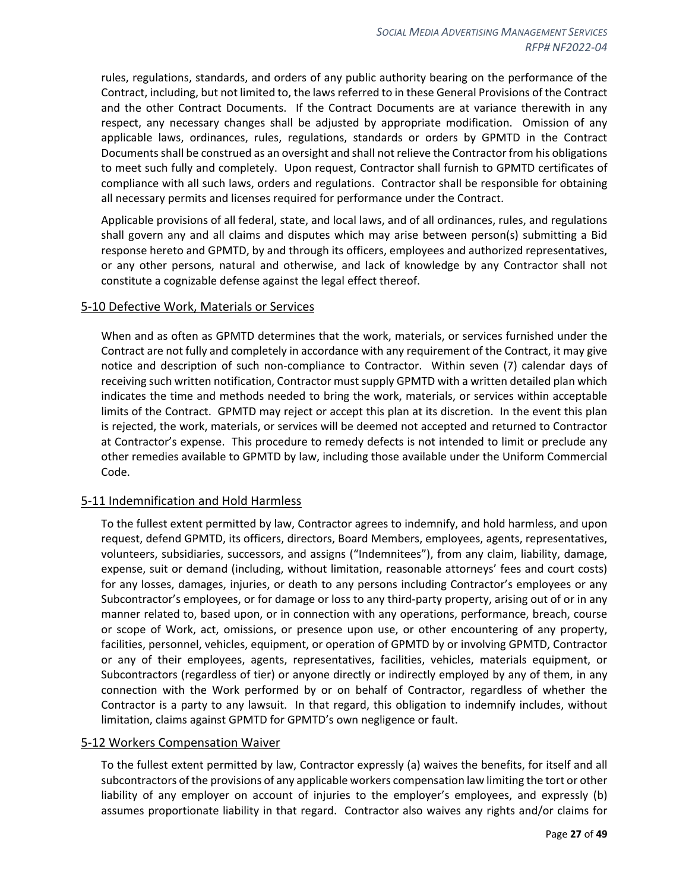rules, regulations, standards, and orders of any public authority bearing on the performance of the Contract, including, but not limited to, the laws referred to in these General Provisions of the Contract and the other Contract Documents. If the Contract Documents are at variance therewith in any respect, any necessary changes shall be adjusted by appropriate modification. Omission of any applicable laws, ordinances, rules, regulations, standards or orders by GPMTD in the Contract Documents shall be construed as an oversight and shall not relieve the Contractor from his obligations to meet such fully and completely. Upon request, Contractor shall furnish to GPMTD certificates of compliance with all such laws, orders and regulations. Contractor shall be responsible for obtaining all necessary permits and licenses required for performance under the Contract.

Applicable provisions of all federal, state, and local laws, and of all ordinances, rules, and regulations shall govern any and all claims and disputes which may arise between person(s) submitting a Bid response hereto and GPMTD, by and through its officers, employees and authorized representatives, or any other persons, natural and otherwise, and lack of knowledge by any Contractor shall not constitute a cognizable defense against the legal effect thereof.

## 5-10 Defective Work, Materials or Services

When and as often as GPMTD determines that the work, materials, or services furnished under the Contract are not fully and completely in accordance with any requirement of the Contract, it may give notice and description of such non-compliance to Contractor. Within seven (7) calendar days of receiving such written notification, Contractor must supply GPMTD with a written detailed plan which indicates the time and methods needed to bring the work, materials, or services within acceptable limits of the Contract. GPMTD may reject or accept this plan at its discretion. In the event this plan is rejected, the work, materials, or services will be deemed not accepted and returned to Contractor at Contractor's expense. This procedure to remedy defects is not intended to limit or preclude any other remedies available to GPMTD by law, including those available under the Uniform Commercial Code.

## 5-11 Indemnification and Hold Harmless

To the fullest extent permitted by law, Contractor agrees to indemnify, and hold harmless, and upon request, defend GPMTD, its officers, directors, Board Members, employees, agents, representatives, volunteers, subsidiaries, successors, and assigns ("Indemnitees"), from any claim, liability, damage, expense, suit or demand (including, without limitation, reasonable attorneys' fees and court costs) for any losses, damages, injuries, or death to any persons including Contractor's employees or any Subcontractor's employees, or for damage or loss to any third-party property, arising out of or in any manner related to, based upon, or in connection with any operations, performance, breach, course or scope of Work, act, omissions, or presence upon use, or other encountering of any property, facilities, personnel, vehicles, equipment, or operation of GPMTD by or involving GPMTD, Contractor or any of their employees, agents, representatives, facilities, vehicles, materials equipment, or Subcontractors (regardless of tier) or anyone directly or indirectly employed by any of them, in any connection with the Work performed by or on behalf of Contractor, regardless of whether the Contractor is a party to any lawsuit. In that regard, this obligation to indemnify includes, without limitation, claims against GPMTD for GPMTD's own negligence or fault.

## 5-12 Workers Compensation Waiver

To the fullest extent permitted by law, Contractor expressly (a) waives the benefits, for itself and all subcontractors of the provisions of any applicable workers compensation law limiting the tort or other liability of any employer on account of injuries to the employer's employees, and expressly (b) assumes proportionate liability in that regard. Contractor also waives any rights and/or claims for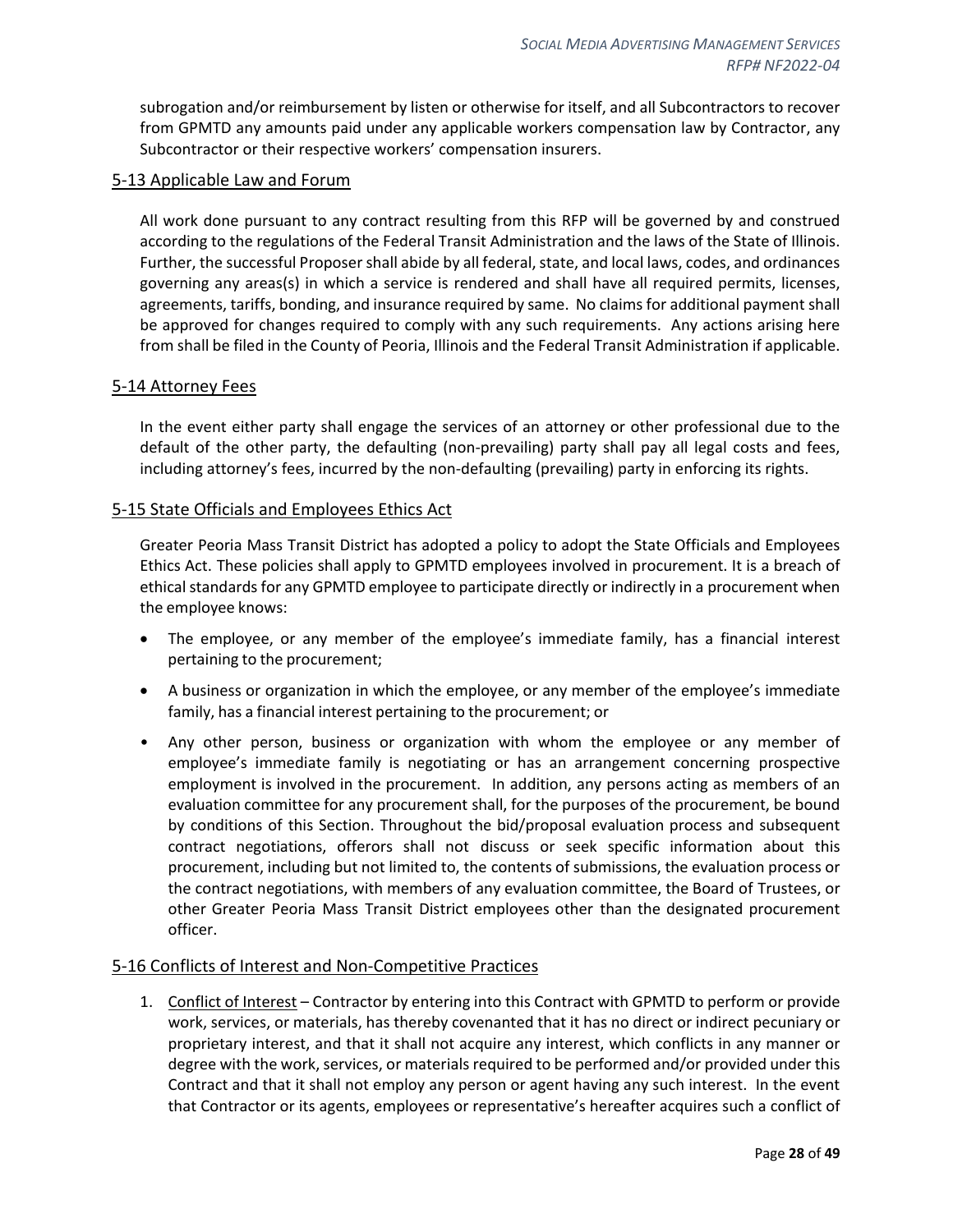subrogation and/or reimbursement by listen or otherwise for itself, and all Subcontractors to recover from GPMTD any amounts paid under any applicable workers compensation law by Contractor, any Subcontractor or their respective workers' compensation insurers.

## 5-13 Applicable Law and Forum

All work done pursuant to any contract resulting from this RFP will be governed by and construed according to the regulations of the Federal Transit Administration and the laws of the State of Illinois. Further, the successful Proposer shall abide by all federal, state, and local laws, codes, and ordinances governing any areas(s) in which a service is rendered and shall have all required permits, licenses, agreements, tariffs, bonding, and insurance required by same. No claims for additional payment shall be approved for changes required to comply with any such requirements. Any actions arising here from shall be filed in the County of Peoria, Illinois and the Federal Transit Administration if applicable.

## 5-14 Attorney Fees

In the event either party shall engage the services of an attorney or other professional due to the default of the other party, the defaulting (non-prevailing) party shall pay all legal costs and fees, including attorney's fees, incurred by the non-defaulting (prevailing) party in enforcing its rights.

## 5-15 State Officials and Employees Ethics Act

Greater Peoria Mass Transit District has adopted a policy to adopt the State Officials and Employees Ethics Act. These policies shall apply to GPMTD employees involved in procurement. It is a breach of ethical standards for any GPMTD employee to participate directly or indirectly in a procurement when the employee knows:

- The employee, or any member of the employee's immediate family, has a financial interest pertaining to the procurement;
- A business or organization in which the employee, or any member of the employee's immediate family, has a financial interest pertaining to the procurement; or
- Any other person, business or organization with whom the employee or any member of employee's immediate family is negotiating or has an arrangement concerning prospective employment is involved in the procurement. In addition, any persons acting as members of an evaluation committee for any procurement shall, for the purposes of the procurement, be bound by conditions of this Section. Throughout the bid/proposal evaluation process and subsequent contract negotiations, offerors shall not discuss or seek specific information about this procurement, including but not limited to, the contents of submissions, the evaluation process or the contract negotiations, with members of any evaluation committee, the Board of Trustees, or other Greater Peoria Mass Transit District employees other than the designated procurement officer.

## 5-16 Conflicts of Interest and Non-Competitive Practices

1. Conflict of Interest – Contractor by entering into this Contract with GPMTD to perform or provide work, services, or materials, has thereby covenanted that it has no direct or indirect pecuniary or proprietary interest, and that it shall not acquire any interest, which conflicts in any manner or degree with the work, services, or materials required to be performed and/or provided under this Contract and that it shall not employ any person or agent having any such interest. In the event that Contractor or its agents, employees or representative's hereafter acquires such a conflict of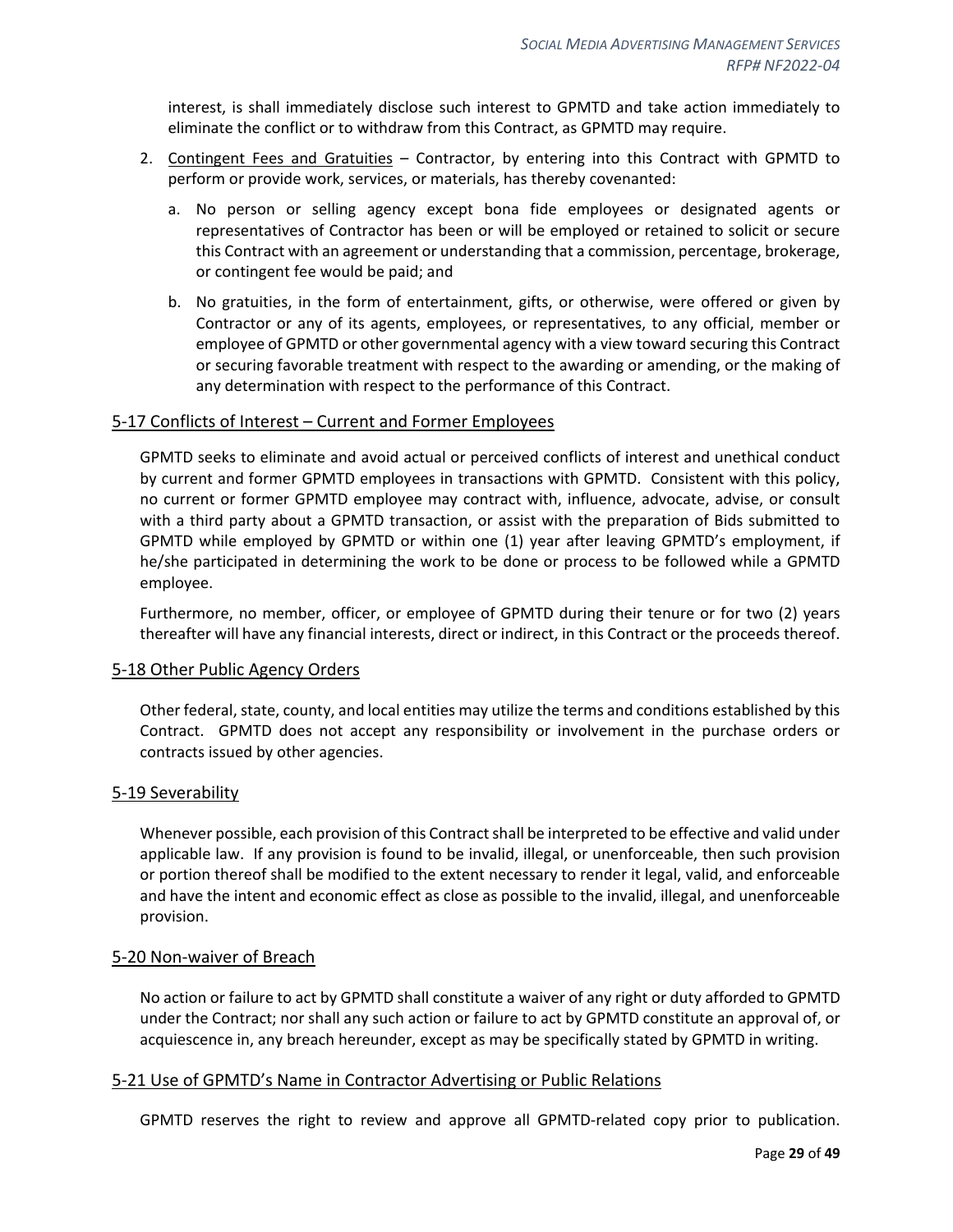interest, is shall immediately disclose such interest to GPMTD and take action immediately to eliminate the conflict or to withdraw from this Contract, as GPMTD may require.

2. Contingent Fees and Gratuities – Contractor, by entering into this Contract with GPMTD to perform or provide work, services, or materials, has thereby covenanted:

   a. No person or selling agency except bona fide employees or designated agents or representatives of Contractor has been or will be employed or retained to solicit or secure this Contract with an agreement or understanding that a commission, percentage, brokerage, or contingent fee would be paid; and

   b. No gratuities, in the form of entertainment, gifts, or otherwise, were offered or given by Contractor or any of its agents, employees, or representatives, to any official, member or employee of GPMTD or other governmental agency with a view toward securing this Contract or securing favorable treatment with respect to the awarding or amending, or the making of any determination with respect to the performance of this Contract.

## 5-17 Conflicts of Interest – Current and Former Employees

GPMTD seeks to eliminate and avoid actual or perceived conflicts of interest and unethical conduct by current and former GPMTD employees in transactions with GPMTD. Consistent with this policy, no current or former GPMTD employee may contract with, influence, advocate, advise, or consult with a third party about a GPMTD transaction, or assist with the preparation of Bids submitted to GPMTD while employed by GPMTD or within one (1) year after leaving GPMTD's employment, if he/she participated in determining the work to be done or process to be followed while a GPMTD employee.

Furthermore, no member, officer, or employee of GPMTD during their tenure or for two (2) years thereafter will have any financial interests, direct or indirect, in this Contract or the proceeds thereof.

## 5-18 Other Public Agency Orders

Other federal, state, county, and local entities may utilize the terms and conditions established by this Contract. GPMTD does not accept any responsibility or involvement in the purchase orders or contracts issued by other agencies.

## 5-19 Severability

Whenever possible, each provision of this Contract shall be interpreted to be effective and valid under applicable law. If any provision is found to be invalid, illegal, or unenforceable, then such provision or portion thereof shall be modified to the extent necessary to render it legal, valid, and enforceable and have the intent and economic effect as close as possible to the invalid, illegal, and unenforceable provision.

## 5-20 Non-waiver of Breach

No action or failure to act by GPMTD shall constitute a waiver of any right or duty afforded to GPMTD under the Contract; nor shall any such action or failure to act by GPMTD constitute an approval of, or acquiescence in, any breach hereunder, except as may be specifically stated by GPMTD in writing.

## 5-21 Use of GPMTD's Name in Contractor Advertising or Public Relations

GPMTD reserves the right to review and approve all GPMTD-related copy prior to publication.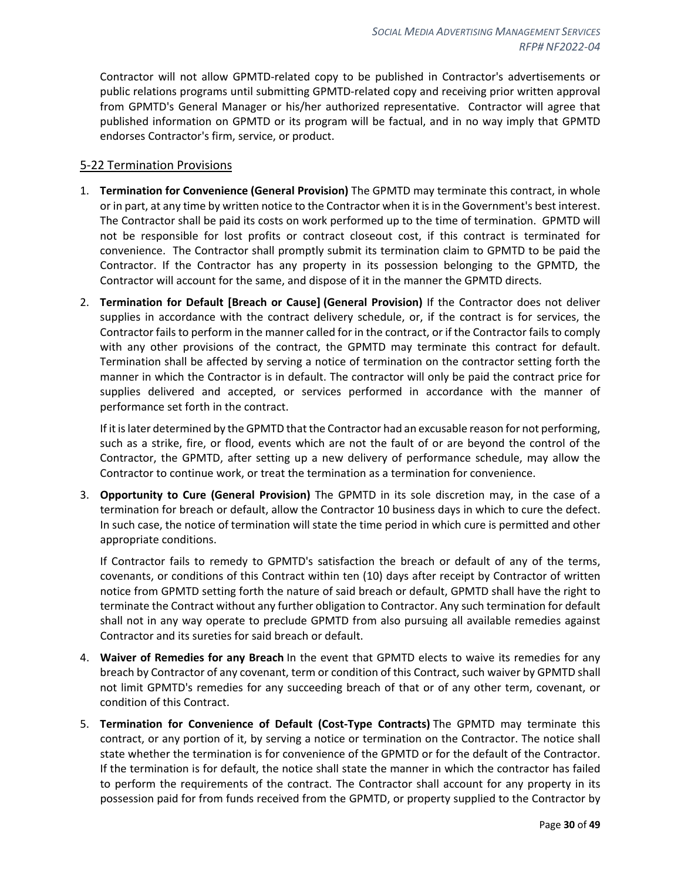Contractor will not allow GPMTD-related copy to be published in Contractor's advertisements or public relations programs until submitting GPMTD-related copy and receiving prior written approval from GPMTD's General Manager or his/her authorized representative. Contractor will agree that published information on GPMTD or its program will be factual, and in no way imply that GPMTD endorses Contractor's firm, service, or product.

## 5-22 Termination Provisions

1. **Termination for Convenience (General Provision)** The GPMTD may terminate this contract, in whole or in part, at any time by written notice to the Contractor when it is in the Government's best interest. The Contractor shall be paid its costs on work performed up to the time of termination. GPMTD will not be responsible for lost profits or contract closeout cost, if this contract is terminated for convenience. The Contractor shall promptly submit its termination claim to GPMTD to be paid the Contractor. If the Contractor has any property in its possession belonging to the GPMTD, the Contractor will account for the same, and dispose of it in the manner the GPMTD directs.

2. **Termination for Default [Breach or Cause] (General Provision)** If the Contractor does not deliver supplies in accordance with the contract delivery schedule, or, if the contract is for services, the Contractor fails to perform in the manner called for in the contract, or if the Contractor fails to comply with any other provisions of the contract, the GPMTD may terminate this contract for default. Termination shall be affected by serving a notice of termination on the contractor setting forth the manner in which the Contractor is in default. The contractor will only be paid the contract price for supplies delivered and accepted, or services performed in accordance with the manner of performance set forth in the contract.

   If it is later determined by the GPMTD that the Contractor had an excusable reason for not performing, such as a strike, fire, or flood, events which are not the fault of or are beyond the control of the Contractor, the GPMTD, after setting up a new delivery of performance schedule, may allow the Contractor to continue work, or treat the termination as a termination for convenience.

3. **Opportunity to Cure (General Provision)** The GPMTD in its sole discretion may, in the case of a termination for breach or default, allow the Contractor 10 business days in which to cure the defect. In such case, the notice of termination will state the time period in which cure is permitted and other appropriate conditions.

   If Contractor fails to remedy to GPMTD's satisfaction the breach or default of any of the terms, covenants, or conditions of this Contract within ten (10) days after receipt by Contractor of written notice from GPMTD setting forth the nature of said breach or default, GPMTD shall have the right to terminate the Contract without any further obligation to Contractor. Any such termination for default shall not in any way operate to preclude GPMTD from also pursuing all available remedies against Contractor and its sureties for said breach or default.

4. **Waiver of Remedies for any Breach** In the event that GPMTD elects to waive its remedies for any breach by Contractor of any covenant, term or condition of this Contract, such waiver by GPMTD shall not limit GPMTD's remedies for any succeeding breach of that or of any other term, covenant, or condition of this Contract.

5. **Termination for Convenience of Default (Cost-Type Contracts)** The GPMTD may terminate this contract, or any portion of it, by serving a notice or termination on the Contractor. The notice shall state whether the termination is for convenience of the GPMTD or for the default of the Contractor. If the termination is for default, the notice shall state the manner in which the contractor has failed to perform the requirements of the contract. The Contractor shall account for any property in its possession paid for from funds received from the GPMTD, or property supplied to the Contractor by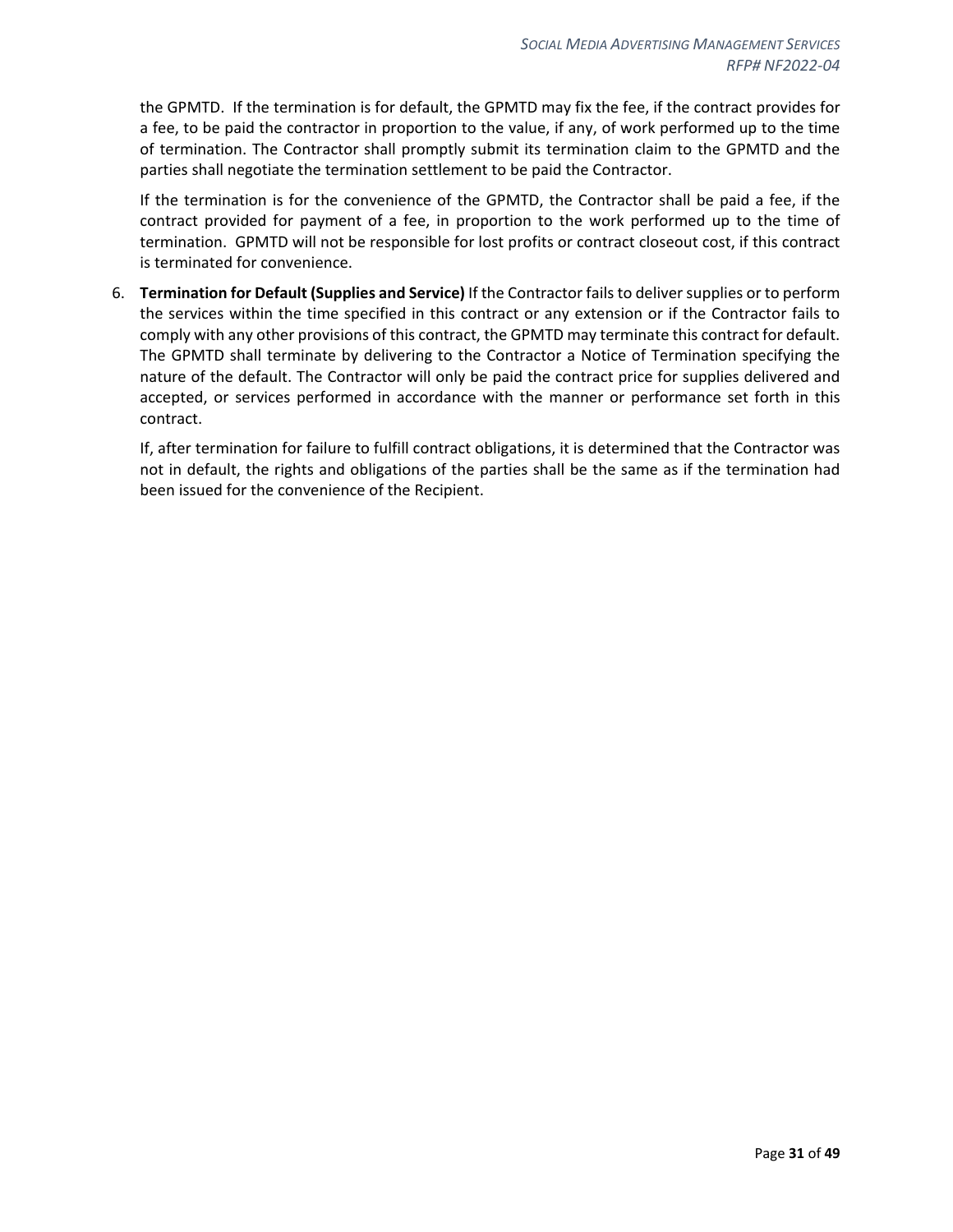the GPMTD. If the termination is for default, the GPMTD may fix the fee, if the contract provides for a fee, to be paid the contractor in proportion to the value, if any, of work performed up to the time of termination. The Contractor shall promptly submit its termination claim to the GPMTD and the parties shall negotiate the termination settlement to be paid the Contractor.

If the termination is for the convenience of the GPMTD, the Contractor shall be paid a fee, if the contract provided for payment of a fee, in proportion to the work performed up to the time of termination. GPMTD will not be responsible for lost profits or contract closeout cost, if this contract is terminated for convenience.

6. **Termination for Default (Supplies and Service)** If the Contractor fails to deliver supplies or to perform the services within the time specified in this contract or any extension or if the Contractor fails to comply with any other provisions of this contract, the GPMTD may terminate this contract for default. The GPMTD shall terminate by delivering to the Contractor a Notice of Termination specifying the nature of the default. The Contractor will only be paid the contract price for supplies delivered and accepted, or services performed in accordance with the manner or performance set forth in this contract.

   If, after termination for failure to fulfill contract obligations, it is determined that the Contractor was not in default, the rights and obligations of the parties shall be the same as if the termination had been issued for the convenience of the Recipient.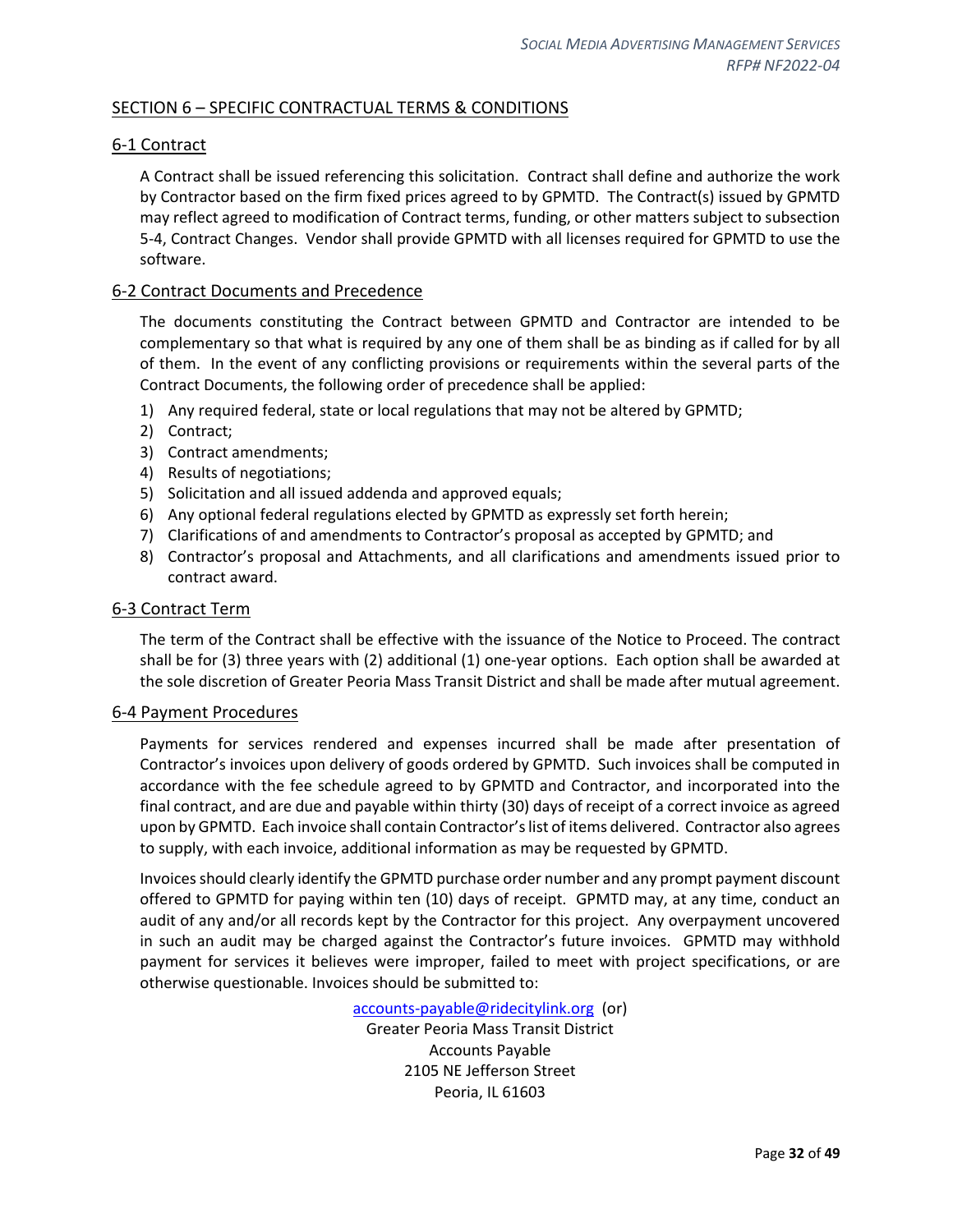## SECTION 6 – SPECIFIC CONTRACTUAL TERMS & CONDITIONS

### 6-1 Contract

A Contract shall be issued referencing this solicitation. Contract shall define and authorize the work by Contractor based on the firm fixed prices agreed to by GPMTD. The Contract(s) issued by GPMTD may reflect agreed to modification of Contract terms, funding, or other matters subject to subsection 5-4, Contract Changes. Vendor shall provide GPMTD with all licenses required for GPMTD to use the software.

### 6-2 Contract Documents and Precedence

The documents constituting the Contract between GPMTD and Contractor are intended to be complementary so that what is required by any one of them shall be as binding as if called for by all of them. In the event of any conflicting provisions or requirements within the several parts of the Contract Documents, the following order of precedence shall be applied:

1) Any required federal, state or local regulations that may not be altered by GPMTD;
2) Contract;
3) Contract amendments;
4) Results of negotiations;
5) Solicitation and all issued addenda and approved equals;
6) Any optional federal regulations elected by GPMTD as expressly set forth herein;
7) Clarifications of and amendments to Contractor's proposal as accepted by GPMTD; and
8) Contractor's proposal and Attachments, and all clarifications and amendments issued prior to contract award.

### 6-3 Contract Term

The term of the Contract shall be effective with the issuance of the Notice to Proceed. The contract shall be for (3) three years with (2) additional (1) one-year options. Each option shall be awarded at the sole discretion of Greater Peoria Mass Transit District and shall be made after mutual agreement.

### 6-4 Payment Procedures

Payments for services rendered and expenses incurred shall be made after presentation of Contractor's invoices upon delivery of goods ordered by GPMTD. Such invoices shall be computed in accordance with the fee schedule agreed to by GPMTD and Contractor, and incorporated into the final contract, and are due and payable within thirty (30) days of receipt of a correct invoice as agreed upon by GPMTD. Each invoice shall contain Contractor's list of items delivered. Contractor also agrees to supply, with each invoice, additional information as may be requested by GPMTD.

Invoices should clearly identify the GPMTD purchase order number and any prompt payment discount offered to GPMTD for paying within ten (10) days of receipt. GPMTD may, at any time, conduct an audit of any and/or all records kept by the Contractor for this project. Any overpayment uncovered in such an audit may be charged against the Contractor's future invoices. GPMTD may withhold payment for services it believes were improper, failed to meet with project specifications, or are otherwise questionable. Invoices should be submitted to:

accounts-payable@ridecitylink.org (or)
Greater Peoria Mass Transit District
Accounts Payable
2105 NE Jefferson Street
Peoria, IL 61603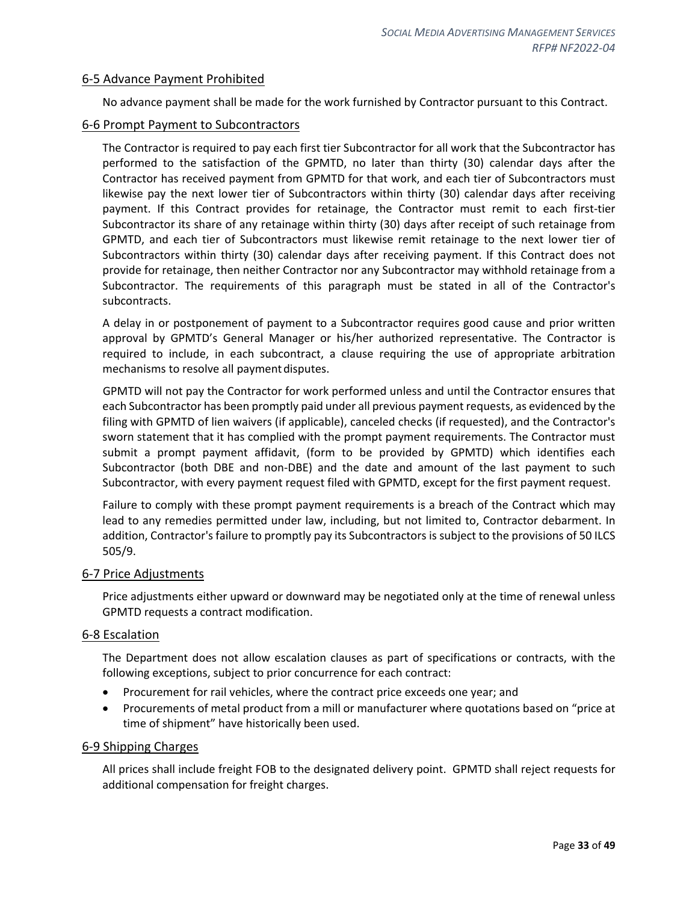## 6-5 Advance Payment Prohibited

No advance payment shall be made for the work furnished by Contractor pursuant to this Contract.

## 6-6 Prompt Payment to Subcontractors

The Contractor is required to pay each first tier Subcontractor for all work that the Subcontractor has performed to the satisfaction of the GPMTD, no later than thirty (30) calendar days after the Contractor has received payment from GPMTD for that work, and each tier of Subcontractors must likewise pay the next lower tier of Subcontractors within thirty (30) calendar days after receiving payment. If this Contract provides for retainage, the Contractor must remit to each first-tier Subcontractor its share of any retainage within thirty (30) days after receipt of such retainage from GPMTD, and each tier of Subcontractors must likewise remit retainage to the next lower tier of Subcontractors within thirty (30) calendar days after receiving payment. If this Contract does not provide for retainage, then neither Contractor nor any Subcontractor may withhold retainage from a Subcontractor. The requirements of this paragraph must be stated in all of the Contractor's subcontracts.

A delay in or postponement of payment to a Subcontractor requires good cause and prior written approval by GPMTD's General Manager or his/her authorized representative. The Contractor is required to include, in each subcontract, a clause requiring the use of appropriate arbitration mechanisms to resolve all payment disputes.

GPMTD will not pay the Contractor for work performed unless and until the Contractor ensures that each Subcontractor has been promptly paid under all previous payment requests, as evidenced by the filing with GPMTD of lien waivers (if applicable), canceled checks (if requested), and the Contractor's sworn statement that it has complied with the prompt payment requirements. The Contractor must submit a prompt payment affidavit, (form to be provided by GPMTD) which identifies each Subcontractor (both DBE and non-DBE) and the date and amount of the last payment to such Subcontractor, with every payment request filed with GPMTD, except for the first payment request.

Failure to comply with these prompt payment requirements is a breach of the Contract which may lead to any remedies permitted under law, including, but not limited to, Contractor debarment. In addition, Contractor's failure to promptly pay its Subcontractors is subject to the provisions of 50 ILCS 505/9.

## 6-7 Price Adjustments

Price adjustments either upward or downward may be negotiated only at the time of renewal unless GPMTD requests a contract modification.

## 6-8 Escalation

The Department does not allow escalation clauses as part of specifications or contracts, with the following exceptions, subject to prior concurrence for each contract:

- Procurement for rail vehicles, where the contract price exceeds one year; and
- Procurements of metal product from a mill or manufacturer where quotations based on "price at time of shipment" have historically been used.

## 6-9 Shipping Charges

All prices shall include freight FOB to the designated delivery point. GPMTD shall reject requests for additional compensation for freight charges.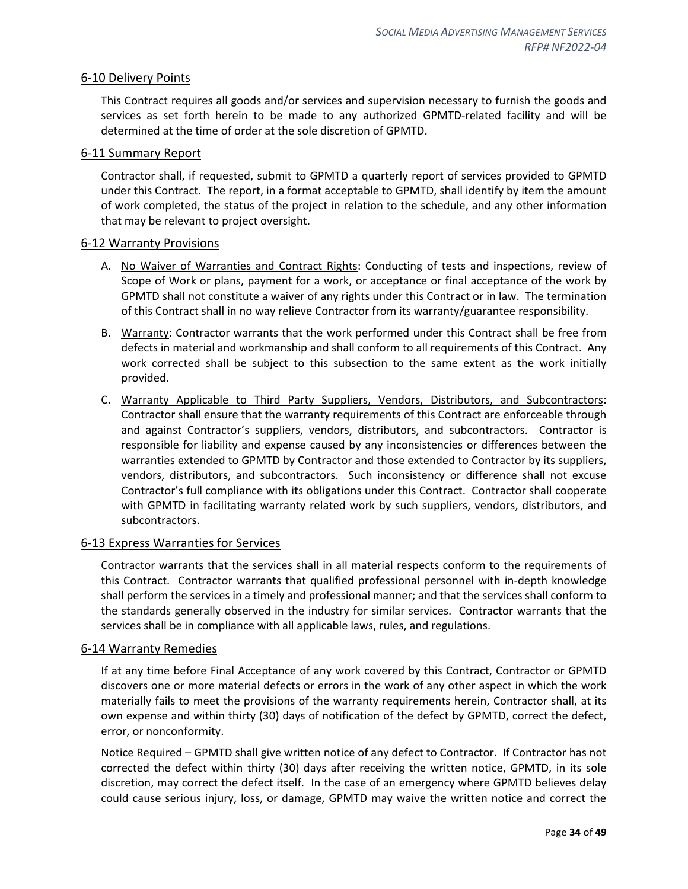## 6-10 Delivery Points

This Contract requires all goods and/or services and supervision necessary to furnish the goods and services as set forth herein to be made to any authorized GPMTD-related facility and will be determined at the time of order at the sole discretion of GPMTD.

## 6-11 Summary Report

Contractor shall, if requested, submit to GPMTD a quarterly report of services provided to GPMTD under this Contract. The report, in a format acceptable to GPMTD, shall identify by item the amount of work completed, the status of the project in relation to the schedule, and any other information that may be relevant to project oversight.

## 6-12 Warranty Provisions

A. No Waiver of Warranties and Contract Rights: Conducting of tests and inspections, review of Scope of Work or plans, payment for a work, or acceptance or final acceptance of the work by GPMTD shall not constitute a waiver of any rights under this Contract or in law. The termination of this Contract shall in no way relieve Contractor from its warranty/guarantee responsibility.

B. Warranty: Contractor warrants that the work performed under this Contract shall be free from defects in material and workmanship and shall conform to all requirements of this Contract. Any work corrected shall be subject to this subsection to the same extent as the work initially provided.

C. Warranty Applicable to Third Party Suppliers, Vendors, Distributors, and Subcontractors: Contractor shall ensure that the warranty requirements of this Contract are enforceable through and against Contractor's suppliers, vendors, distributors, and subcontractors. Contractor is responsible for liability and expense caused by any inconsistencies or differences between the warranties extended to GPMTD by Contractor and those extended to Contractor by its suppliers, vendors, distributors, and subcontractors. Such inconsistency or difference shall not excuse Contractor's full compliance with its obligations under this Contract. Contractor shall cooperate with GPMTD in facilitating warranty related work by such suppliers, vendors, distributors, and subcontractors.

## 6-13 Express Warranties for Services

Contractor warrants that the services shall in all material respects conform to the requirements of this Contract. Contractor warrants that qualified professional personnel with in-depth knowledge shall perform the services in a timely and professional manner; and that the services shall conform to the standards generally observed in the industry for similar services. Contractor warrants that the services shall be in compliance with all applicable laws, rules, and regulations.

## 6-14 Warranty Remedies

If at any time before Final Acceptance of any work covered by this Contract, Contractor or GPMTD discovers one or more material defects or errors in the work of any other aspect in which the work materially fails to meet the provisions of the warranty requirements herein, Contractor shall, at its own expense and within thirty (30) days of notification of the defect by GPMTD, correct the defect, error, or nonconformity.

Notice Required – GPMTD shall give written notice of any defect to Contractor. If Contractor has not corrected the defect within thirty (30) days after receiving the written notice, GPMTD, in its sole discretion, may correct the defect itself. In the case of an emergency where GPMTD believes delay could cause serious injury, loss, or damage, GPMTD may waive the written notice and correct the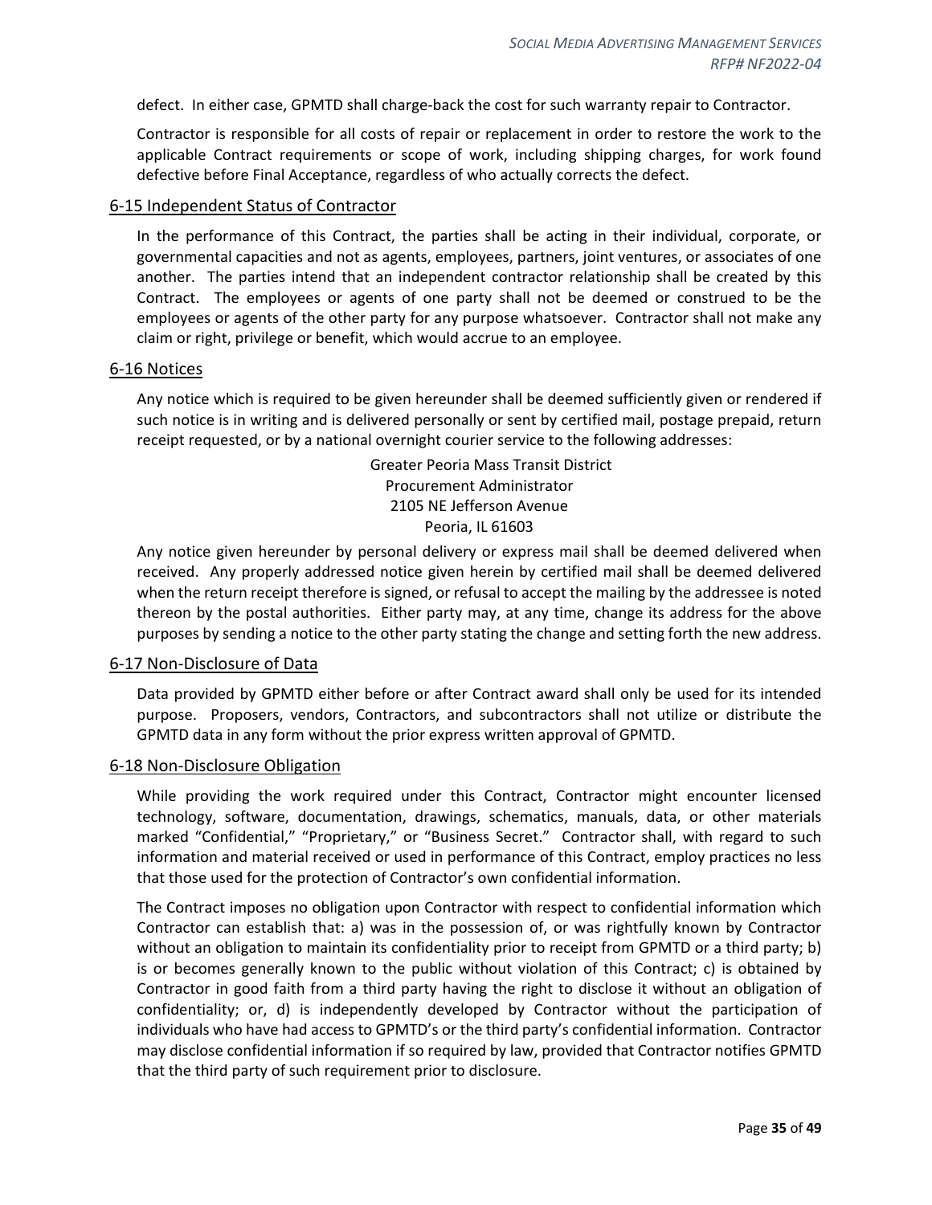defect. In either case, GPMTD shall charge-back the cost for such warranty repair to Contractor.

Contractor is responsible for all costs of repair or replacement in order to restore the work to the applicable Contract requirements or scope of work, including shipping charges, for work found defective before Final Acceptance, regardless of who actually corrects the defect.

## 6-15 Independent Status of Contractor

In the performance of this Contract, the parties shall be acting in their individual, corporate, or governmental capacities and not as agents, employees, partners, joint ventures, or associates of one another. The parties intend that an independent contractor relationship shall be created by this Contract. The employees or agents of one party shall not be deemed or construed to be the employees or agents of the other party for any purpose whatsoever. Contractor shall not make any claim or right, privilege or benefit, which would accrue to an employee.

## 6-16 Notices

Any notice which is required to be given hereunder shall be deemed sufficiently given or rendered if such notice is in writing and is delivered personally or sent by certified mail, postage prepaid, return receipt requested, or by a national overnight courier service to the following addresses:

Greater Peoria Mass Transit District
Procurement Administrator
2105 NE Jefferson Avenue
Peoria, IL 61603

Any notice given hereunder by personal delivery or express mail shall be deemed delivered when received. Any properly addressed notice given herein by certified mail shall be deemed delivered when the return receipt therefore is signed, or refusal to accept the mailing by the addressee is noted thereon by the postal authorities. Either party may, at any time, change its address for the above purposes by sending a notice to the other party stating the change and setting forth the new address.

## 6-17 Non-Disclosure of Data

Data provided by GPMTD either before or after Contract award shall only be used for its intended purpose. Proposers, vendors, Contractors, and subcontractors shall not utilize or distribute the GPMTD data in any form without the prior express written approval of GPMTD.

## 6-18 Non-Disclosure Obligation

While providing the work required under this Contract, Contractor might encounter licensed technology, software, documentation, drawings, schematics, manuals, data, or other materials marked "Confidential," "Proprietary," or "Business Secret." Contractor shall, with regard to such information and material received or used in performance of this Contract, employ practices no less that those used for the protection of Contractor's own confidential information.

The Contract imposes no obligation upon Contractor with respect to confidential information which Contractor can establish that: a) was in the possession of, or was rightfully known by Contractor without an obligation to maintain its confidentiality prior to receipt from GPMTD or a third party; b) is or becomes generally known to the public without violation of this Contract; c) is obtained by Contractor in good faith from a third party having the right to disclose it without an obligation of confidentiality; or, d) is independently developed by Contractor without the participation of individuals who have had access to GPMTD's or the third party's confidential information. Contractor may disclose confidential information if so required by law, provided that Contractor notifies GPMTD that the third party of such requirement prior to disclosure.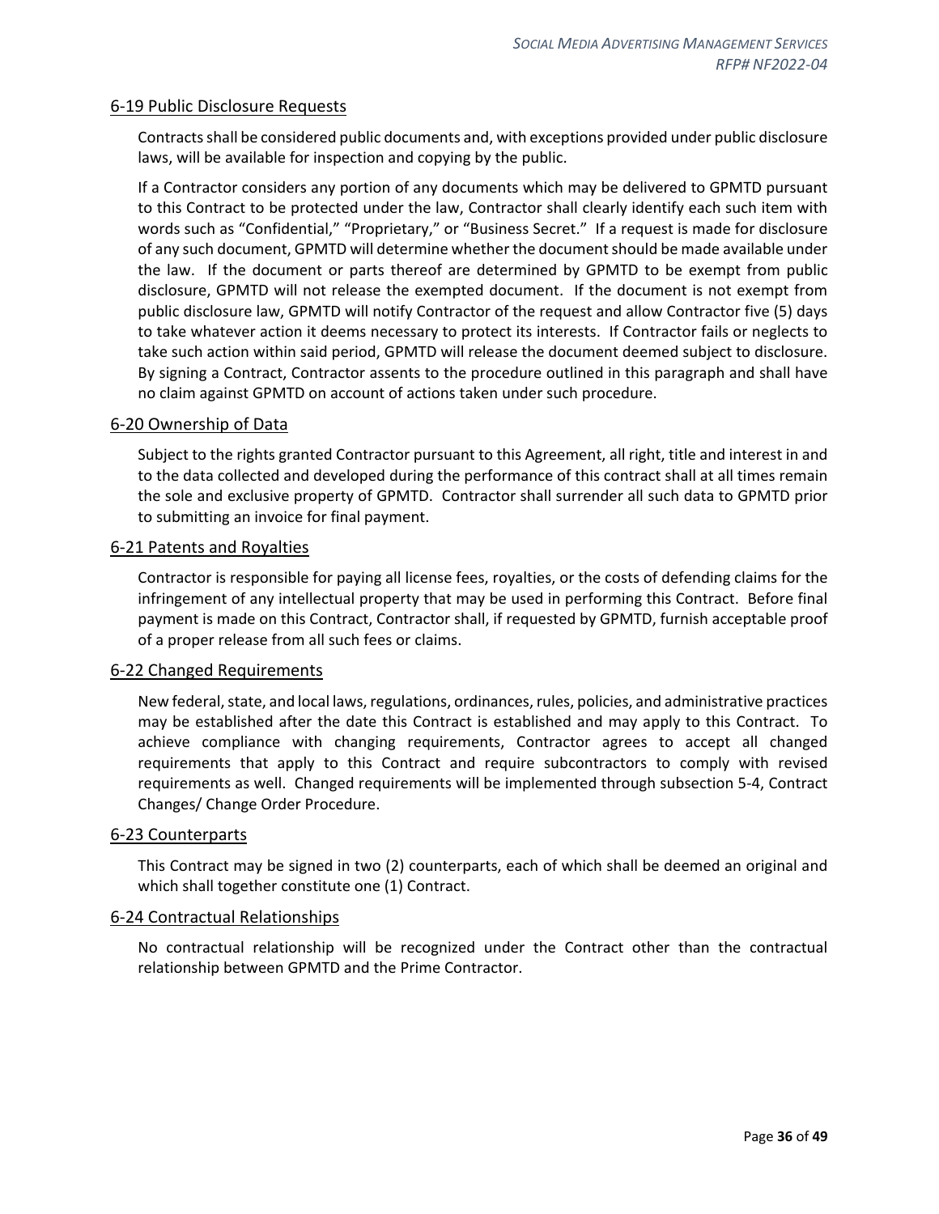### 6-19 Public Disclosure Requests

Contracts shall be considered public documents and, with exceptions provided under public disclosure laws, will be available for inspection and copying by the public.

If a Contractor considers any portion of any documents which may be delivered to GPMTD pursuant to this Contract to be protected under the law, Contractor shall clearly identify each such item with words such as "Confidential," "Proprietary," or "Business Secret." If a request is made for disclosure of any such document, GPMTD will determine whether the document should be made available under the law. If the document or parts thereof are determined by GPMTD to be exempt from public disclosure, GPMTD will not release the exempted document. If the document is not exempt from public disclosure law, GPMTD will notify Contractor of the request and allow Contractor five (5) days to take whatever action it deems necessary to protect its interests. If Contractor fails or neglects to take such action within said period, GPMTD will release the document deemed subject to disclosure. By signing a Contract, Contractor assents to the procedure outlined in this paragraph and shall have no claim against GPMTD on account of actions taken under such procedure.

### 6-20 Ownership of Data

Subject to the rights granted Contractor pursuant to this Agreement, all right, title and interest in and to the data collected and developed during the performance of this contract shall at all times remain the sole and exclusive property of GPMTD. Contractor shall surrender all such data to GPMTD prior to submitting an invoice for final payment.

### 6-21 Patents and Royalties

Contractor is responsible for paying all license fees, royalties, or the costs of defending claims for the infringement of any intellectual property that may be used in performing this Contract. Before final payment is made on this Contract, Contractor shall, if requested by GPMTD, furnish acceptable proof of a proper release from all such fees or claims.

### 6-22 Changed Requirements

New federal, state, and local laws, regulations, ordinances, rules, policies, and administrative practices may be established after the date this Contract is established and may apply to this Contract. To achieve compliance with changing requirements, Contractor agrees to accept all changed requirements that apply to this Contract and require subcontractors to comply with revised requirements as well. Changed requirements will be implemented through subsection 5-4, Contract Changes/ Change Order Procedure.

### 6-23 Counterparts

This Contract may be signed in two (2) counterparts, each of which shall be deemed an original and which shall together constitute one (1) Contract.

### 6-24 Contractual Relationships

No contractual relationship will be recognized under the Contract other than the contractual relationship between GPMTD and the Prime Contractor.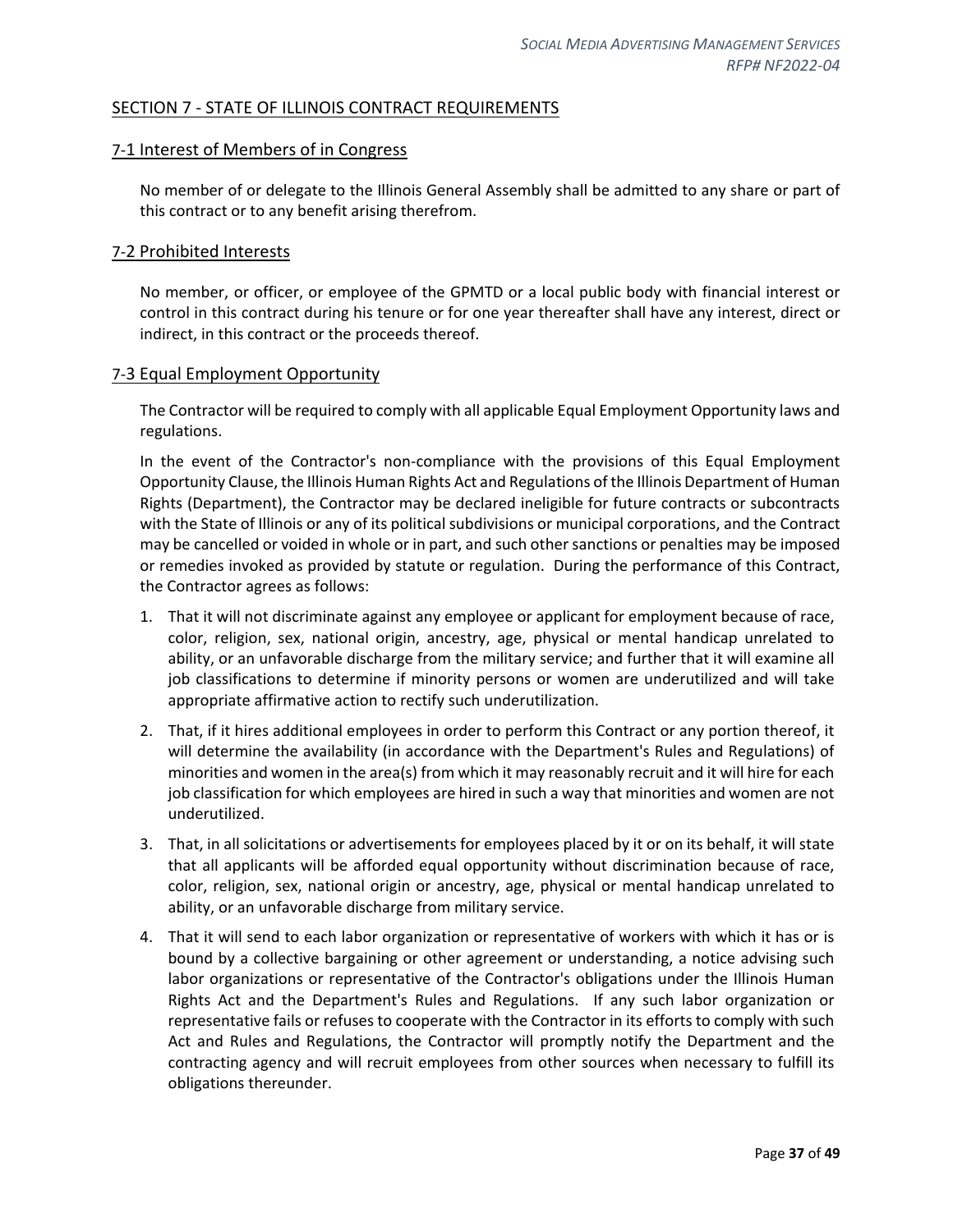## SECTION 7 - STATE OF ILLINOIS CONTRACT REQUIREMENTS

### 7-1 Interest of Members of in Congress

No member of or delegate to the Illinois General Assembly shall be admitted to any share or part of this contract or to any benefit arising therefrom.

### 7-2 Prohibited Interests

No member, or officer, or employee of the GPMTD or a local public body with financial interest or control in this contract during his tenure or for one year thereafter shall have any interest, direct or indirect, in this contract or the proceeds thereof.

### 7-3 Equal Employment Opportunity

The Contractor will be required to comply with all applicable Equal Employment Opportunity laws and regulations.

In the event of the Contractor's non-compliance with the provisions of this Equal Employment Opportunity Clause, the Illinois Human Rights Act and Regulations of the Illinois Department of Human Rights (Department), the Contractor may be declared ineligible for future contracts or subcontracts with the State of Illinois or any of its political subdivisions or municipal corporations, and the Contract may be cancelled or voided in whole or in part, and such other sanctions or penalties may be imposed or remedies invoked as provided by statute or regulation. During the performance of this Contract, the Contractor agrees as follows:

1. That it will not discriminate against any employee or applicant for employment because of race, color, religion, sex, national origin, ancestry, age, physical or mental handicap unrelated to ability, or an unfavorable discharge from the military service; and further that it will examine all job classifications to determine if minority persons or women are underutilized and will take appropriate affirmative action to rectify such underutilization.
2. That, if it hires additional employees in order to perform this Contract or any portion thereof, it will determine the availability (in accordance with the Department's Rules and Regulations) of minorities and women in the area(s) from which it may reasonably recruit and it will hire for each job classification for which employees are hired in such a way that minorities and women are not underutilized.
3. That, in all solicitations or advertisements for employees placed by it or on its behalf, it will state that all applicants will be afforded equal opportunity without discrimination because of race, color, religion, sex, national origin or ancestry, age, physical or mental handicap unrelated to ability, or an unfavorable discharge from military service.
4. That it will send to each labor organization or representative of workers with which it has or is bound by a collective bargaining or other agreement or understanding, a notice advising such labor organizations or representative of the Contractor's obligations under the Illinois Human Rights Act and the Department's Rules and Regulations. If any such labor organization or representative fails or refuses to cooperate with the Contractor in its efforts to comply with such Act and Rules and Regulations, the Contractor will promptly notify the Department and the contracting agency and will recruit employees from other sources when necessary to fulfill its obligations thereunder.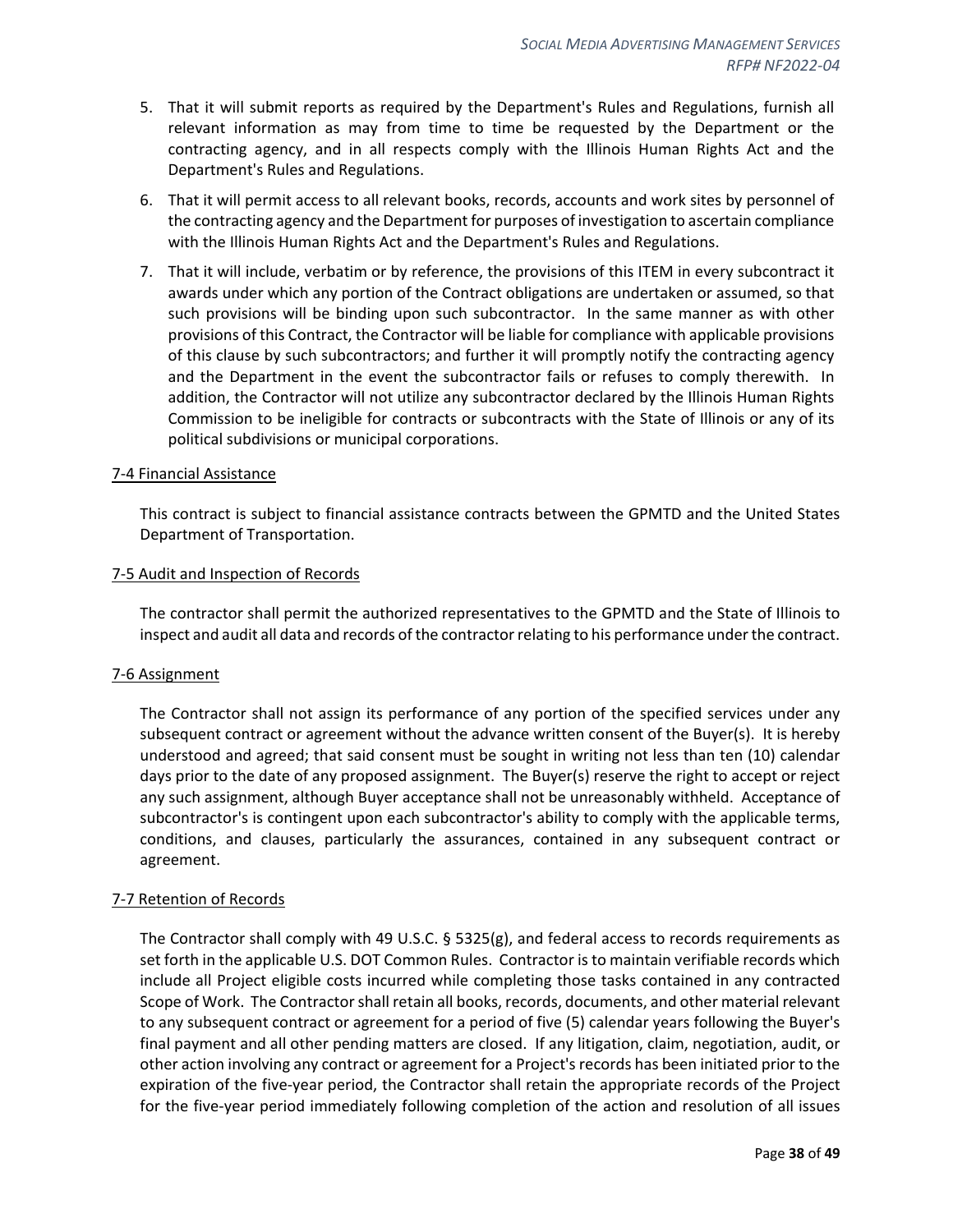5. That it will submit reports as required by the Department's Rules and Regulations, furnish all relevant information as may from time to time be requested by the Department or the contracting agency, and in all respects comply with the Illinois Human Rights Act and the Department's Rules and Regulations.
6. That it will permit access to all relevant books, records, accounts and work sites by personnel of the contracting agency and the Department for purposes of investigation to ascertain compliance with the Illinois Human Rights Act and the Department's Rules and Regulations.
7. That it will include, verbatim or by reference, the provisions of this ITEM in every subcontract it awards under which any portion of the Contract obligations are undertaken or assumed, so that such provisions will be binding upon such subcontractor. In the same manner as with other provisions of this Contract, the Contractor will be liable for compliance with applicable provisions of this clause by such subcontractors; and further it will promptly notify the contracting agency and the Department in the event the subcontractor fails or refuses to comply therewith. In addition, the Contractor will not utilize any subcontractor declared by the Illinois Human Rights Commission to be ineligible for contracts or subcontracts with the State of Illinois or any of its political subdivisions or municipal corporations.

<u>7-4 Financial Assistance</u>

This contract is subject to financial assistance contracts between the GPMTD and the United States Department of Transportation.

<u>7-5 Audit and Inspection of Records</u>

The contractor shall permit the authorized representatives to the GPMTD and the State of Illinois to inspect and audit all data and records of the contractor relating to his performance under the contract.

<u>7-6 Assignment</u>

The Contractor shall not assign its performance of any portion of the specified services under any subsequent contract or agreement without the advance written consent of the Buyer(s). It is hereby understood and agreed; that said consent must be sought in writing not less than ten (10) calendar days prior to the date of any proposed assignment. The Buyer(s) reserve the right to accept or reject any such assignment, although Buyer acceptance shall not be unreasonably withheld. Acceptance of subcontractor's is contingent upon each subcontractor's ability to comply with the applicable terms, conditions, and clauses, particularly the assurances, contained in any subsequent contract or agreement.

<u>7-7 Retention of Records</u>

The Contractor shall comply with 49 U.S.C. § 5325(g), and federal access to records requirements as set forth in the applicable U.S. DOT Common Rules. Contractor is to maintain verifiable records which include all Project eligible costs incurred while completing those tasks contained in any contracted Scope of Work. The Contractor shall retain all books, records, documents, and other material relevant to any subsequent contract or agreement for a period of five (5) calendar years following the Buyer's final payment and all other pending matters are closed. If any litigation, claim, negotiation, audit, or other action involving any contract or agreement for a Project's records has been initiated prior to the expiration of the five-year period, the Contractor shall retain the appropriate records of the Project for the five-year period immediately following completion of the action and resolution of all issues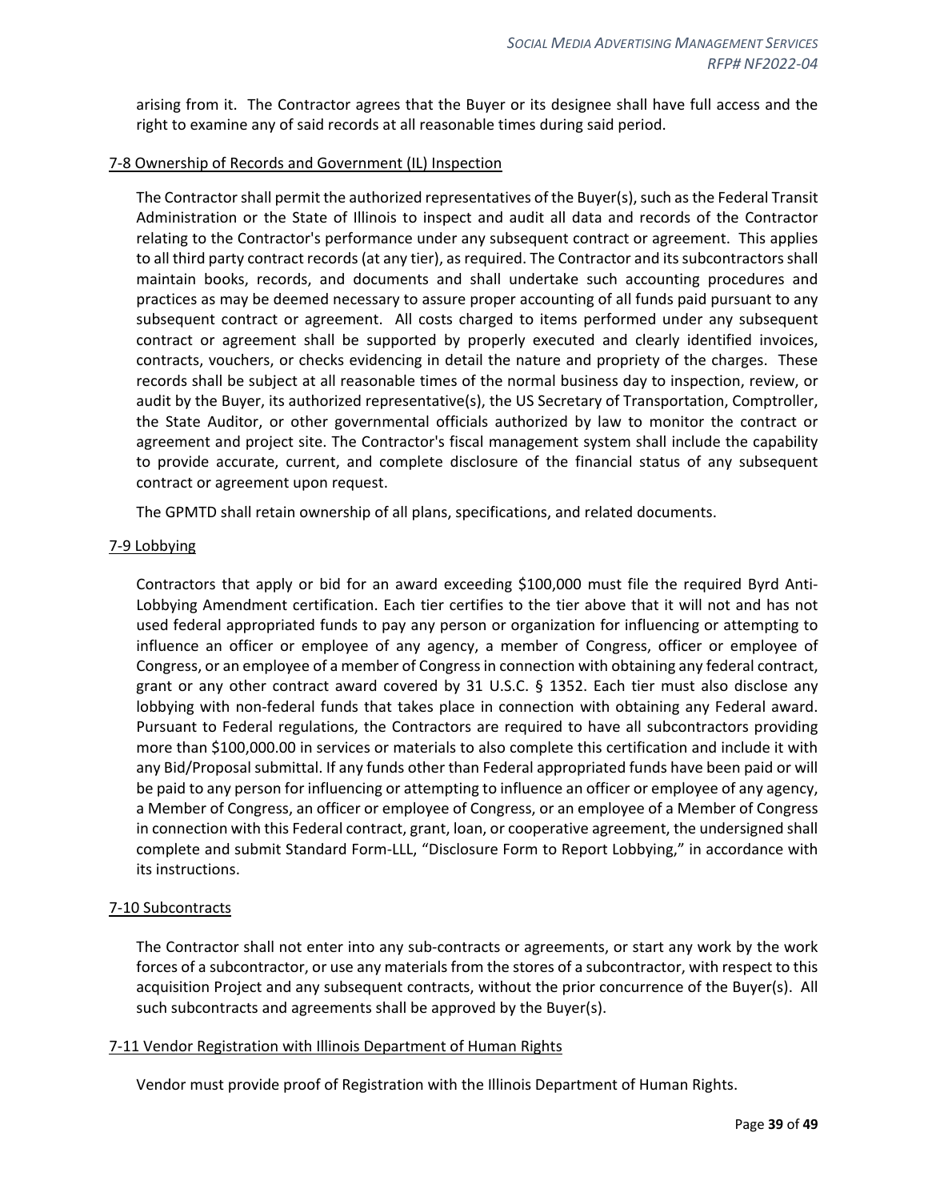arising from it. The Contractor agrees that the Buyer or its designee shall have full access and the right to examine any of said records at all reasonable times during said period.

### 7-8 Ownership of Records and Government (IL) Inspection

The Contractor shall permit the authorized representatives of the Buyer(s), such as the Federal Transit Administration or the State of Illinois to inspect and audit all data and records of the Contractor relating to the Contractor's performance under any subsequent contract or agreement. This applies to all third party contract records (at any tier), as required. The Contractor and its subcontractors shall maintain books, records, and documents and shall undertake such accounting procedures and practices as may be deemed necessary to assure proper accounting of all funds paid pursuant to any subsequent contract or agreement. All costs charged to items performed under any subsequent contract or agreement shall be supported by properly executed and clearly identified invoices, contracts, vouchers, or checks evidencing in detail the nature and propriety of the charges. These records shall be subject at all reasonable times of the normal business day to inspection, review, or audit by the Buyer, its authorized representative(s), the US Secretary of Transportation, Comptroller, the State Auditor, or other governmental officials authorized by law to monitor the contract or agreement and project site. The Contractor's fiscal management system shall include the capability to provide accurate, current, and complete disclosure of the financial status of any subsequent contract or agreement upon request.

The GPMTD shall retain ownership of all plans, specifications, and related documents.

### 7-9 Lobbying

Contractors that apply or bid for an award exceeding $100,000 must file the required Byrd Anti-Lobbying Amendment certification. Each tier certifies to the tier above that it will not and has not used federal appropriated funds to pay any person or organization for influencing or attempting to influence an officer or employee of any agency, a member of Congress, officer or employee of Congress, or an employee of a member of Congress in connection with obtaining any federal contract, grant or any other contract award covered by 31 U.S.C. § 1352. Each tier must also disclose any lobbying with non-federal funds that takes place in connection with obtaining any Federal award. Pursuant to Federal regulations, the Contractors are required to have all subcontractors providing more than $100,000.00 in services or materials to also complete this certification and include it with any Bid/Proposal submittal. If any funds other than Federal appropriated funds have been paid or will be paid to any person for influencing or attempting to influence an officer or employee of any agency, a Member of Congress, an officer or employee of Congress, or an employee of a Member of Congress in connection with this Federal contract, grant, loan, or cooperative agreement, the undersigned shall complete and submit Standard Form-LLL, "Disclosure Form to Report Lobbying," in accordance with its instructions.

### 7-10 Subcontracts

The Contractor shall not enter into any sub-contracts or agreements, or start any work by the work forces of a subcontractor, or use any materials from the stores of a subcontractor, with respect to this acquisition Project and any subsequent contracts, without the prior concurrence of the Buyer(s). All such subcontracts and agreements shall be approved by the Buyer(s).

### 7-11 Vendor Registration with Illinois Department of Human Rights

Vendor must provide proof of Registration with the Illinois Department of Human Rights.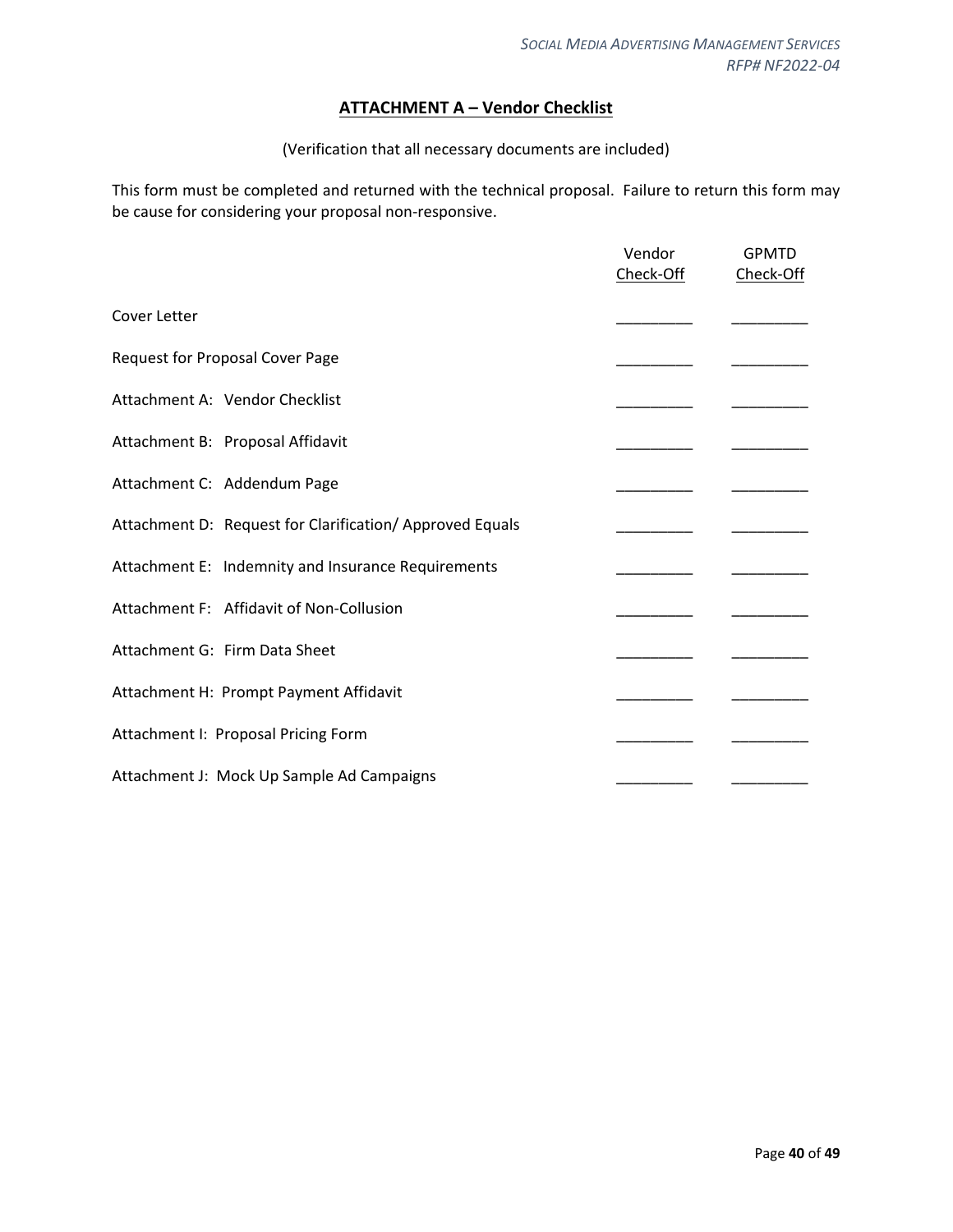## ATTACHMENT A – Vendor Checklist

(Verification that all necessary documents are included)

This form must be completed and returned with the technical proposal. Failure to return this form may be cause for considering your proposal non-responsive.

| | Vendor Check-Off | GPMTD Check-Off |
|---|---|---|
| Cover Letter | _________ | _________ |
| Request for Proposal Cover Page | _________ | _________ |
| Attachment A: Vendor Checklist | _________ | _________ |
| Attachment B: Proposal Affidavit | _________ | _________ |
| Attachment C: Addendum Page | _________ | _________ |
| Attachment D: Request for Clarification/ Approved Equals | _________ | _________ |
| Attachment E: Indemnity and Insurance Requirements | _________ | _________ |
| Attachment F: Affidavit of Non-Collusion | _________ | _________ |
| Attachment G: Firm Data Sheet | _________ | _________ |
| Attachment H: Prompt Payment Affidavit | _________ | _________ |
| Attachment I: Proposal Pricing Form | _________ | _________ |
| Attachment J: Mock Up Sample Ad Campaigns | _________ | _________ |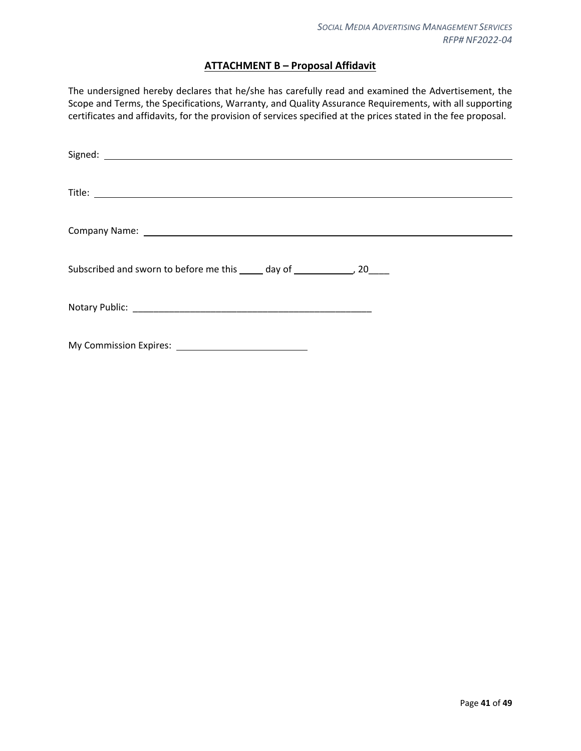## ATTACHMENT B – Proposal Affidavit

The undersigned hereby declares that he/she has carefully read and examined the Advertisement, the Scope and Terms, the Specifications, Warranty, and Quality Assurance Requirements, with all supporting certificates and affidavits, for the provision of services specified at the prices stated in the fee proposal.

Signed: ______________________________________________________________________

Title: ________________________________________________________________________

Company Name: ________________________________________________________________

Subscribed and sworn to before me this _____ day of ____________, 20____

Notary Public: _______________________________________________

My Commission Expires: _________________________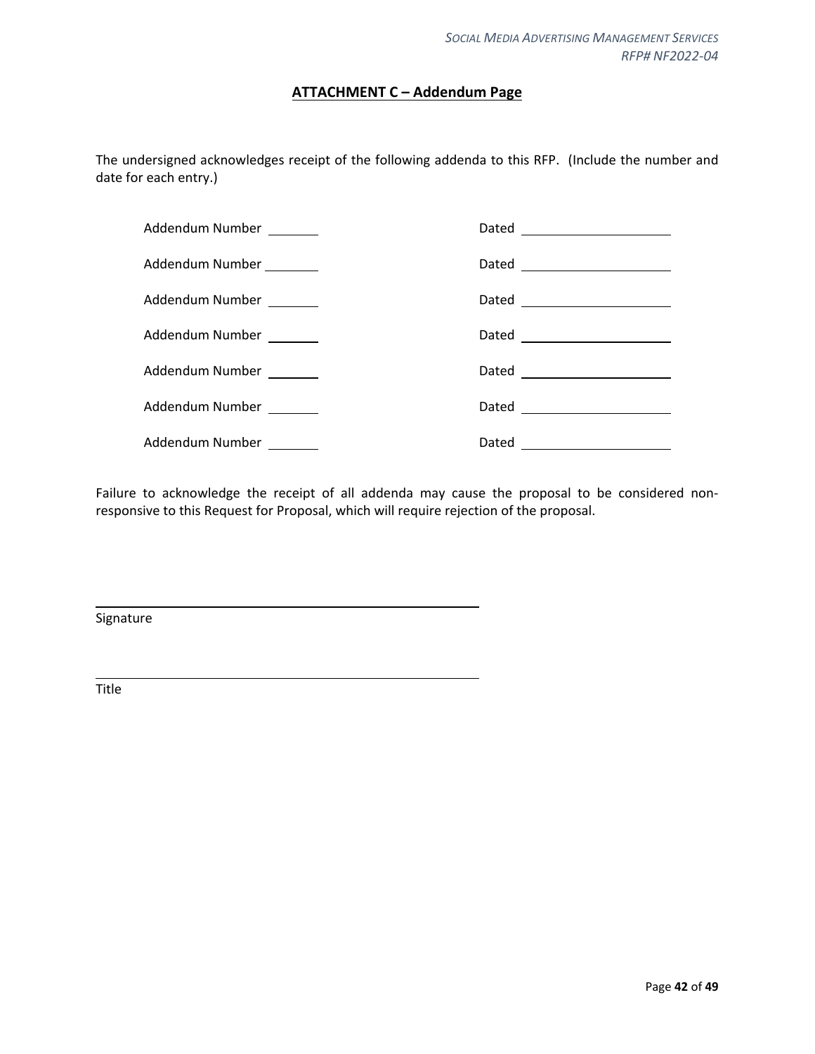## ATTACHMENT C – Addendum Page

The undersigned acknowledges receipt of the following addenda to this RFP. (Include the number and date for each entry.)

Addendum Number _______ Dated ____________________

Addendum Number _______ Dated ____________________

Addendum Number _______ Dated ____________________

Addendum Number _______ Dated ____________________

Addendum Number _______ Dated ____________________

Addendum Number _______ Dated ____________________

Addendum Number _______ Dated ____________________

Failure to acknowledge the receipt of all addenda may cause the proposal to be considered non-responsive to this Request for Proposal, which will require rejection of the proposal.

_____________________________________________

Signature

_____________________________________________

Title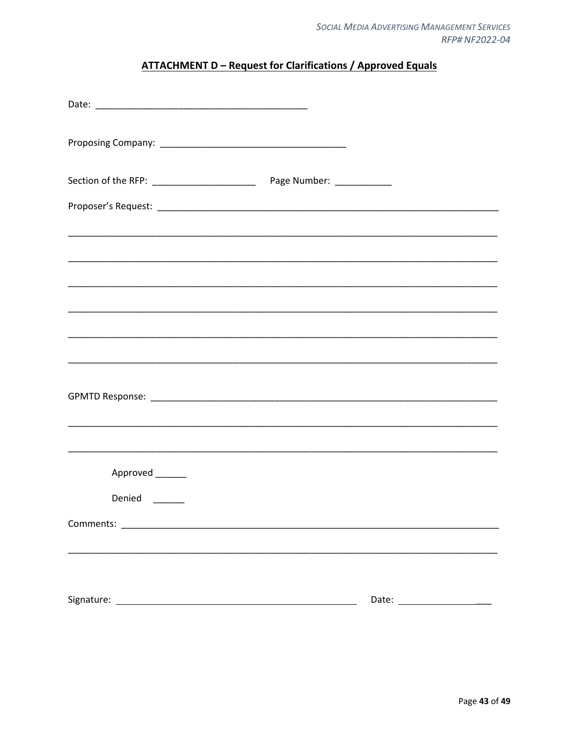## ATTACHMENT D – Request for Clarifications / Approved Equals

Date: ________________________________________

Proposing Company: ___________________________________

Section of the RFP: ____________________ Page Number: ___________

Proposer's Request: ____________________________________________________________________

_______________________________________________________________________________________

_______________________________________________________________________________________

_______________________________________________________________________________________

_______________________________________________________________________________________

_______________________________________________________________________________________

_______________________________________________________________________________________

GPMTD Response: ______________________________________________________________________

_______________________________________________________________________________________

_______________________________________________________________________________________

Approved ______

Denied ______

Comments: ____________________________________________________________________________

_______________________________________________________________________________________

Signature: _______________________________________________ Date: ________________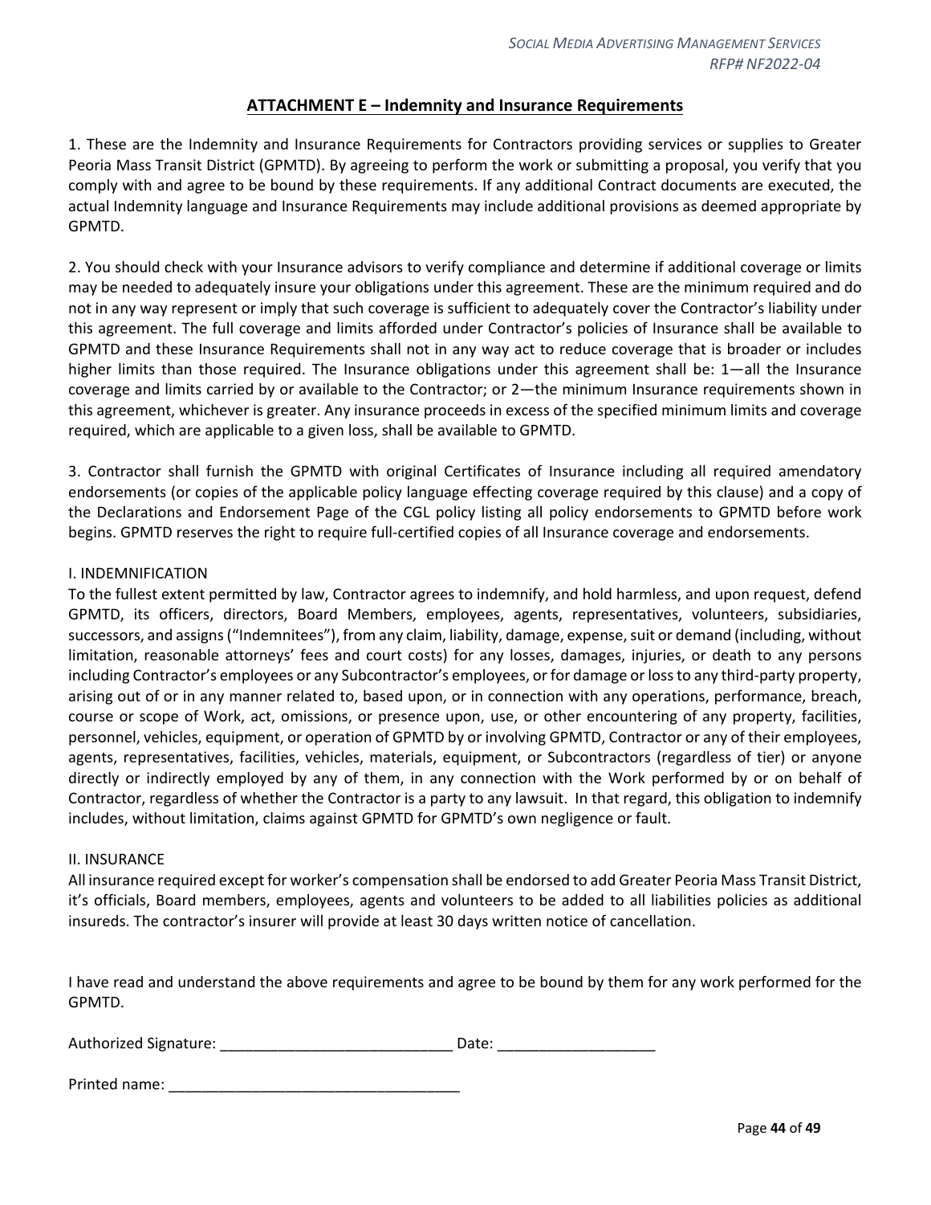## ATTACHMENT E – Indemnity and Insurance Requirements

1. These are the Indemnity and Insurance Requirements for Contractors providing services or supplies to Greater Peoria Mass Transit District (GPMTD). By agreeing to perform the work or submitting a proposal, you verify that you comply with and agree to be bound by these requirements. If any additional Contract documents are executed, the actual Indemnity language and Insurance Requirements may include additional provisions as deemed appropriate by GPMTD.

2. You should check with your Insurance advisors to verify compliance and determine if additional coverage or limits may be needed to adequately insure your obligations under this agreement. These are the minimum required and do not in any way represent or imply that such coverage is sufficient to adequately cover the Contractor's liability under this agreement. The full coverage and limits afforded under Contractor's policies of Insurance shall be available to GPMTD and these Insurance Requirements shall not in any way act to reduce coverage that is broader or includes higher limits than those required. The Insurance obligations under this agreement shall be: 1—all the Insurance coverage and limits carried by or available to the Contractor; or 2—the minimum Insurance requirements shown in this agreement, whichever is greater. Any insurance proceeds in excess of the specified minimum limits and coverage required, which are applicable to a given loss, shall be available to GPMTD.

3. Contractor shall furnish the GPMTD with original Certificates of Insurance including all required amendatory endorsements (or copies of the applicable policy language effecting coverage required by this clause) and a copy of the Declarations and Endorsement Page of the CGL policy listing all policy endorsements to GPMTD before work begins. GPMTD reserves the right to require full-certified copies of all Insurance coverage and endorsements.

I. INDEMNIFICATION

To the fullest extent permitted by law, Contractor agrees to indemnify, and hold harmless, and upon request, defend GPMTD, its officers, directors, Board Members, employees, agents, representatives, volunteers, subsidiaries, successors, and assigns ("Indemnitees"), from any claim, liability, damage, expense, suit or demand (including, without limitation, reasonable attorneys' fees and court costs) for any losses, damages, injuries, or death to any persons including Contractor's employees or any Subcontractor's employees, or for damage or loss to any third-party property, arising out of or in any manner related to, based upon, or in connection with any operations, performance, breach, course or scope of Work, act, omissions, or presence upon, use, or other encountering of any property, facilities, personnel, vehicles, equipment, or operation of GPMTD by or involving GPMTD, Contractor or any of their employees, agents, representatives, facilities, vehicles, materials, equipment, or Subcontractors (regardless of tier) or anyone directly or indirectly employed by any of them, in any connection with the Work performed by or on behalf of Contractor, regardless of whether the Contractor is a party to any lawsuit. In that regard, this obligation to indemnify includes, without limitation, claims against GPMTD for GPMTD's own negligence or fault.

II. INSURANCE

All insurance required except for worker's compensation shall be endorsed to add Greater Peoria Mass Transit District, it's officials, Board members, employees, agents and volunteers to be added to all liabilities policies as additional insureds. The contractor's insurer will provide at least 30 days written notice of cancellation.

I have read and understand the above requirements and agree to be bound by them for any work performed for the GPMTD.

Authorized Signature: ____________________________ Date: ___________________

Printed name: ___________________________________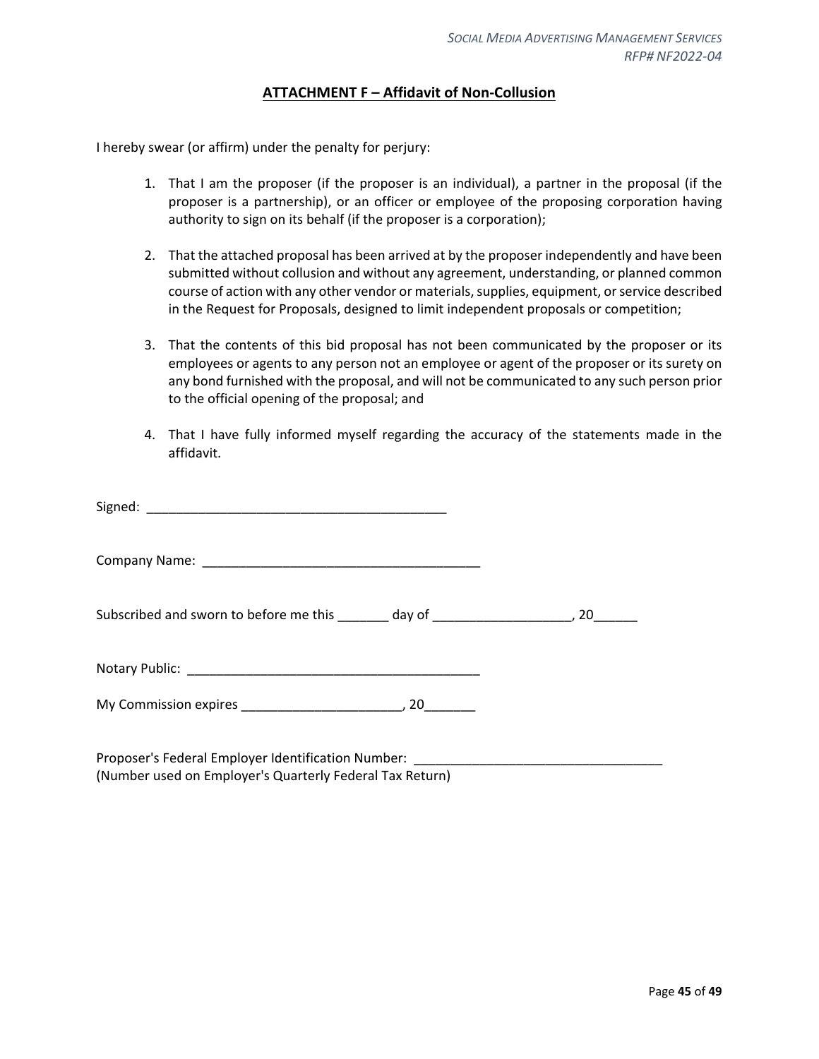## ATTACHMENT F – Affidavit of Non-Collusion

I hereby swear (or affirm) under the penalty for perjury:

1. That I am the proposer (if the proposer is an individual), a partner in the proposal (if the proposer is a partnership), or an officer or employee of the proposing corporation having authority to sign on its behalf (if the proposer is a corporation);

2. That the attached proposal has been arrived at by the proposer independently and have been submitted without collusion and without any agreement, understanding, or planned common course of action with any other vendor or materials, supplies, equipment, or service described in the Request for Proposals, designed to limit independent proposals or competition;

3. That the contents of this bid proposal has not been communicated by the proposer or its employees or agents to any person not an employee or agent of the proposer or its surety on any bond furnished with the proposal, and will not be communicated to any such person prior to the official opening of the proposal; and

4. That I have fully informed myself regarding the accuracy of the statements made in the affidavit.

Signed: ___________________________________________

Company Name: _______________________________________

Subscribed and sworn to before me this _______ day of ___________________, 20______

Notary Public: _________________________________________

My Commission expires ______________________, 20_______

Proposer's Federal Employer Identification Number: __________________________________
(Number used on Employer's Quarterly Federal Tax Return)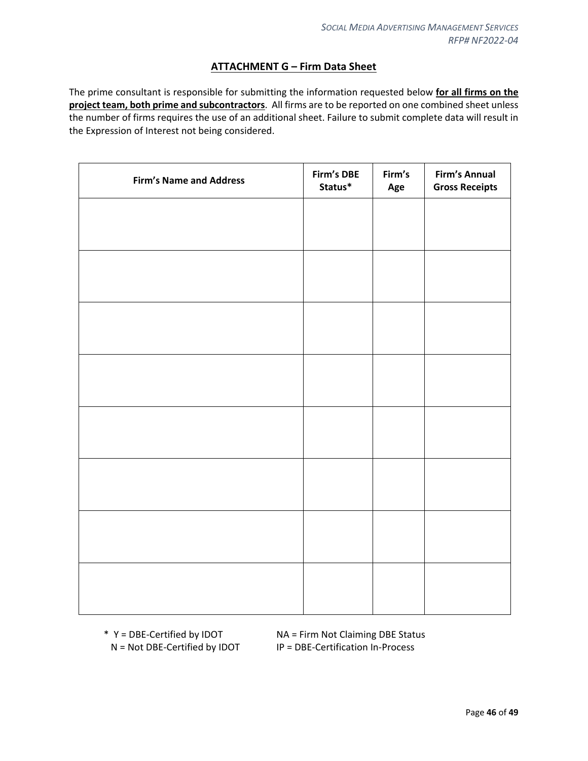## ATTACHMENT G – Firm Data Sheet

The prime consultant is responsible for submitting the information requested below **for all firms on the project team, both prime and subcontractors**. All firms are to be reported on one combined sheet unless the number of firms requires the use of an additional sheet. Failure to submit complete data will result in the Expression of Interest not being considered.

| Firm's Name and Address | Firm's DBE Status* | Firm's Age | Firm's Annual Gross Receipts |
|---|---|---|---|
| | | | |
| | | | |
| | | | |
| | | | |
| | | | |
| | | | |
| | | | |
| | | | |

\* Y = DBE-Certified by IDOT
N = Not DBE-Certified by IDOT
NA = Firm Not Claiming DBE Status
IP = DBE-Certification In-Process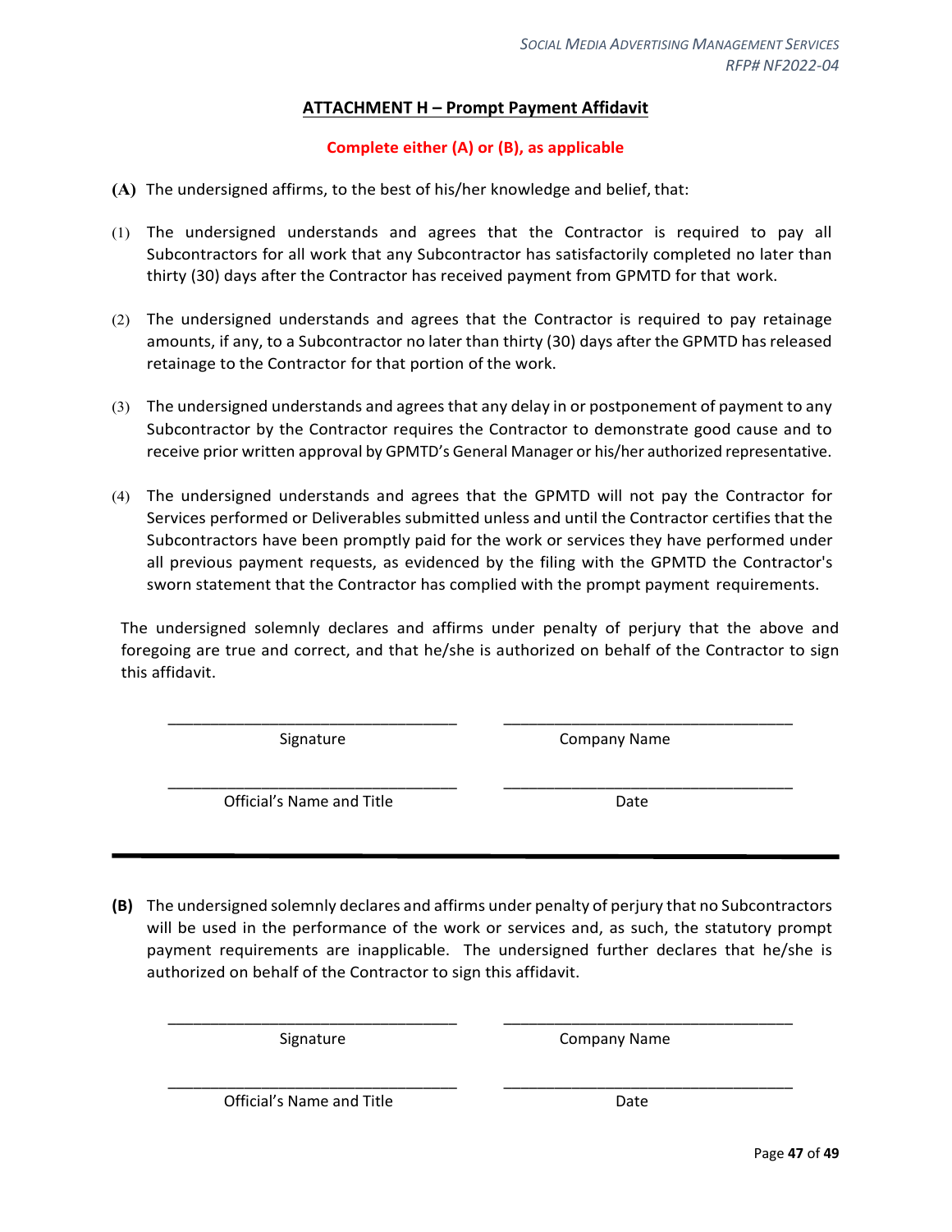## ATTACHMENT H – Prompt Payment Affidavit

**Complete either (A) or (B), as applicable**

**(A)** The undersigned affirms, to the best of his/her knowledge and belief, that:

(1) The undersigned understands and agrees that the Contractor is required to pay all Subcontractors for all work that any Subcontractor has satisfactorily completed no later than thirty (30) days after the Contractor has received payment from GPMTD for that work.

(2) The undersigned understands and agrees that the Contractor is required to pay retainage amounts, if any, to a Subcontractor no later than thirty (30) days after the GPMTD has released retainage to the Contractor for that portion of the work.

(3) The undersigned understands and agrees that any delay in or postponement of payment to any Subcontractor by the Contractor requires the Contractor to demonstrate good cause and to receive prior written approval by GPMTD's General Manager or his/her authorized representative.

(4) The undersigned understands and agrees that the GPMTD will not pay the Contractor for Services performed or Deliverables submitted unless and until the Contractor certifies that the Subcontractors have been promptly paid for the work or services they have performed under all previous payment requests, as evidenced by the filing with the GPMTD the Contractor's sworn statement that the Contractor has complied with the prompt payment requirements.

The undersigned solemnly declares and affirms under penalty of perjury that the above and foregoing are true and correct, and that he/she is authorized on behalf of the Contractor to sign this affidavit.

\_\_\_\_\_\_\_\_\_\_\_\_\_\_\_\_\_\_\_\_\_\_\_\_\_\_\_\_\_\_\_\_ Signature

\_\_\_\_\_\_\_\_\_\_\_\_\_\_\_\_\_\_\_\_\_\_\_\_\_\_\_\_\_\_\_\_ Company Name

\_\_\_\_\_\_\_\_\_\_\_\_\_\_\_\_\_\_\_\_\_\_\_\_\_\_\_\_\_\_\_\_ Official's Name and Title

\_\_\_\_\_\_\_\_\_\_\_\_\_\_\_\_\_\_\_\_\_\_\_\_\_\_\_\_\_\_\_\_ Date

---

**(B)** The undersigned solemnly declares and affirms under penalty of perjury that no Subcontractors will be used in the performance of the work or services and, as such, the statutory prompt payment requirements are inapplicable. The undersigned further declares that he/she is authorized on behalf of the Contractor to sign this affidavit.

\_\_\_\_\_\_\_\_\_\_\_\_\_\_\_\_\_\_\_\_\_\_\_\_\_\_\_\_\_\_\_\_ Signature

\_\_\_\_\_\_\_\_\_\_\_\_\_\_\_\_\_\_\_\_\_\_\_\_\_\_\_\_\_\_\_\_ Company Name

\_\_\_\_\_\_\_\_\_\_\_\_\_\_\_\_\_\_\_\_\_\_\_\_\_\_\_\_\_\_\_\_ Official's Name and Title

\_\_\_\_\_\_\_\_\_\_\_\_\_\_\_\_\_\_\_\_\_\_\_\_\_\_\_\_\_\_\_\_ Date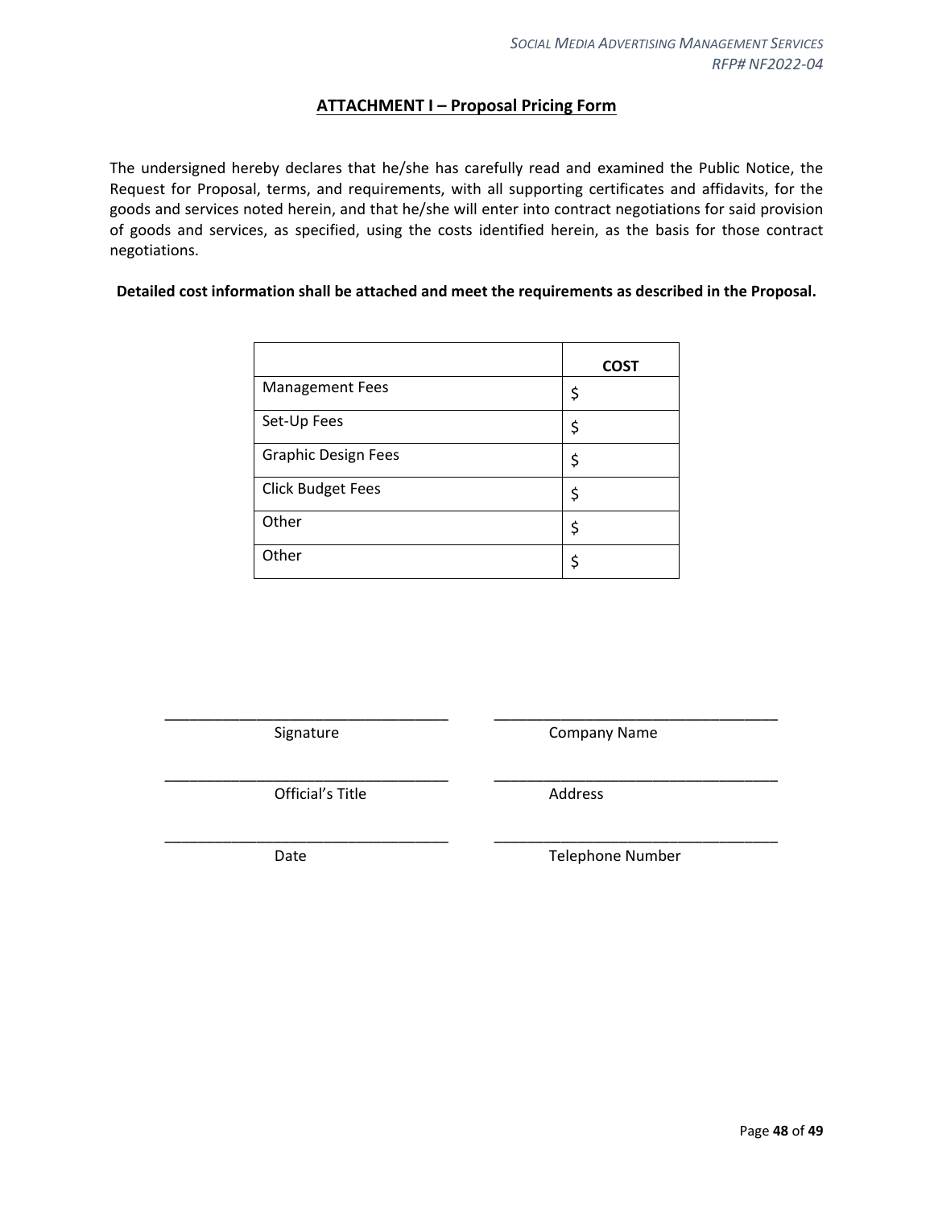## ATTACHMENT I – Proposal Pricing Form

The undersigned hereby declares that he/she has carefully read and examined the Public Notice, the Request for Proposal, terms, and requirements, with all supporting certificates and affidavits, for the goods and services noted herein, and that he/she will enter into contract negotiations for said provision of goods and services, as specified, using the costs identified herein, as the basis for those contract negotiations.

**Detailed cost information shall be attached and meet the requirements as described in the Proposal.**

| | **COST** |
|---|---|
| Management Fees | $ |
| Set-Up Fees | $ |
| Graphic Design Fees | $ |
| Click Budget Fees | $ |
| Other | $ |
| Other | $ |

___________________________________
Signature

___________________________________
Company Name

___________________________________
Official's Title

___________________________________
Address

___________________________________
Date

___________________________________
Telephone Number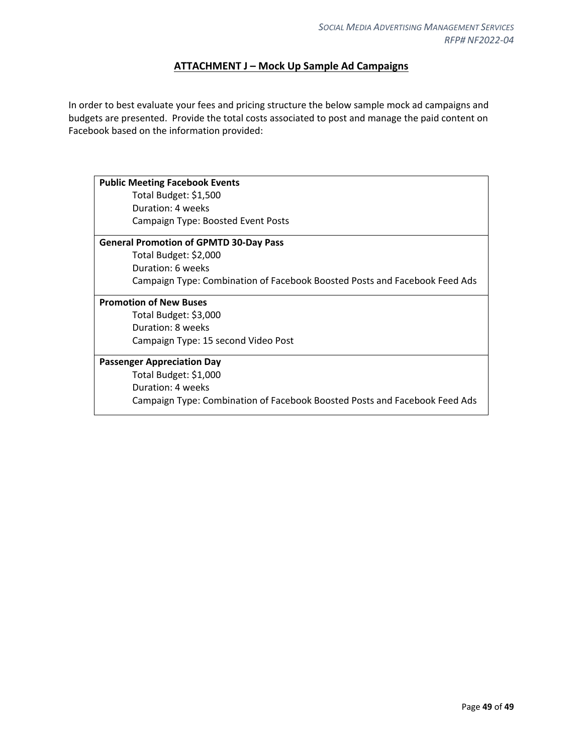## ATTACHMENT J – Mock Up Sample Ad Campaigns

In order to best evaluate your fees and pricing structure the below sample mock ad campaigns and budgets are presented. Provide the total costs associated to post and manage the paid content on Facebook based on the information provided:

| |
|---|
| **Public Meeting Facebook Events**<br>Total Budget: $1,500<br>Duration: 4 weeks<br>Campaign Type: Boosted Event Posts |
| **General Promotion of GPMTD 30-Day Pass**<br>Total Budget: $2,000<br>Duration: 6 weeks<br>Campaign Type: Combination of Facebook Boosted Posts and Facebook Feed Ads |
| **Promotion of New Buses**<br>Total Budget: $3,000<br>Duration: 8 weeks<br>Campaign Type: 15 second Video Post |
| **Passenger Appreciation Day**<br>Total Budget: $1,000<br>Duration: 4 weeks<br>Campaign Type: Combination of Facebook Boosted Posts and Facebook Feed Ads |